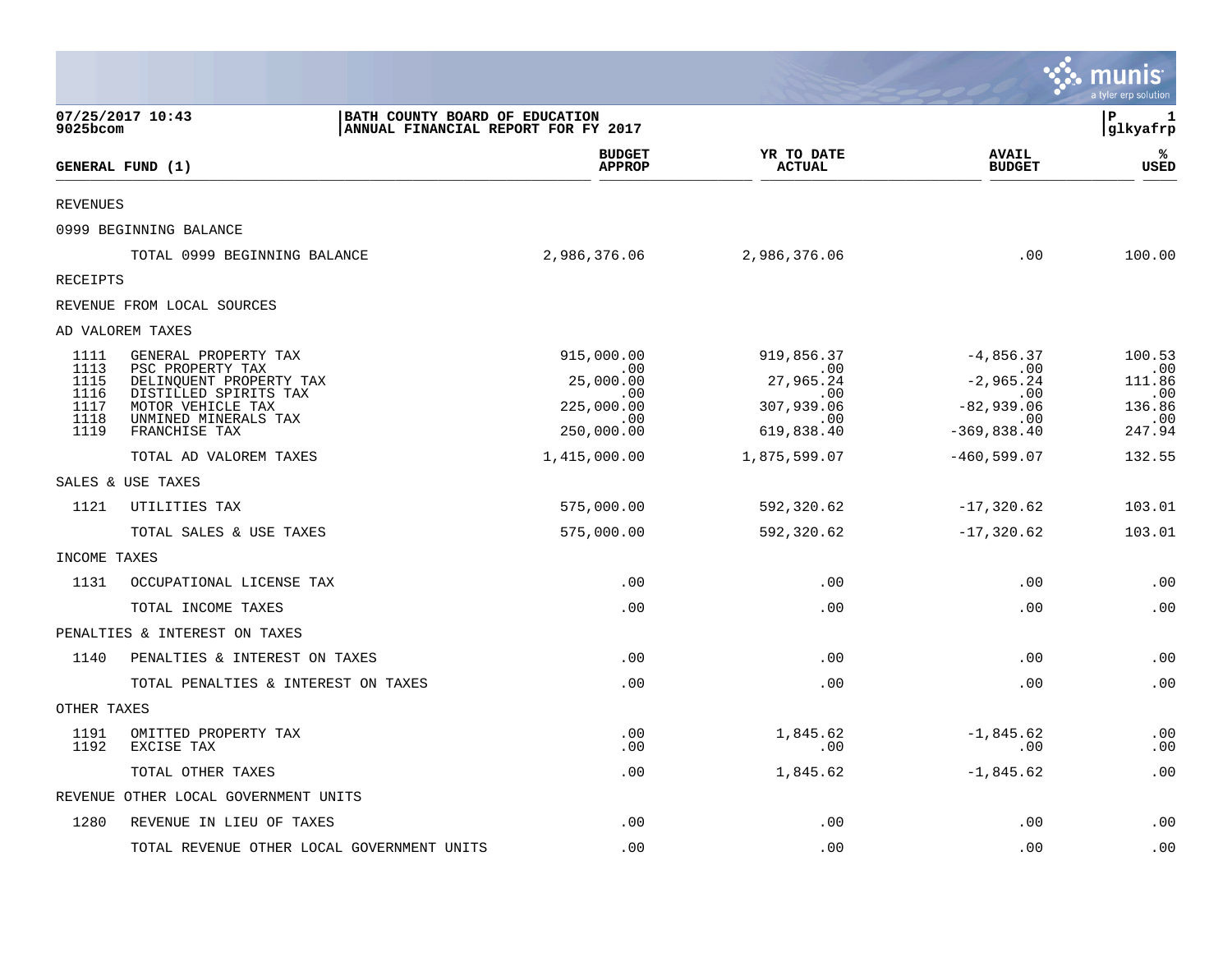07/25/2017 10:43
9025bcom

BATH COUNTY BOARD OF EDUCATION
ANNUAL FINANCIAL REPORT FOR FY 2017

P 1
glkyafrp

| GENERAL FUND (1) | | BUDGET APPROP | YR TO DATE ACTUAL | AVAIL BUDGET | % USED |
|---|---|---|---|---|---|
| REVENUES | | | | | |
| 0999 BEGINNING BALANCE | | | | | |
| | TOTAL 0999 BEGINNING BALANCE | 2,986,376.06 | 2,986,376.06 | .00 | 100.00 |
| RECEIPTS | | | | | |
| REVENUE FROM LOCAL SOURCES | | | | | |
| AD VALOREM TAXES | | | | | |
| 1111 | GENERAL PROPERTY TAX | 915,000.00 | 919,856.37 | -4,856.37 | 100.53 |
| 1113 | PSC PROPERTY TAX | .00 | .00 | .00 | .00 |
| 1115 | DELINQUENT PROPERTY TAX | 25,000.00 | 27,965.24 | -2,965.24 | 111.86 |
| 1116 | DISTILLED SPIRITS TAX | .00 | .00 | .00 | .00 |
| 1117 | MOTOR VEHICLE TAX | 225,000.00 | 307,939.06 | -82,939.06 | 136.86 |
| 1118 | UNMINED MINERALS TAX | .00 | .00 | .00 | .00 |
| 1119 | FRANCHISE TAX | 250,000.00 | 619,838.40 | -369,838.40 | 247.94 |
| | TOTAL AD VALOREM TAXES | 1,415,000.00 | 1,875,599.07 | -460,599.07 | 132.55 |
| SALES & USE TAXES | | | | | |
| 1121 | UTILITIES TAX | 575,000.00 | 592,320.62 | -17,320.62 | 103.01 |
| | TOTAL SALES & USE TAXES | 575,000.00 | 592,320.62 | -17,320.62 | 103.01 |
| INCOME TAXES | | | | | |
| 1131 | OCCUPATIONAL LICENSE TAX | .00 | .00 | .00 | .00 |
| | TOTAL INCOME TAXES | .00 | .00 | .00 | .00 |
| PENALTIES & INTEREST ON TAXES | | | | | |
| 1140 | PENALTIES & INTEREST ON TAXES | .00 | .00 | .00 | .00 |
| | TOTAL PENALTIES & INTEREST ON TAXES | .00 | .00 | .00 | .00 |
| OTHER TAXES | | | | | |
| 1191 | OMITTED PROPERTY TAX | .00 | 1,845.62 | -1,845.62 | .00 |
| 1192 | EXCISE TAX | .00 | .00 | .00 | .00 |
| | TOTAL OTHER TAXES | .00 | 1,845.62 | -1,845.62 | .00 |
| REVENUE OTHER LOCAL GOVERNMENT UNITS | | | | | |
| 1280 | REVENUE IN LIEU OF TAXES | .00 | .00 | .00 | .00 |
| | TOTAL REVENUE OTHER LOCAL GOVERNMENT UNITS | .00 | .00 | .00 | .00 |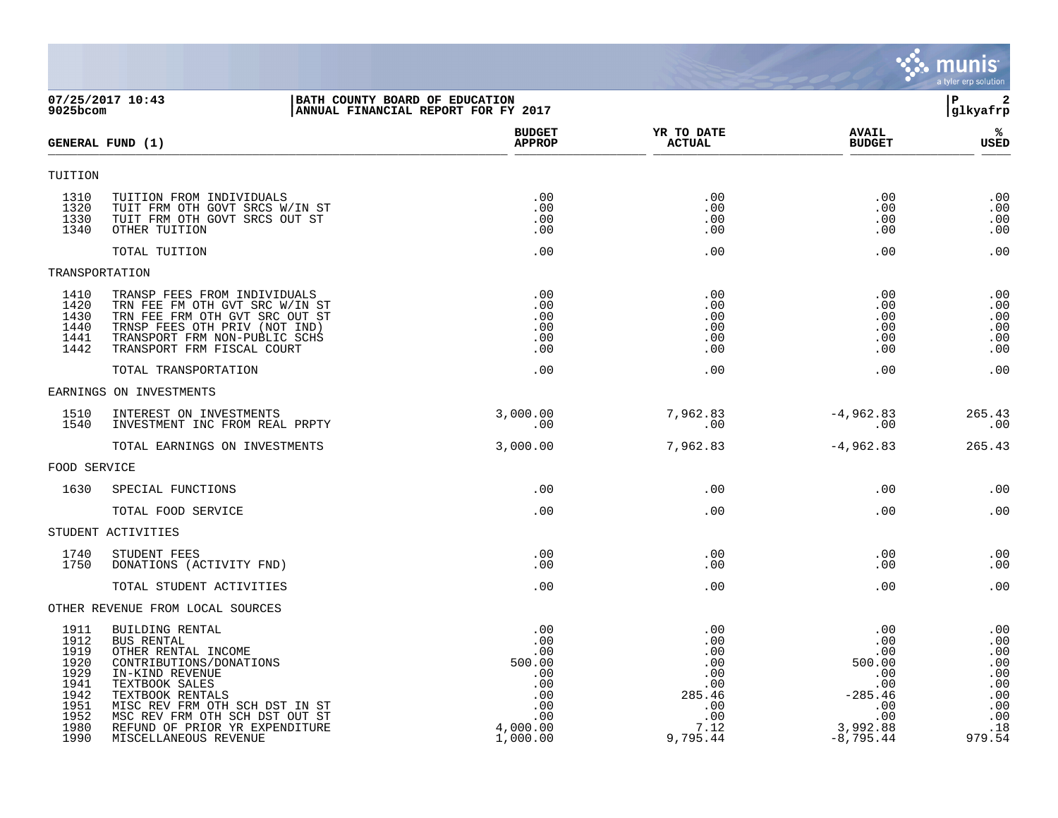07/25/2017 10:43 | BATH COUNTY BOARD OF EDUCATION
9025bcom | ANNUAL FINANCIAL REPORT FOR FY 2017

| GENERAL FUND (1) | | BUDGET APPROP | YR TO DATE ACTUAL | AVAIL BUDGET | % USED |
|---|---|---|---|---|---|
| **TUITION** | | | | | |
| 1310 | TUITION FROM INDIVIDUALS | .00 | .00 | .00 | .00 |
| 1320 | TUIT FRM OTH GOVT SRCS W/IN ST | .00 | .00 | .00 | .00 |
| 1330 | TUIT FRM OTH GOVT SRCS OUT ST | .00 | .00 | .00 | .00 |
| 1340 | OTHER TUITION | .00 | .00 | .00 | .00 |
| | TOTAL TUITION | .00 | .00 | .00 | .00 |
| **TRANSPORTATION** | | | | | |
| 1410 | TRANSP FEES FROM INDIVIDUALS | .00 | .00 | .00 | .00 |
| 1420 | TRN FEE FM OTH GVT SRC W/IN ST | .00 | .00 | .00 | .00 |
| 1430 | TRN FEE FRM OTH GVT SRC OUT ST | .00 | .00 | .00 | .00 |
| 1440 | TRNSP FEES OTH PRIV (NOT IND) | .00 | .00 | .00 | .00 |
| 1441 | TRANSPORT FRM NON-PUBLIC SCHS | .00 | .00 | .00 | .00 |
| 1442 | TRANSPORT FRM FISCAL COURT | .00 | .00 | .00 | .00 |
| | TOTAL TRANSPORTATION | .00 | .00 | .00 | .00 |
| **EARNINGS ON INVESTMENTS** | | | | | |
| 1510 | INTEREST ON INVESTMENTS | 3,000.00 | 7,962.83 | -4,962.83 | 265.43 |
| 1540 | INVESTMENT INC FROM REAL PRPTY | .00 | .00 | .00 | .00 |
| | TOTAL EARNINGS ON INVESTMENTS | 3,000.00 | 7,962.83 | -4,962.83 | 265.43 |
| **FOOD SERVICE** | | | | | |
| 1630 | SPECIAL FUNCTIONS | .00 | .00 | .00 | .00 |
| | TOTAL FOOD SERVICE | .00 | .00 | .00 | .00 |
| **STUDENT ACTIVITIES** | | | | | |
| 1740 | STUDENT FEES | .00 | .00 | .00 | .00 |
| 1750 | DONATIONS (ACTIVITY FND) | .00 | .00 | .00 | .00 |
| | TOTAL STUDENT ACTIVITIES | .00 | .00 | .00 | .00 |
| **OTHER REVENUE FROM LOCAL SOURCES** | | | | | |
| 1911 | BUILDING RENTAL | .00 | .00 | .00 | .00 |
| 1912 | BUS RENTAL | .00 | .00 | .00 | .00 |
| 1919 | OTHER RENTAL INCOME | .00 | .00 | .00 | .00 |
| 1920 | CONTRIBUTIONS/DONATIONS | 500.00 | .00 | 500.00 | .00 |
| 1929 | IN-KIND REVENUE | .00 | .00 | .00 | .00 |
| 1941 | TEXTBOOK SALES | .00 | .00 | .00 | .00 |
| 1942 | TEXTBOOK RENTALS | .00 | 285.46 | -285.46 | .00 |
| 1951 | MISC REV FRM OTH SCH DST IN ST | .00 | .00 | .00 | .00 |
| 1952 | MSC REV FRM OTH SCH DST OUT ST | .00 | .00 | .00 | .00 |
| 1980 | REFUND OF PRIOR YR EXPENDITURE | 4,000.00 | 7.12 | 3,992.88 | .18 |
| 1990 | MISCELLANEOUS REVENUE | 1,000.00 | 9,795.44 | -8,795.44 | 979.54 |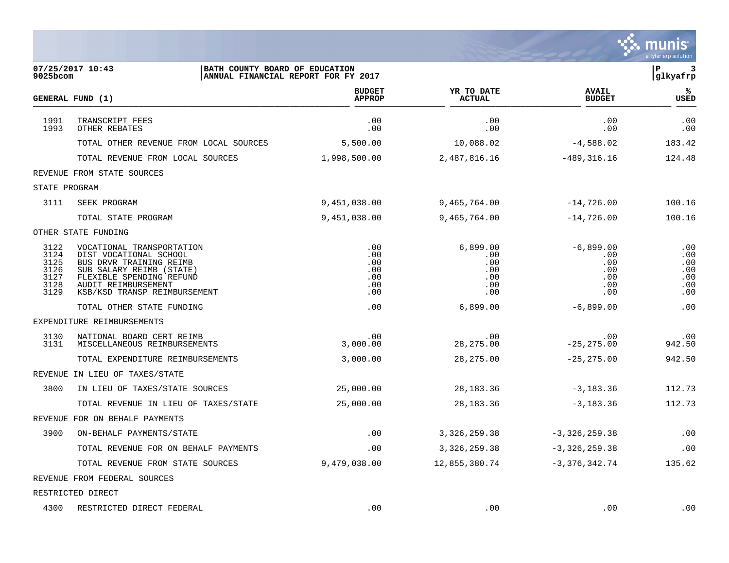07/25/2017 10:43 | BATH COUNTY BOARD OF EDUCATION
9025bcom | ANNUAL FINANCIAL REPORT FOR FY 2017

| GENERAL FUND (1) | | BUDGET APPROP | YR TO DATE ACTUAL | AVAIL BUDGET | % USED |
|---|---|---|---|---|---|
| 1991 | TRANSCRIPT FEES | .00 | .00 | .00 | .00 |
| 1993 | OTHER REBATES | .00 | .00 | .00 | .00 |
| | TOTAL OTHER REVENUE FROM LOCAL SOURCES | 5,500.00 | 10,088.02 | -4,588.02 | 183.42 |
| | TOTAL REVENUE FROM LOCAL SOURCES | 1,998,500.00 | 2,487,816.16 | -489,316.16 | 124.48 |
| REVENUE FROM STATE SOURCES | | | | | |
| STATE PROGRAM | | | | | |
| 3111 | SEEK PROGRAM | 9,451,038.00 | 9,465,764.00 | -14,726.00 | 100.16 |
| | TOTAL STATE PROGRAM | 9,451,038.00 | 9,465,764.00 | -14,726.00 | 100.16 |
| OTHER STATE FUNDING | | | | | |
| 3122 | VOCATIONAL TRANSPORTATION | .00 | 6,899.00 | -6,899.00 | .00 |
| 3124 | DIST VOCATIONAL SCHOOL | .00 | .00 | .00 | .00 |
| 3125 | BUS DRVR TRAINING REIMB | .00 | .00 | .00 | .00 |
| 3126 | SUB SALARY REIMB (STATE) | .00 | .00 | .00 | .00 |
| 3127 | FLEXIBLE SPENDING REFUND | .00 | .00 | .00 | .00 |
| 3128 | AUDIT REIMBURSEMENT | .00 | .00 | .00 | .00 |
| 3129 | KSB/KSD TRANSP REIMBURSEMENT | .00 | .00 | .00 | .00 |
| | TOTAL OTHER STATE FUNDING | .00 | 6,899.00 | -6,899.00 | .00 |
| EXPENDITURE REIMBURSEMENTS | | | | | |
| 3130 | NATIONAL BOARD CERT REIMB | .00 | .00 | .00 | .00 |
| 3131 | MISCELLANEOUS REIMBURSEMENTS | 3,000.00 | 28,275.00 | -25,275.00 | 942.50 |
| | TOTAL EXPENDITURE REIMBURSEMENTS | 3,000.00 | 28,275.00 | -25,275.00 | 942.50 |
| REVENUE IN LIEU OF TAXES/STATE | | | | | |
| 3800 | IN LIEU OF TAXES/STATE SOURCES | 25,000.00 | 28,183.36 | -3,183.36 | 112.73 |
| | TOTAL REVENUE IN LIEU OF TAXES/STATE | 25,000.00 | 28,183.36 | -3,183.36 | 112.73 |
| REVENUE FOR ON BEHALF PAYMENTS | | | | | |
| 3900 | ON-BEHALF PAYMENTS/STATE | .00 | 3,326,259.38 | -3,326,259.38 | .00 |
| | TOTAL REVENUE FOR ON BEHALF PAYMENTS | .00 | 3,326,259.38 | -3,326,259.38 | .00 |
| | TOTAL REVENUE FROM STATE SOURCES | 9,479,038.00 | 12,855,380.74 | -3,376,342.74 | 135.62 |
| REVENUE FROM FEDERAL SOURCES | | | | | |
| RESTRICTED DIRECT | | | | | |
| 4300 | RESTRICTED DIRECT FEDERAL | .00 | .00 | .00 | .00 |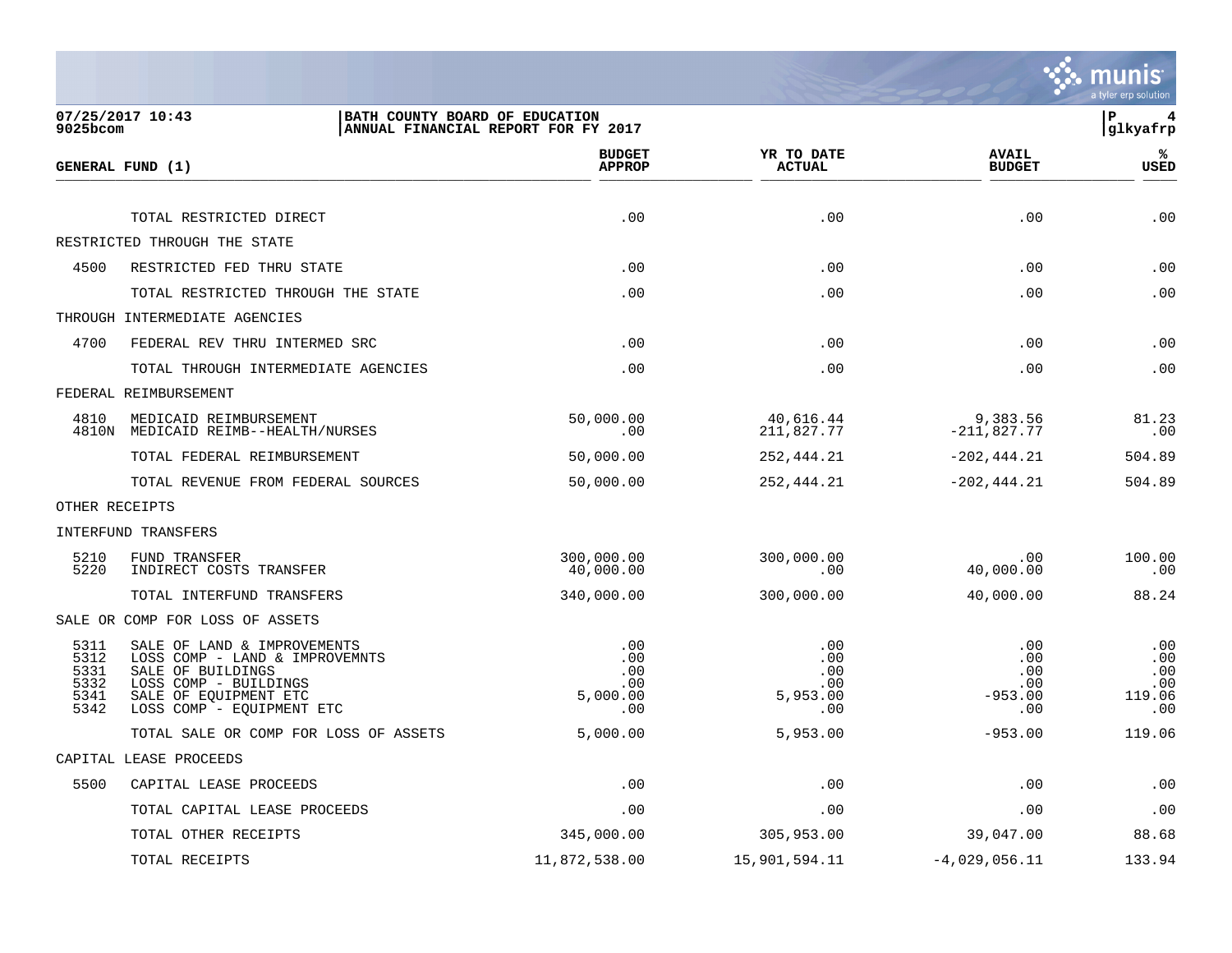07/25/2017 10:43
9025bcom

BATH COUNTY BOARD OF EDUCATION
ANNUAL FINANCIAL REPORT FOR FY 2017

glkyafrp

| GENERAL FUND (1) | | BUDGET APPROP | YR TO DATE ACTUAL | AVAIL BUDGET | % USED |
|---|---|---|---|---|---|
| | TOTAL RESTRICTED DIRECT | .00 | .00 | .00 | .00 |
| RESTRICTED THROUGH THE STATE | | | | | |
| 4500 | RESTRICTED FED THRU STATE | .00 | .00 | .00 | .00 |
| | TOTAL RESTRICTED THROUGH THE STATE | .00 | .00 | .00 | .00 |
| THROUGH INTERMEDIATE AGENCIES | | | | | |
| 4700 | FEDERAL REV THRU INTERMED SRC | .00 | .00 | .00 | .00 |
| | TOTAL THROUGH INTERMEDIATE AGENCIES | .00 | .00 | .00 | .00 |
| FEDERAL REIMBURSEMENT | | | | | |
| 4810 | MEDICAID REIMBURSEMENT | 50,000.00 | 40,616.44 | 9,383.56 | 81.23 |
| 4810N | MEDICAID REIMB--HEALTH/NURSES | .00 | 211,827.77 | -211,827.77 | .00 |
| | TOTAL FEDERAL REIMBURSEMENT | 50,000.00 | 252,444.21 | -202,444.21 | 504.89 |
| | TOTAL REVENUE FROM FEDERAL SOURCES | 50,000.00 | 252,444.21 | -202,444.21 | 504.89 |
| OTHER RECEIPTS | | | | | |
| INTERFUND TRANSFERS | | | | | |
| 5210 | FUND TRANSFER | 300,000.00 | 300,000.00 | .00 | 100.00 |
| 5220 | INDIRECT COSTS TRANSFER | 40,000.00 | .00 | 40,000.00 | .00 |
| | TOTAL INTERFUND TRANSFERS | 340,000.00 | 300,000.00 | 40,000.00 | 88.24 |
| SALE OR COMP FOR LOSS OF ASSETS | | | | | |
| 5311 | SALE OF LAND & IMPROVEMENTS | .00 | .00 | .00 | .00 |
| 5312 | LOSS COMP - LAND & IMPROVEMNTS | .00 | .00 | .00 | .00 |
| 5331 | SALE OF BUILDINGS | .00 | .00 | .00 | .00 |
| 5332 | LOSS COMP - BUILDINGS | .00 | .00 | .00 | .00 |
| 5341 | SALE OF EQUIPMENT ETC | 5,000.00 | 5,953.00 | -953.00 | 119.06 |
| 5342 | LOSS COMP - EQUIPMENT ETC | .00 | .00 | .00 | .00 |
| | TOTAL SALE OR COMP FOR LOSS OF ASSETS | 5,000.00 | 5,953.00 | -953.00 | 119.06 |
| CAPITAL LEASE PROCEEDS | | | | | |
| 5500 | CAPITAL LEASE PROCEEDS | .00 | .00 | .00 | .00 |
| | TOTAL CAPITAL LEASE PROCEEDS | .00 | .00 | .00 | .00 |
| | TOTAL OTHER RECEIPTS | 345,000.00 | 305,953.00 | 39,047.00 | 88.68 |
| | TOTAL RECEIPTS | 11,872,538.00 | 15,901,594.11 | -4,029,056.11 | 133.94 |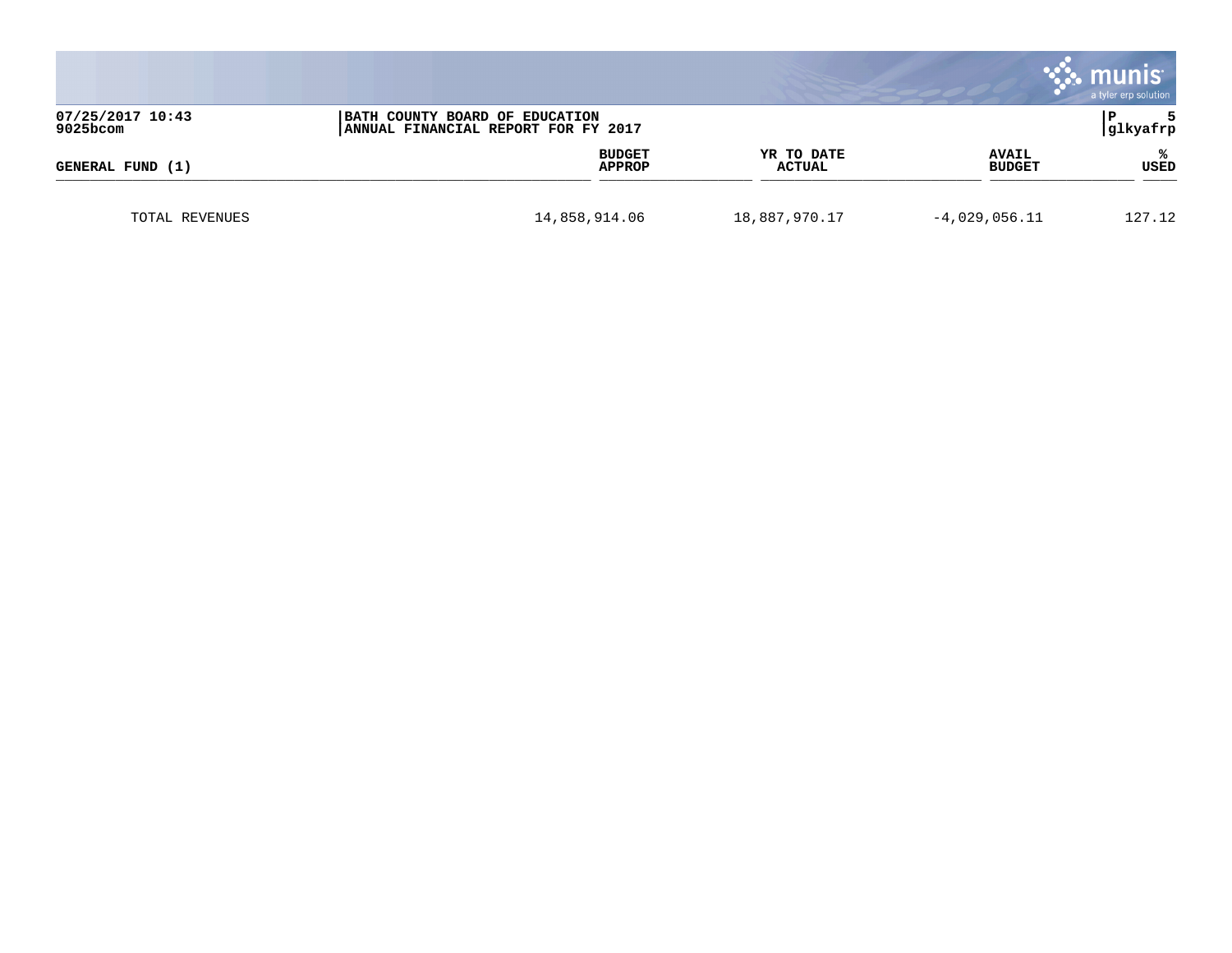**BATH COUNTY BOARD OF EDUCATION**
**ANNUAL FINANCIAL REPORT FOR FY 2017**

| GENERAL FUND (1) | BUDGET APPROP | YR TO DATE ACTUAL | AVAIL BUDGET | % USED |
|---|---|---|---|---|
| TOTAL REVENUES | 14,858,914.06 | 18,887,970.17 | -4,029,056.11 | 127.12 |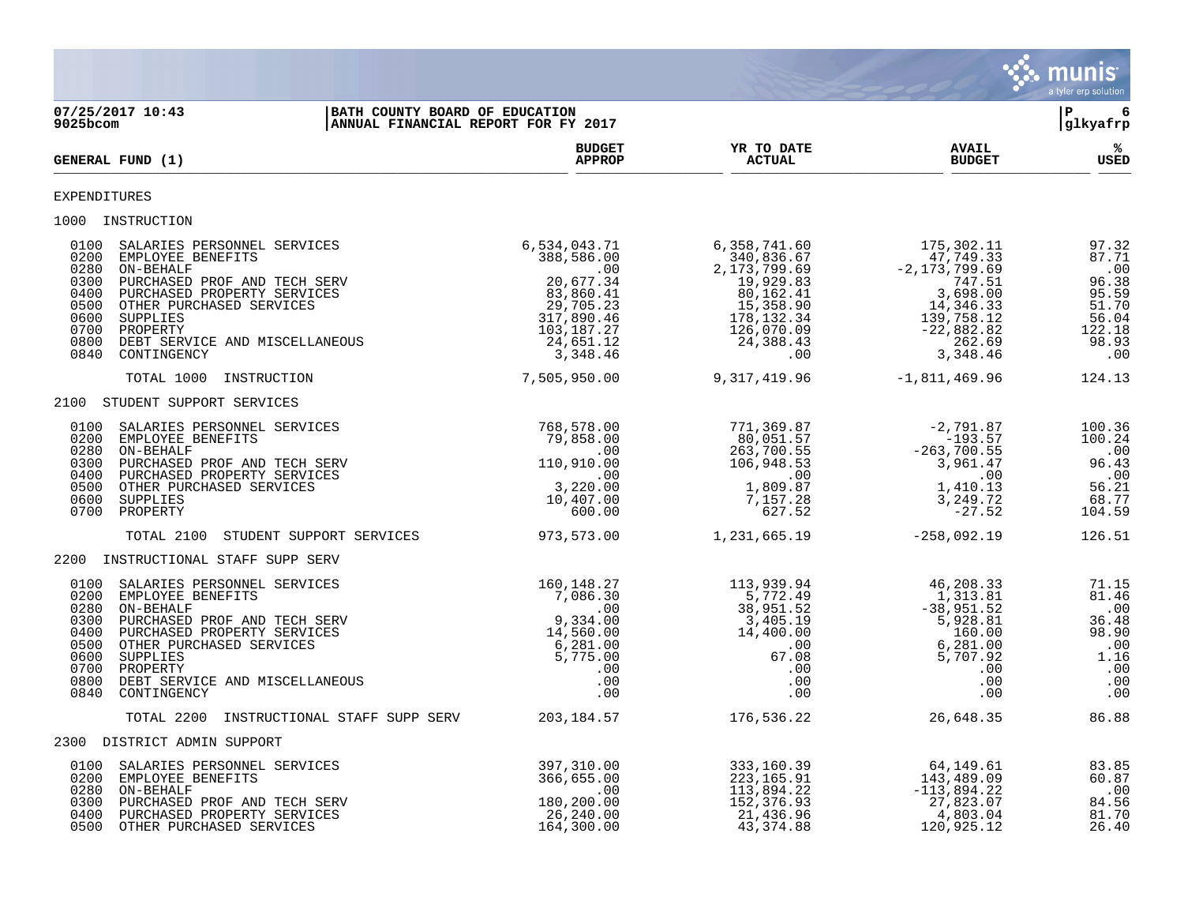**07/25/2017 10:43** | **BATH COUNTY BOARD OF EDUCATION**
**9025bcom** | **ANNUAL FINANCIAL REPORT FOR FY 2017**

glkyafrp

| GENERAL FUND (1) | BUDGET APPROP | YR TO DATE ACTUAL | AVAIL BUDGET | % USED |
|---|---|---|---|---|
| **EXPENDITURES** | | | | |
| **1000 INSTRUCTION** | | | | |
| 0100 SALARIES PERSONNEL SERVICES | 6,534,043.71 | 6,358,741.60 | 175,302.11 | 97.32 |
| 0200 EMPLOYEE BENEFITS | 388,586.00 | 340,836.67 | 47,749.33 | 87.71 |
| 0280 ON-BEHALF | .00 | 2,173,799.69 | -2,173,799.69 | .00 |
| 0300 PURCHASED PROF AND TECH SERV | 20,677.34 | 19,929.83 | 747.51 | 96.38 |
| 0400 PURCHASED PROPERTY SERVICES | 83,860.41 | 80,162.41 | 3,698.00 | 95.59 |
| 0500 OTHER PURCHASED SERVICES | 29,705.23 | 15,358.90 | 14,346.33 | 51.70 |
| 0600 SUPPLIES | 317,890.46 | 178,132.34 | 139,758.12 | 56.04 |
| 0700 PROPERTY | 103,187.27 | 126,070.09 | -22,882.82 | 122.18 |
| 0800 DEBT SERVICE AND MISCELLANEOUS | 24,651.12 | 24,388.43 | 262.69 | 98.93 |
| 0840 CONTINGENCY | 3,348.46 | .00 | 3,348.46 | .00 |
| TOTAL 1000 INSTRUCTION | 7,505,950.00 | 9,317,419.96 | -1,811,469.96 | 124.13 |
| **2100 STUDENT SUPPORT SERVICES** | | | | |
| 0100 SALARIES PERSONNEL SERVICES | 768,578.00 | 771,369.87 | -2,791.87 | 100.36 |
| 0200 EMPLOYEE BENEFITS | 79,858.00 | 80,051.57 | -193.57 | 100.24 |
| 0280 ON-BEHALF | .00 | 263,700.55 | -263,700.55 | .00 |
| 0300 PURCHASED PROF AND TECH SERV | 110,910.00 | 106,948.53 | 3,961.47 | 96.43 |
| 0400 PURCHASED PROPERTY SERVICES | .00 | .00 | .00 | .00 |
| 0500 OTHER PURCHASED SERVICES | 3,220.00 | 1,809.87 | 1,410.13 | 56.21 |
| 0600 SUPPLIES | 10,407.00 | 7,157.28 | 3,249.72 | 68.77 |
| 0700 PROPERTY | 600.00 | 627.52 | -27.52 | 104.59 |
| TOTAL 2100 STUDENT SUPPORT SERVICES | 973,573.00 | 1,231,665.19 | -258,092.19 | 126.51 |
| **2200 INSTRUCTIONAL STAFF SUPP SERV** | | | | |
| 0100 SALARIES PERSONNEL SERVICES | 160,148.27 | 113,939.94 | 46,208.33 | 71.15 |
| 0200 EMPLOYEE BENEFITS | 7,086.30 | 5,772.49 | 1,313.81 | 81.46 |
| 0280 ON-BEHALF | .00 | 38,951.52 | -38,951.52 | .00 |
| 0300 PURCHASED PROF AND TECH SERV | 9,334.00 | 3,405.19 | 5,928.81 | 36.48 |
| 0400 PURCHASED PROPERTY SERVICES | 14,560.00 | 14,400.00 | 160.00 | 98.90 |
| 0500 OTHER PURCHASED SERVICES | 6,281.00 | .00 | 6,281.00 | .00 |
| 0600 SUPPLIES | 5,775.00 | 67.08 | 5,707.92 | 1.16 |
| 0700 PROPERTY | .00 | .00 | .00 | .00 |
| 0800 DEBT SERVICE AND MISCELLANEOUS | .00 | .00 | .00 | .00 |
| 0840 CONTINGENCY | .00 | .00 | .00 | .00 |
| TOTAL 2200 INSTRUCTIONAL STAFF SUPP SERV | 203,184.57 | 176,536.22 | 26,648.35 | 86.88 |
| **2300 DISTRICT ADMIN SUPPORT** | | | | |
| 0100 SALARIES PERSONNEL SERVICES | 397,310.00 | 333,160.39 | 64,149.61 | 83.85 |
| 0200 EMPLOYEE BENEFITS | 366,655.00 | 223,165.91 | 143,489.09 | 60.87 |
| 0280 ON-BEHALF | .00 | 113,894.22 | -113,894.22 | .00 |
| 0300 PURCHASED PROF AND TECH SERV | 180,200.00 | 152,376.93 | 27,823.07 | 84.56 |
| 0400 PURCHASED PROPERTY SERVICES | 26,240.00 | 21,436.96 | 4,803.04 | 81.70 |
| 0500 OTHER PURCHASED SERVICES | 164,300.00 | 43,374.88 | 120,925.12 | 26.40 |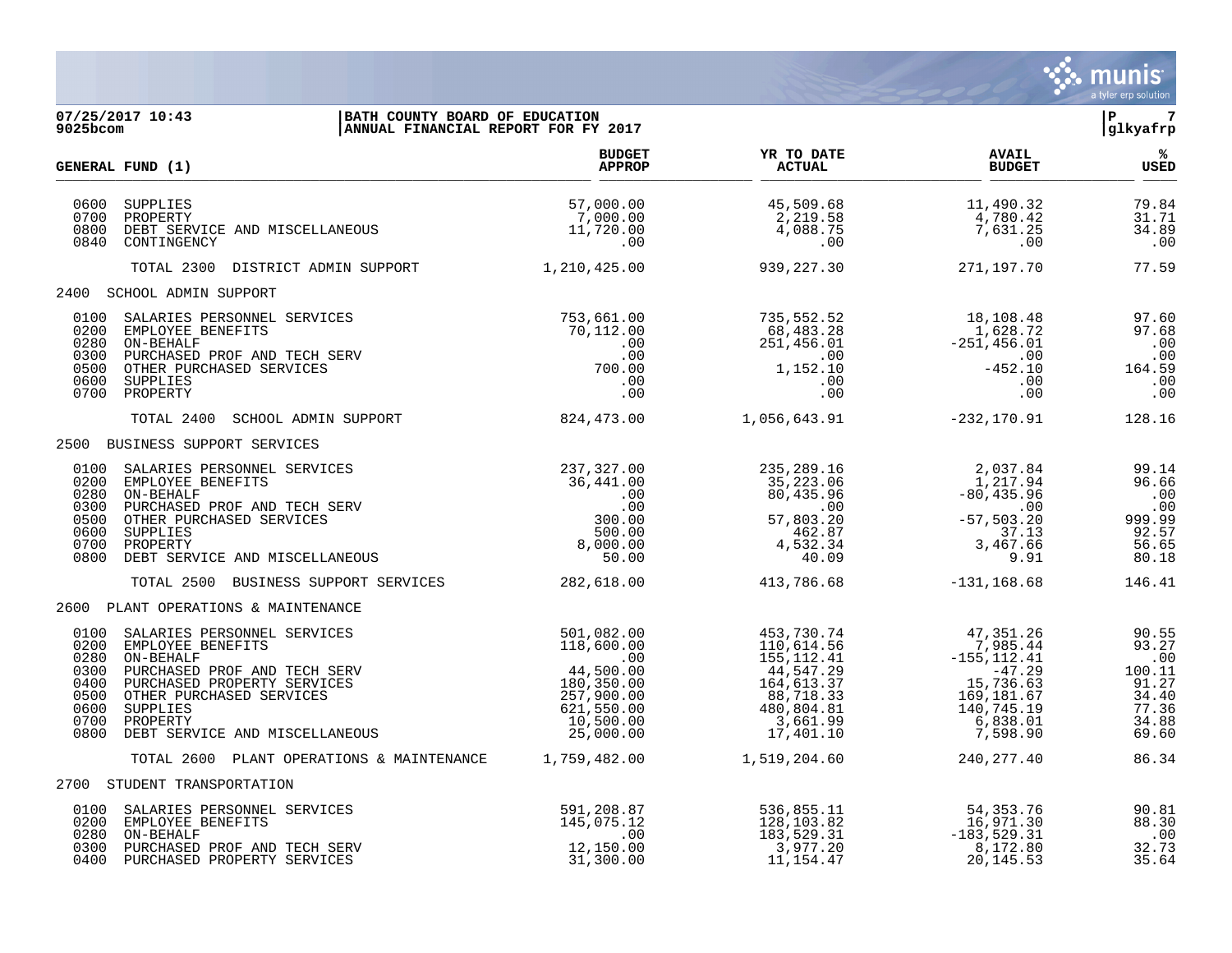**BATH COUNTY BOARD OF EDUCATION**
**ANNUAL FINANCIAL REPORT FOR FY 2017**

07/25/2017 10:43
9025bcom

glkyafrp

| GENERAL FUND (1) | BUDGET APPROP | YR TO DATE ACTUAL | AVAIL BUDGET | % USED |
|---|---|---|---|---|
| 0600 SUPPLIES | 57,000.00 | 45,509.68 | 11,490.32 | 79.84 |
| 0700 PROPERTY | 7,000.00 | 2,219.58 | 4,780.42 | 31.71 |
| 0800 DEBT SERVICE AND MISCELLANEOUS | 11,720.00 | 4,088.75 | 7,631.25 | 34.89 |
| 0840 CONTINGENCY | .00 | .00 | .00 | .00 |
| TOTAL 2300 DISTRICT ADMIN SUPPORT | 1,210,425.00 | 939,227.30 | 271,197.70 | 77.59 |
| **2400 SCHOOL ADMIN SUPPORT** | | | | |
| 0100 SALARIES PERSONNEL SERVICES | 753,661.00 | 735,552.52 | 18,108.48 | 97.60 |
| 0200 EMPLOYEE BENEFITS | 70,112.00 | 68,483.28 | 1,628.72 | 97.68 |
| 0280 ON-BEHALF | .00 | 251,456.01 | -251,456.01 | .00 |
| 0300 PURCHASED PROF AND TECH SERV | .00 | .00 | .00 | .00 |
| 0500 OTHER PURCHASED SERVICES | 700.00 | 1,152.10 | -452.10 | 164.59 |
| 0600 SUPPLIES | .00 | .00 | .00 | .00 |
| 0700 PROPERTY | .00 | .00 | .00 | .00 |
| TOTAL 2400 SCHOOL ADMIN SUPPORT | 824,473.00 | 1,056,643.91 | -232,170.91 | 128.16 |
| **2500 BUSINESS SUPPORT SERVICES** | | | | |
| 0100 SALARIES PERSONNEL SERVICES | 237,327.00 | 235,289.16 | 2,037.84 | 99.14 |
| 0200 EMPLOYEE BENEFITS | 36,441.00 | 35,223.06 | 1,217.94 | 96.66 |
| 0280 ON-BEHALF | .00 | 80,435.96 | -80,435.96 | .00 |
| 0300 PURCHASED PROF AND TECH SERV | .00 | .00 | .00 | .00 |
| 0500 OTHER PURCHASED SERVICES | 300.00 | 57,803.20 | -57,503.20 | 999.99 |
| 0600 SUPPLIES | 500.00 | 462.87 | 37.13 | 92.57 |
| 0700 PROPERTY | 8,000.00 | 4,532.34 | 3,467.66 | 56.65 |
| 0800 DEBT SERVICE AND MISCELLANEOUS | 50.00 | 40.09 | 9.91 | 80.18 |
| TOTAL 2500 BUSINESS SUPPORT SERVICES | 282,618.00 | 413,786.68 | -131,168.68 | 146.41 |
| **2600 PLANT OPERATIONS & MAINTENANCE** | | | | |
| 0100 SALARIES PERSONNEL SERVICES | 501,082.00 | 453,730.74 | 47,351.26 | 90.55 |
| 0200 EMPLOYEE BENEFITS | 118,600.00 | 110,614.56 | 7,985.44 | 93.27 |
| 0280 ON-BEHALF | .00 | 155,112.41 | -155,112.41 | .00 |
| 0300 PURCHASED PROF AND TECH SERV | 44,500.00 | 44,547.29 | -47.29 | 100.11 |
| 0400 PURCHASED PROPERTY SERVICES | 180,350.00 | 164,613.37 | 15,736.63 | 91.27 |
| 0500 OTHER PURCHASED SERVICES | 257,900.00 | 88,718.33 | 169,181.67 | 34.40 |
| 0600 SUPPLIES | 621,550.00 | 480,804.81 | 140,745.19 | 77.36 |
| 0700 PROPERTY | 10,500.00 | 3,661.99 | 6,838.01 | 34.88 |
| 0800 DEBT SERVICE AND MISCELLANEOUS | 25,000.00 | 17,401.10 | 7,598.90 | 69.60 |
| TOTAL 2600 PLANT OPERATIONS & MAINTENANCE | 1,759,482.00 | 1,519,204.60 | 240,277.40 | 86.34 |
| **2700 STUDENT TRANSPORTATION** | | | | |
| 0100 SALARIES PERSONNEL SERVICES | 591,208.87 | 536,855.11 | 54,353.76 | 90.81 |
| 0200 EMPLOYEE BENEFITS | 145,075.12 | 128,103.82 | 16,971.30 | 88.30 |
| 0280 ON-BEHALF | .00 | 183,529.31 | -183,529.31 | .00 |
| 0300 PURCHASED PROF AND TECH SERV | 12,150.00 | 3,977.20 | 8,172.80 | 32.73 |
| 0400 PURCHASED PROPERTY SERVICES | 31,300.00 | 11,154.47 | 20,145.53 | 35.64 |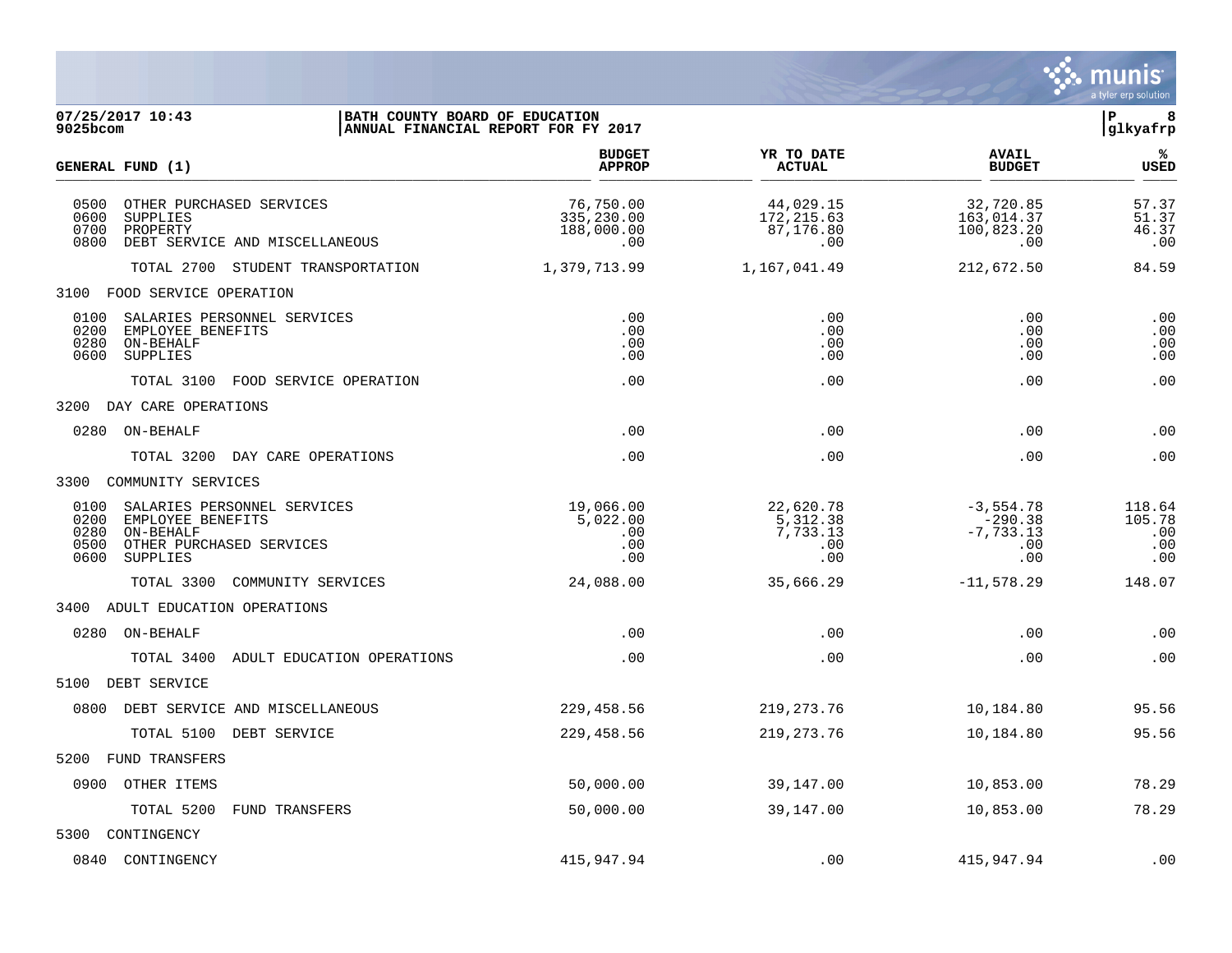07/25/2017 10:43 | BATH COUNTY BOARD OF EDUCATION | P 8
9025bcom | ANNUAL FINANCIAL REPORT FOR FY 2017 | glkyafrp

| GENERAL FUND (1) | BUDGET APPROP | YR TO DATE ACTUAL | AVAIL BUDGET | % USED |
|---|---|---|---|---|
| 0500 OTHER PURCHASED SERVICES | 76,750.00 | 44,029.15 | 32,720.85 | 57.37 |
| 0600 SUPPLIES | 335,230.00 | 172,215.63 | 163,014.37 | 51.37 |
| 0700 PROPERTY | 188,000.00 | 87,176.80 | 100,823.20 | 46.37 |
| 0800 DEBT SERVICE AND MISCELLANEOUS | .00 | .00 | .00 | .00 |
| TOTAL 2700 STUDENT TRANSPORTATION | 1,379,713.99 | 1,167,041.49 | 212,672.50 | 84.59 |
| 3100 FOOD SERVICE OPERATION | | | | |
| 0100 SALARIES PERSONNEL SERVICES | .00 | .00 | .00 | .00 |
| 0200 EMPLOYEE BENEFITS | .00 | .00 | .00 | .00 |
| 0280 ON-BEHALF | .00 | .00 | .00 | .00 |
| 0600 SUPPLIES | .00 | .00 | .00 | .00 |
| TOTAL 3100 FOOD SERVICE OPERATION | .00 | .00 | .00 | .00 |
| 3200 DAY CARE OPERATIONS | | | | |
| 0280 ON-BEHALF | .00 | .00 | .00 | .00 |
| TOTAL 3200 DAY CARE OPERATIONS | .00 | .00 | .00 | .00 |
| 3300 COMMUNITY SERVICES | | | | |
| 0100 SALARIES PERSONNEL SERVICES | 19,066.00 | 22,620.78 | -3,554.78 | 118.64 |
| 0200 EMPLOYEE BENEFITS | 5,022.00 | 5,312.38 | -290.38 | 105.78 |
| 0280 ON-BEHALF | .00 | 7,733.13 | -7,733.13 | .00 |
| 0500 OTHER PURCHASED SERVICES | .00 | .00 | .00 | .00 |
| 0600 SUPPLIES | .00 | .00 | .00 | .00 |
| TOTAL 3300 COMMUNITY SERVICES | 24,088.00 | 35,666.29 | -11,578.29 | 148.07 |
| 3400 ADULT EDUCATION OPERATIONS | | | | |
| 0280 ON-BEHALF | .00 | .00 | .00 | .00 |
| TOTAL 3400 ADULT EDUCATION OPERATIONS | .00 | .00 | .00 | .00 |
| 5100 DEBT SERVICE | | | | |
| 0800 DEBT SERVICE AND MISCELLANEOUS | 229,458.56 | 219,273.76 | 10,184.80 | 95.56 |
| TOTAL 5100 DEBT SERVICE | 229,458.56 | 219,273.76 | 10,184.80 | 95.56 |
| 5200 FUND TRANSFERS | | | | |
| 0900 OTHER ITEMS | 50,000.00 | 39,147.00 | 10,853.00 | 78.29 |
| TOTAL 5200 FUND TRANSFERS | 50,000.00 | 39,147.00 | 10,853.00 | 78.29 |
| 5300 CONTINGENCY | | | | |
| 0840 CONTINGENCY | 415,947.94 | .00 | 415,947.94 | .00 |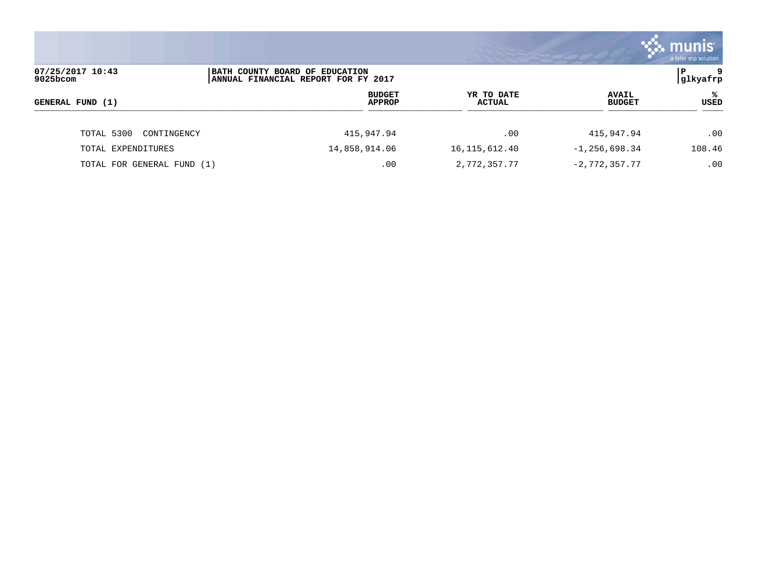| GENERAL FUND (1) | BUDGET APPROP | YR TO DATE ACTUAL | AVAIL BUDGET | % USED |
|---|---|---|---|---|
| TOTAL 5300 CONTINGENCY | 415,947.94 | .00 | 415,947.94 | .00 |
| TOTAL EXPENDITURES | 14,858,914.06 | 16,115,612.40 | -1,256,698.34 | 108.46 |
| TOTAL FOR GENERAL FUND (1) | .00 | 2,772,357.77 | -2,772,357.77 | .00 |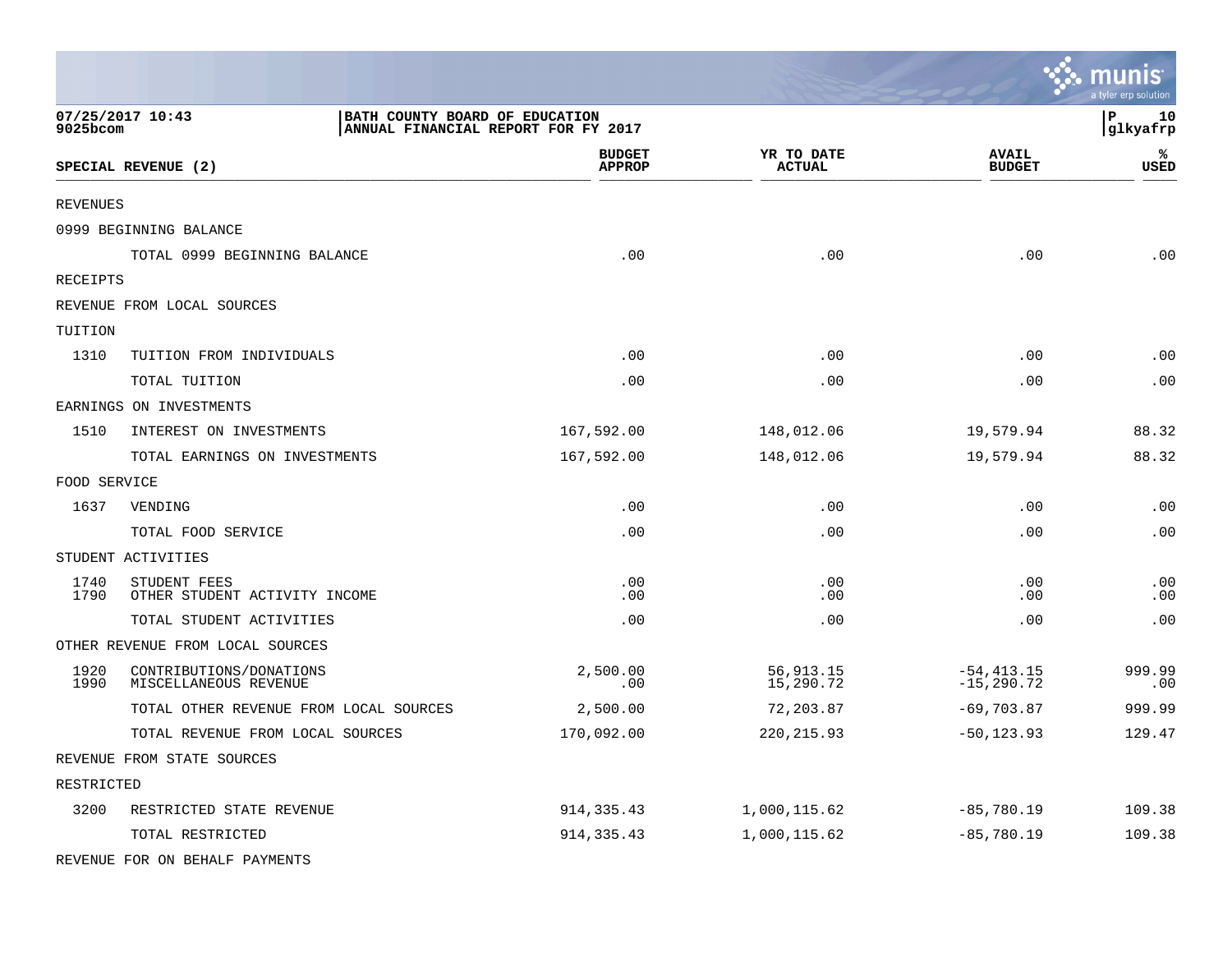07/25/2017 10:43 | BATH COUNTY BOARD OF EDUCATION | P 10
9025bcom | ANNUAL FINANCIAL REPORT FOR FY 2017 | glkyafrp

| SPECIAL REVENUE (2) | | BUDGET APPROP | YR TO DATE ACTUAL | AVAIL BUDGET | % USED |
|---|---|---|---|---|---|
| REVENUES | | | | | |
| 0999 BEGINNING BALANCE | | | | | |
| | TOTAL 0999 BEGINNING BALANCE | .00 | .00 | .00 | .00 |
| RECEIPTS | | | | | |
| REVENUE FROM LOCAL SOURCES | | | | | |
| TUITION | | | | | |
| 1310 | TUITION FROM INDIVIDUALS | .00 | .00 | .00 | .00 |
| | TOTAL TUITION | .00 | .00 | .00 | .00 |
| EARNINGS ON INVESTMENTS | | | | | |
| 1510 | INTEREST ON INVESTMENTS | 167,592.00 | 148,012.06 | 19,579.94 | 88.32 |
| | TOTAL EARNINGS ON INVESTMENTS | 167,592.00 | 148,012.06 | 19,579.94 | 88.32 |
| FOOD SERVICE | | | | | |
| 1637 | VENDING | .00 | .00 | .00 | .00 |
| | TOTAL FOOD SERVICE | .00 | .00 | .00 | .00 |
| STUDENT ACTIVITIES | | | | | |
| 1740 | STUDENT FEES | .00 | .00 | .00 | .00 |
| 1790 | OTHER STUDENT ACTIVITY INCOME | .00 | .00 | .00 | .00 |
| | TOTAL STUDENT ACTIVITIES | .00 | .00 | .00 | .00 |
| OTHER REVENUE FROM LOCAL SOURCES | | | | | |
| 1920 | CONTRIBUTIONS/DONATIONS | 2,500.00 | 56,913.15 | -54,413.15 | 999.99 |
| 1990 | MISCELLANEOUS REVENUE | .00 | 15,290.72 | -15,290.72 | .00 |
| | TOTAL OTHER REVENUE FROM LOCAL SOURCES | 2,500.00 | 72,203.87 | -69,703.87 | 999.99 |
| | TOTAL REVENUE FROM LOCAL SOURCES | 170,092.00 | 220,215.93 | -50,123.93 | 129.47 |
| REVENUE FROM STATE SOURCES | | | | | |
| RESTRICTED | | | | | |
| 3200 | RESTRICTED STATE REVENUE | 914,335.43 | 1,000,115.62 | -85,780.19 | 109.38 |
| | TOTAL RESTRICTED | 914,335.43 | 1,000,115.62 | -85,780.19 | 109.38 |
| REVENUE FOR ON BEHALF PAYMENTS | | | | | |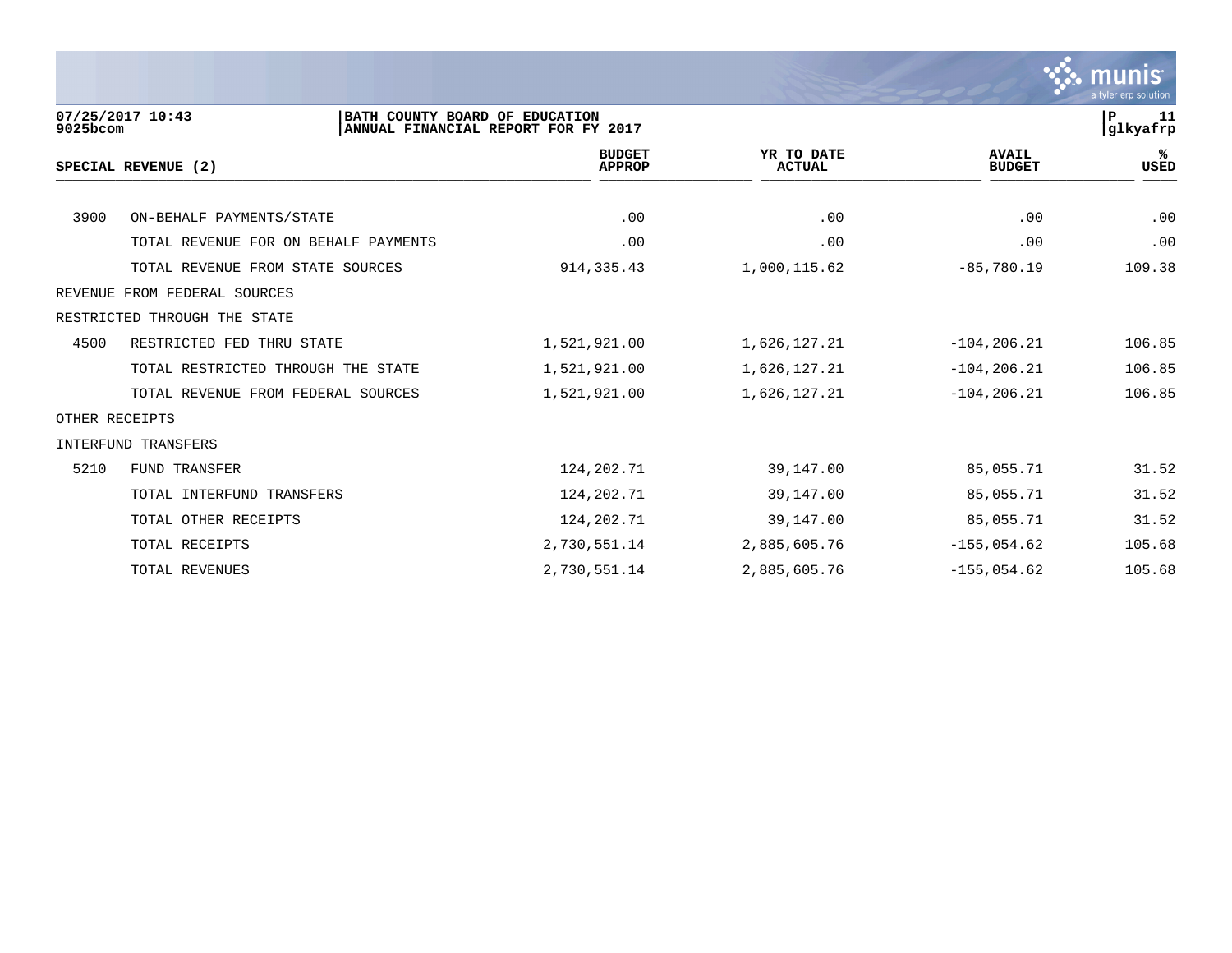07/25/2017 10:43
9025bcom

BATH COUNTY BOARD OF EDUCATION
ANNUAL FINANCIAL REPORT FOR FY 2017

| SPECIAL REVENUE (2) | | BUDGET APPROP | YR TO DATE ACTUAL | AVAIL BUDGET | % USED |
|---|---|---|---|---|---|
| 3900 | ON-BEHALF PAYMENTS/STATE | .00 | .00 | .00 | .00 |
| | TOTAL REVENUE FOR ON BEHALF PAYMENTS | .00 | .00 | .00 | .00 |
| | TOTAL REVENUE FROM STATE SOURCES | 914,335.43 | 1,000,115.62 | -85,780.19 | 109.38 |
| REVENUE FROM FEDERAL SOURCES | | | | | |
| RESTRICTED THROUGH THE STATE | | | | | |
| 4500 | RESTRICTED FED THRU STATE | 1,521,921.00 | 1,626,127.21 | -104,206.21 | 106.85 |
| | TOTAL RESTRICTED THROUGH THE STATE | 1,521,921.00 | 1,626,127.21 | -104,206.21 | 106.85 |
| | TOTAL REVENUE FROM FEDERAL SOURCES | 1,521,921.00 | 1,626,127.21 | -104,206.21 | 106.85 |
| OTHER RECEIPTS | | | | | |
| INTERFUND TRANSFERS | | | | | |
| 5210 | FUND TRANSFER | 124,202.71 | 39,147.00 | 85,055.71 | 31.52 |
| | TOTAL INTERFUND TRANSFERS | 124,202.71 | 39,147.00 | 85,055.71 | 31.52 |
| | TOTAL OTHER RECEIPTS | 124,202.71 | 39,147.00 | 85,055.71 | 31.52 |
| | TOTAL RECEIPTS | 2,730,551.14 | 2,885,605.76 | -155,054.62 | 105.68 |
| | TOTAL REVENUES | 2,730,551.14 | 2,885,605.76 | -155,054.62 | 105.68 |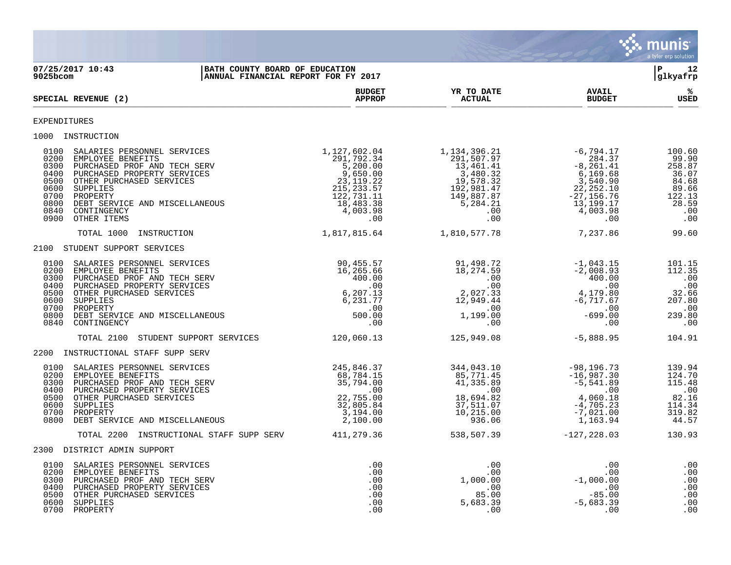**BATH COUNTY BOARD OF EDUCATION**
**ANNUAL FINANCIAL REPORT FOR FY 2017**

07/25/2017 10:43
9025bcom

glkyafrp

## SPECIAL REVENUE (2)

| | BUDGET APPROP | YR TO DATE ACTUAL | AVAIL BUDGET | % USED |
|---|---|---|---|---|
| **EXPENDITURES** | | | | |
| **1000 INSTRUCTION** | | | | |
| 0100 SALARIES PERSONNEL SERVICES | 1,127,602.04 | 1,134,396.21 | -6,794.17 | 100.60 |
| 0200 EMPLOYEE BENEFITS | 291,792.34 | 291,507.97 | 284.37 | 99.90 |
| 0300 PURCHASED PROF AND TECH SERV | 5,200.00 | 13,461.41 | -8,261.41 | 258.87 |
| 0400 PURCHASED PROPERTY SERVICES | 9,650.00 | 3,480.32 | 6,169.68 | 36.07 |
| 0500 OTHER PURCHASED SERVICES | 23,119.22 | 19,578.32 | 3,540.90 | 84.68 |
| 0600 SUPPLIES | 215,233.57 | 192,981.47 | 22,252.10 | 89.66 |
| 0700 PROPERTY | 122,731.11 | 149,887.87 | -27,156.76 | 122.13 |
| 0800 DEBT SERVICE AND MISCELLANEOUS | 18,483.38 | 5,284.21 | 13,199.17 | 28.59 |
| 0840 CONTINGENCY | 4,003.98 | .00 | 4,003.98 | .00 |
| 0900 OTHER ITEMS | .00 | .00 | .00 | .00 |
| TOTAL 1000 INSTRUCTION | 1,817,815.64 | 1,810,577.78 | 7,237.86 | 99.60 |
| **2100 STUDENT SUPPORT SERVICES** | | | | |
| 0100 SALARIES PERSONNEL SERVICES | 90,455.57 | 91,498.72 | -1,043.15 | 101.15 |
| 0200 EMPLOYEE BENEFITS | 16,265.66 | 18,274.59 | -2,008.93 | 112.35 |
| 0300 PURCHASED PROF AND TECH SERV | 400.00 | .00 | 400.00 | .00 |
| 0400 PURCHASED PROPERTY SERVICES | .00 | .00 | .00 | .00 |
| 0500 OTHER PURCHASED SERVICES | 6,207.13 | 2,027.33 | 4,179.80 | 32.66 |
| 0600 SUPPLIES | 6,231.77 | 12,949.44 | -6,717.67 | 207.80 |
| 0700 PROPERTY | .00 | .00 | .00 | .00 |
| 0800 DEBT SERVICE AND MISCELLANEOUS | 500.00 | 1,199.00 | -699.00 | 239.80 |
| 0840 CONTINGENCY | .00 | .00 | .00 | .00 |
| TOTAL 2100 STUDENT SUPPORT SERVICES | 120,060.13 | 125,949.08 | -5,888.95 | 104.91 |
| **2200 INSTRUCTIONAL STAFF SUPP SERV** | | | | |
| 0100 SALARIES PERSONNEL SERVICES | 245,846.37 | 344,043.10 | -98,196.73 | 139.94 |
| 0200 EMPLOYEE BENEFITS | 68,784.15 | 85,771.45 | -16,987.30 | 124.70 |
| 0300 PURCHASED PROF AND TECH SERV | 35,794.00 | 41,335.89 | -5,541.89 | 115.48 |
| 0400 PURCHASED PROPERTY SERVICES | .00 | .00 | .00 | .00 |
| 0500 OTHER PURCHASED SERVICES | 22,755.00 | 18,694.82 | 4,060.18 | 82.16 |
| 0600 SUPPLIES | 32,805.84 | 37,511.07 | -4,705.23 | 114.34 |
| 0700 PROPERTY | 3,194.00 | 10,215.00 | -7,021.00 | 319.82 |
| 0800 DEBT SERVICE AND MISCELLANEOUS | 2,100.00 | 936.06 | 1,163.94 | 44.57 |
| TOTAL 2200 INSTRUCTIONAL STAFF SUPP SERV | 411,279.36 | 538,507.39 | -127,228.03 | 130.93 |
| **2300 DISTRICT ADMIN SUPPORT** | | | | |
| 0100 SALARIES PERSONNEL SERVICES | .00 | .00 | .00 | .00 |
| 0200 EMPLOYEE BENEFITS | .00 | .00 | .00 | .00 |
| 0300 PURCHASED PROF AND TECH SERV | .00 | 1,000.00 | -1,000.00 | .00 |
| 0400 PURCHASED PROPERTY SERVICES | .00 | .00 | .00 | .00 |
| 0500 OTHER PURCHASED SERVICES | .00 | 85.00 | -85.00 | .00 |
| 0600 SUPPLIES | .00 | 5,683.39 | -5,683.39 | .00 |
| 0700 PROPERTY | .00 | .00 | .00 | .00 |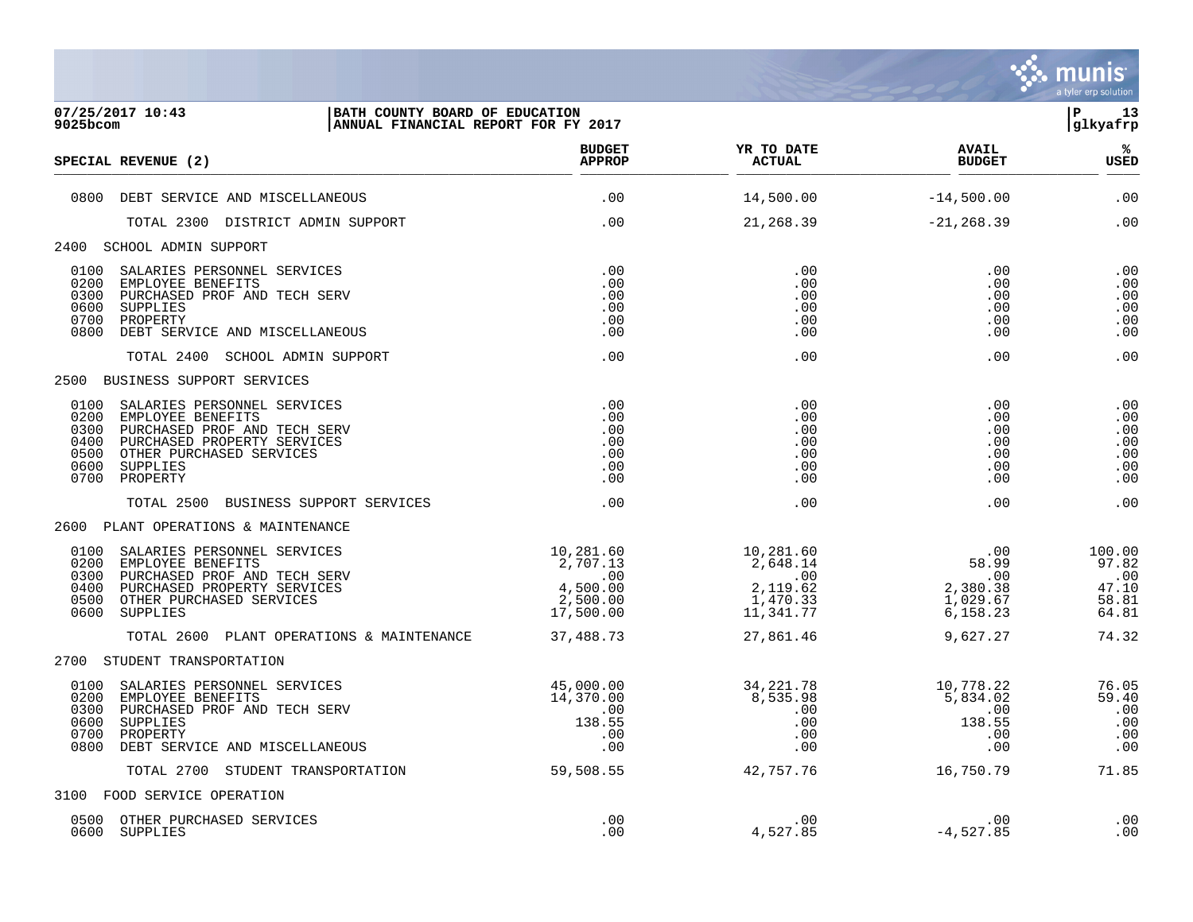**BATH COUNTY BOARD OF EDUCATION**
**ANNUAL FINANCIAL REPORT FOR FY 2017**

07/25/2017 10:43
9025bcom

| SPECIAL REVENUE (2) | BUDGET APPROP | YR TO DATE ACTUAL | AVAIL BUDGET | % USED |
|---|---|---|---|---|
| 0800 DEBT SERVICE AND MISCELLANEOUS | .00 | 14,500.00 | -14,500.00 | .00 |
| TOTAL 2300 DISTRICT ADMIN SUPPORT | .00 | 21,268.39 | -21,268.39 | .00 |
| **2400 SCHOOL ADMIN SUPPORT** | | | | |
| 0100 SALARIES PERSONNEL SERVICES | .00 | .00 | .00 | .00 |
| 0200 EMPLOYEE BENEFITS | .00 | .00 | .00 | .00 |
| 0300 PURCHASED PROF AND TECH SERV | .00 | .00 | .00 | .00 |
| 0600 SUPPLIES | .00 | .00 | .00 | .00 |
| 0700 PROPERTY | .00 | .00 | .00 | .00 |
| 0800 DEBT SERVICE AND MISCELLANEOUS | .00 | .00 | .00 | .00 |
| TOTAL 2400 SCHOOL ADMIN SUPPORT | .00 | .00 | .00 | .00 |
| **2500 BUSINESS SUPPORT SERVICES** | | | | |
| 0100 SALARIES PERSONNEL SERVICES | .00 | .00 | .00 | .00 |
| 0200 EMPLOYEE BENEFITS | .00 | .00 | .00 | .00 |
| 0300 PURCHASED PROF AND TECH SERV | .00 | .00 | .00 | .00 |
| 0400 PURCHASED PROPERTY SERVICES | .00 | .00 | .00 | .00 |
| 0500 OTHER PURCHASED SERVICES | .00 | .00 | .00 | .00 |
| 0600 SUPPLIES | .00 | .00 | .00 | .00 |
| 0700 PROPERTY | .00 | .00 | .00 | .00 |
| TOTAL 2500 BUSINESS SUPPORT SERVICES | .00 | .00 | .00 | .00 |
| **2600 PLANT OPERATIONS & MAINTENANCE** | | | | |
| 0100 SALARIES PERSONNEL SERVICES | 10,281.60 | 10,281.60 | .00 | 100.00 |
| 0200 EMPLOYEE BENEFITS | 2,707.13 | 2,648.14 | 58.99 | 97.82 |
| 0300 PURCHASED PROF AND TECH SERV | .00 | .00 | .00 | .00 |
| 0400 PURCHASED PROPERTY SERVICES | 4,500.00 | 2,119.62 | 2,380.38 | 47.10 |
| 0500 OTHER PURCHASED SERVICES | 2,500.00 | 1,470.33 | 1,029.67 | 58.81 |
| 0600 SUPPLIES | 17,500.00 | 11,341.77 | 6,158.23 | 64.81 |
| TOTAL 2600 PLANT OPERATIONS & MAINTENANCE | 37,488.73 | 27,861.46 | 9,627.27 | 74.32 |
| **2700 STUDENT TRANSPORTATION** | | | | |
| 0100 SALARIES PERSONNEL SERVICES | 45,000.00 | 34,221.78 | 10,778.22 | 76.05 |
| 0200 EMPLOYEE BENEFITS | 14,370.00 | 8,535.98 | 5,834.02 | 59.40 |
| 0300 PURCHASED PROF AND TECH SERV | .00 | .00 | .00 | .00 |
| 0600 SUPPLIES | 138.55 | .00 | 138.55 | .00 |
| 0700 PROPERTY | .00 | .00 | .00 | .00 |
| 0800 DEBT SERVICE AND MISCELLANEOUS | .00 | .00 | .00 | .00 |
| TOTAL 2700 STUDENT TRANSPORTATION | 59,508.55 | 42,757.76 | 16,750.79 | 71.85 |
| **3100 FOOD SERVICE OPERATION** | | | | |
| 0500 OTHER PURCHASED SERVICES | .00 | .00 | .00 | .00 |
| 0600 SUPPLIES | .00 | 4,527.85 | -4,527.85 | .00 |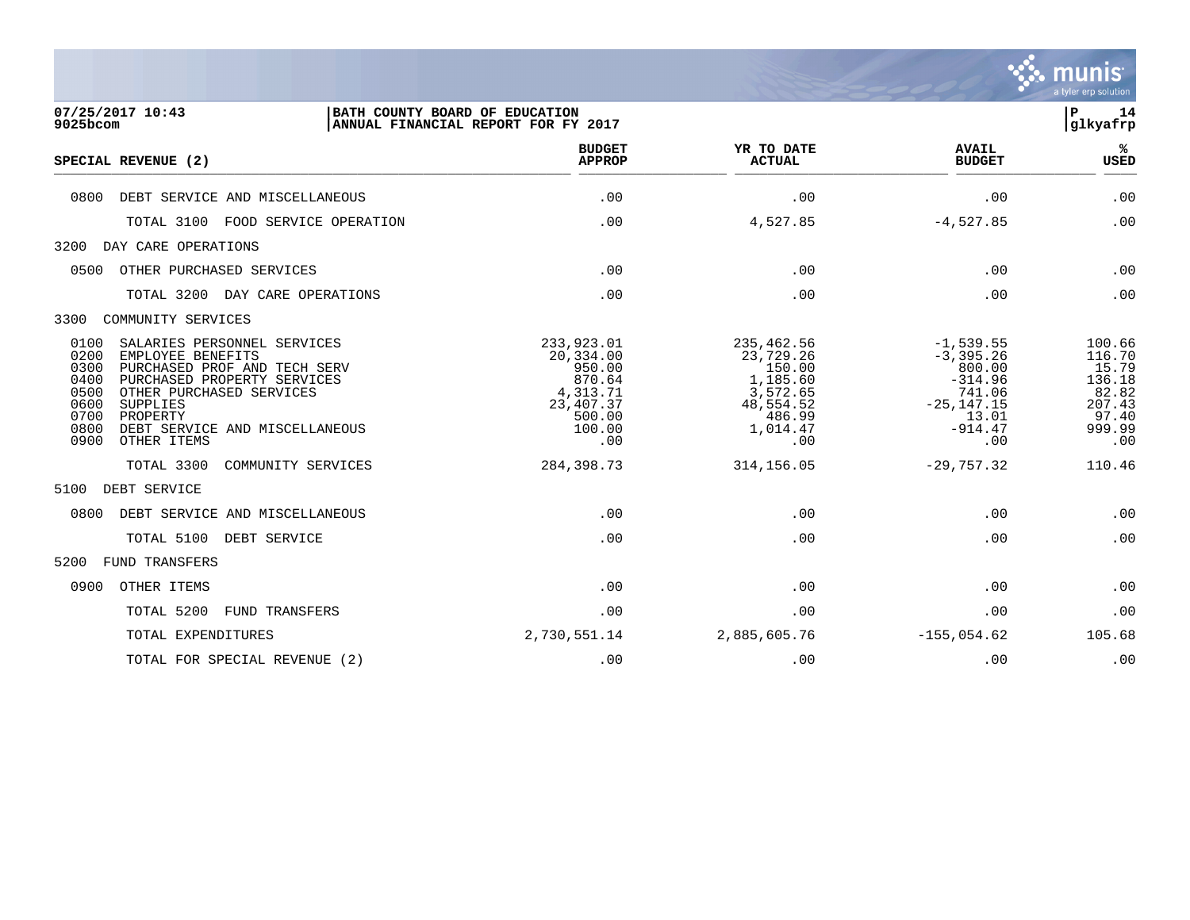**BATH COUNTY BOARD OF EDUCATION**
**ANNUAL FINANCIAL REPORT FOR FY 2017**

07/25/2017 10:43
9025bcom

| SPECIAL REVENUE (2) | BUDGET APPROP | YR TO DATE ACTUAL | AVAIL BUDGET | % USED |
|---|---|---|---|---|
| 0800 DEBT SERVICE AND MISCELLANEOUS | .00 | .00 | .00 | .00 |
| TOTAL 3100 FOOD SERVICE OPERATION | .00 | 4,527.85 | -4,527.85 | .00 |
| 3200 DAY CARE OPERATIONS | | | | |
| 0500 OTHER PURCHASED SERVICES | .00 | .00 | .00 | .00 |
| TOTAL 3200 DAY CARE OPERATIONS | .00 | .00 | .00 | .00 |
| 3300 COMMUNITY SERVICES | | | | |
| 0100 SALARIES PERSONNEL SERVICES | 233,923.01 | 235,462.56 | -1,539.55 | 100.66 |
| 0200 EMPLOYEE BENEFITS | 20,334.00 | 23,729.26 | -3,395.26 | 116.70 |
| 0300 PURCHASED PROF AND TECH SERV | 950.00 | 150.00 | 800.00 | 15.79 |
| 0400 PURCHASED PROPERTY SERVICES | 870.64 | 1,185.60 | -314.96 | 136.18 |
| 0500 OTHER PURCHASED SERVICES | 4,313.71 | 3,572.65 | 741.06 | 82.82 |
| 0600 SUPPLIES | 23,407.37 | 48,554.52 | -25,147.15 | 207.43 |
| 0700 PROPERTY | 500.00 | 486.99 | 13.01 | 97.40 |
| 0800 DEBT SERVICE AND MISCELLANEOUS | 100.00 | 1,014.47 | -914.47 | 999.99 |
| 0900 OTHER ITEMS | .00 | .00 | .00 | .00 |
| TOTAL 3300 COMMUNITY SERVICES | 284,398.73 | 314,156.05 | -29,757.32 | 110.46 |
| 5100 DEBT SERVICE | | | | |
| 0800 DEBT SERVICE AND MISCELLANEOUS | .00 | .00 | .00 | .00 |
| TOTAL 5100 DEBT SERVICE | .00 | .00 | .00 | .00 |
| 5200 FUND TRANSFERS | | | | |
| 0900 OTHER ITEMS | .00 | .00 | .00 | .00 |
| TOTAL 5200 FUND TRANSFERS | .00 | .00 | .00 | .00 |
| TOTAL EXPENDITURES | 2,730,551.14 | 2,885,605.76 | -155,054.62 | 105.68 |
| TOTAL FOR SPECIAL REVENUE (2) | .00 | .00 | .00 | .00 |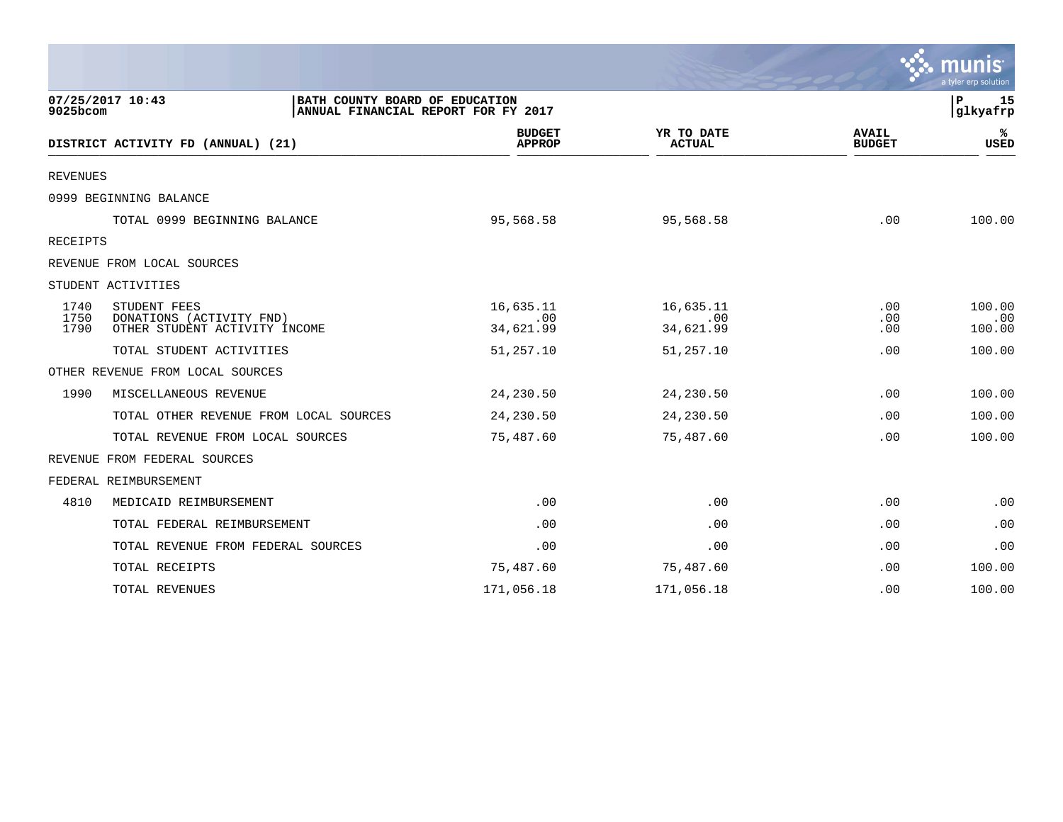07/25/2017 10:43
9025bcom

**BATH COUNTY BOARD OF EDUCATION**
**ANNUAL FINANCIAL REPORT FOR FY 2017**

P 15
glkyafrp

| DISTRICT ACTIVITY FD (ANNUAL) (21) | | BUDGET APPROP | YR TO DATE ACTUAL | AVAIL BUDGET | % USED |
|---|---|---|---|---|---|
| REVENUES | | | | | |
| 0999 BEGINNING BALANCE | | | | | |
| | TOTAL 0999 BEGINNING BALANCE | 95,568.58 | 95,568.58 | .00 | 100.00 |
| RECEIPTS | | | | | |
| REVENUE FROM LOCAL SOURCES | | | | | |
| STUDENT ACTIVITIES | | | | | |
| 1740 | STUDENT FEES | 16,635.11 | 16,635.11 | .00 | 100.00 |
| 1750 | DONATIONS (ACTIVITY FND) | .00 | .00 | .00 | .00 |
| 1790 | OTHER STUDENT ACTIVITY INCOME | 34,621.99 | 34,621.99 | .00 | 100.00 |
| | TOTAL STUDENT ACTIVITIES | 51,257.10 | 51,257.10 | .00 | 100.00 |
| OTHER REVENUE FROM LOCAL SOURCES | | | | | |
| 1990 | MISCELLANEOUS REVENUE | 24,230.50 | 24,230.50 | .00 | 100.00 |
| | TOTAL OTHER REVENUE FROM LOCAL SOURCES | 24,230.50 | 24,230.50 | .00 | 100.00 |
| | TOTAL REVENUE FROM LOCAL SOURCES | 75,487.60 | 75,487.60 | .00 | 100.00 |
| REVENUE FROM FEDERAL SOURCES | | | | | |
| FEDERAL REIMBURSEMENT | | | | | |
| 4810 | MEDICAID REIMBURSEMENT | .00 | .00 | .00 | .00 |
| | TOTAL FEDERAL REIMBURSEMENT | .00 | .00 | .00 | .00 |
| | TOTAL REVENUE FROM FEDERAL SOURCES | .00 | .00 | .00 | .00 |
| | TOTAL RECEIPTS | 75,487.60 | 75,487.60 | .00 | 100.00 |
| | TOTAL REVENUES | 171,056.18 | 171,056.18 | .00 | 100.00 |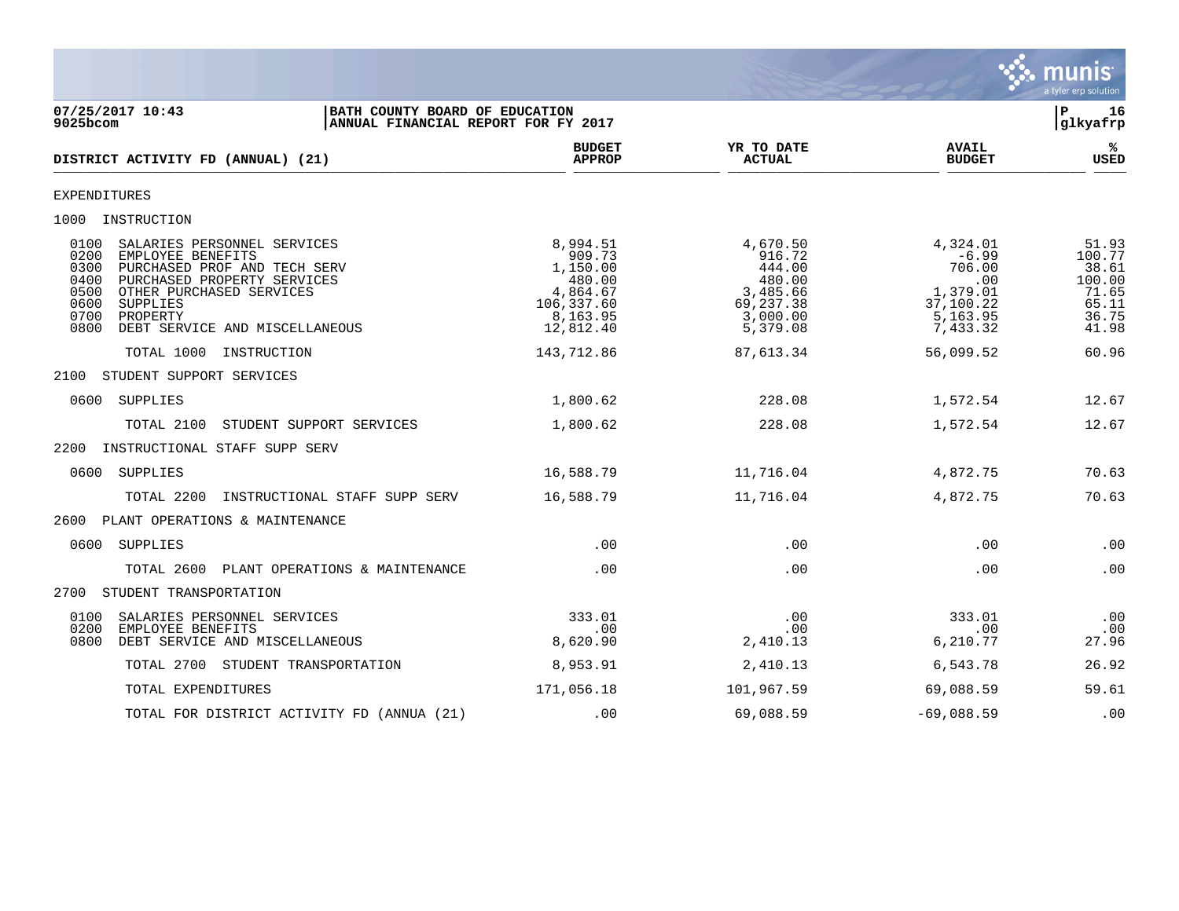07/25/2017 10:43 | BATH COUNTY BOARD OF EDUCATION | P 16
9025bcom | ANNUAL FINANCIAL REPORT FOR FY 2017 | glkyafrp

| DISTRICT ACTIVITY FD (ANNUAL) (21) | BUDGET APPROP | YR TO DATE ACTUAL | AVAIL BUDGET | % USED |
|---|---|---|---|---|
| EXPENDITURES | | | | |
| 1000 INSTRUCTION | | | | |
| 0100 SALARIES PERSONNEL SERVICES | 8,994.51 | 4,670.50 | 4,324.01 | 51.93 |
| 0200 EMPLOYEE BENEFITS | 909.73 | 916.72 | -6.99 | 100.77 |
| 0300 PURCHASED PROF AND TECH SERV | 1,150.00 | 444.00 | 706.00 | 38.61 |
| 0400 PURCHASED PROPERTY SERVICES | 480.00 | 480.00 | .00 | 100.00 |
| 0500 OTHER PURCHASED SERVICES | 4,864.67 | 3,485.66 | 1,379.01 | 71.65 |
| 0600 SUPPLIES | 106,337.60 | 69,237.38 | 37,100.22 | 65.11 |
| 0700 PROPERTY | 8,163.95 | 3,000.00 | 5,163.95 | 36.75 |
| 0800 DEBT SERVICE AND MISCELLANEOUS | 12,812.40 | 5,379.08 | 7,433.32 | 41.98 |
| TOTAL 1000 INSTRUCTION | 143,712.86 | 87,613.34 | 56,099.52 | 60.96 |
| 2100 STUDENT SUPPORT SERVICES | | | | |
| 0600 SUPPLIES | 1,800.62 | 228.08 | 1,572.54 | 12.67 |
| TOTAL 2100 STUDENT SUPPORT SERVICES | 1,800.62 | 228.08 | 1,572.54 | 12.67 |
| 2200 INSTRUCTIONAL STAFF SUPP SERV | | | | |
| 0600 SUPPLIES | 16,588.79 | 11,716.04 | 4,872.75 | 70.63 |
| TOTAL 2200 INSTRUCTIONAL STAFF SUPP SERV | 16,588.79 | 11,716.04 | 4,872.75 | 70.63 |
| 2600 PLANT OPERATIONS & MAINTENANCE | | | | |
| 0600 SUPPLIES | .00 | .00 | .00 | .00 |
| TOTAL 2600 PLANT OPERATIONS & MAINTENANCE | .00 | .00 | .00 | .00 |
| 2700 STUDENT TRANSPORTATION | | | | |
| 0100 SALARIES PERSONNEL SERVICES | 333.01 | .00 | 333.01 | .00 |
| 0200 EMPLOYEE BENEFITS | .00 | .00 | .00 | .00 |
| 0800 DEBT SERVICE AND MISCELLANEOUS | 8,620.90 | 2,410.13 | 6,210.77 | 27.96 |
| TOTAL 2700 STUDENT TRANSPORTATION | 8,953.91 | 2,410.13 | 6,543.78 | 26.92 |
| TOTAL EXPENDITURES | 171,056.18 | 101,967.59 | 69,088.59 | 59.61 |
| TOTAL FOR DISTRICT ACTIVITY FD (ANNUA (21) | .00 | 69,088.59 | -69,088.59 | .00 |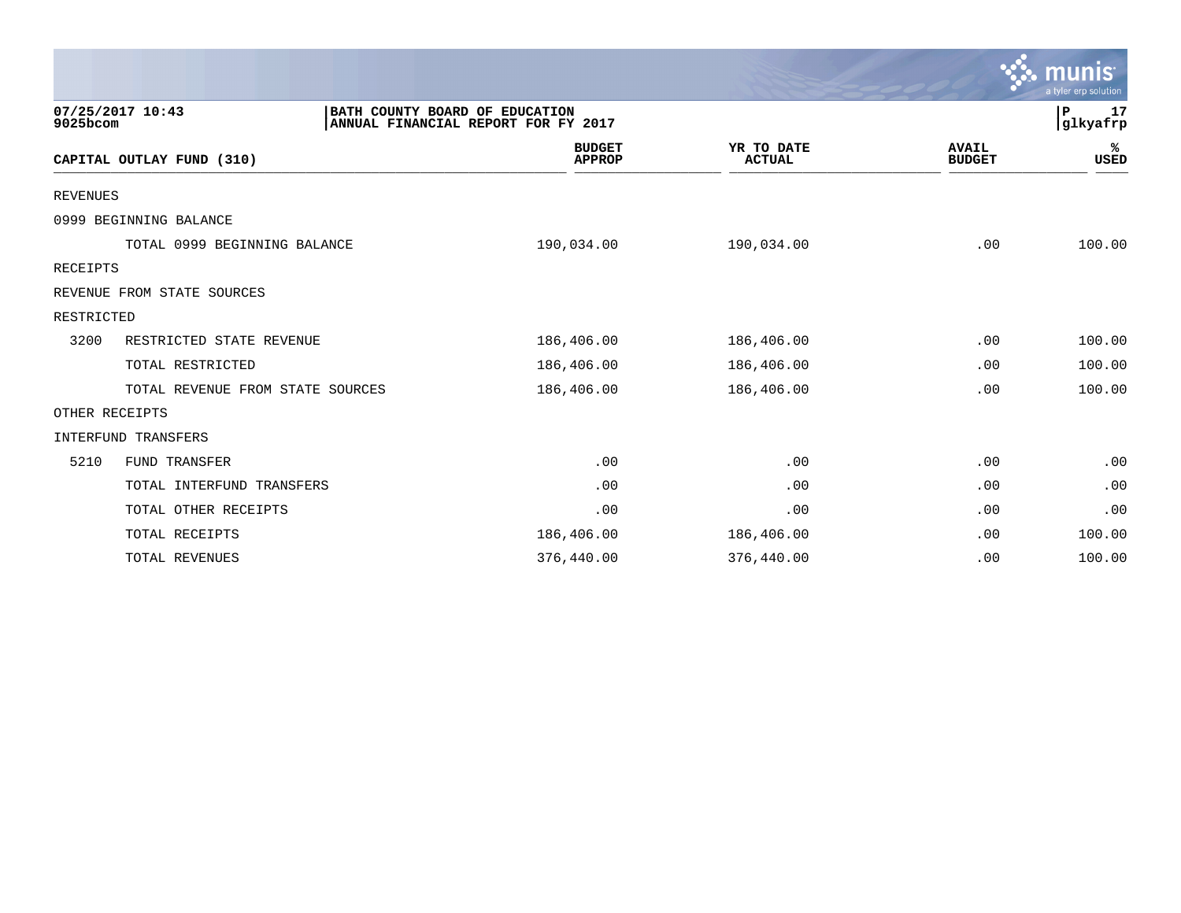07/25/2017 10:43
9025bcom

BATH COUNTY BOARD OF EDUCATION
ANNUAL FINANCIAL REPORT FOR FY 2017

P 17
glkyafrp

| CAPITAL OUTLAY FUND (310) | | BUDGET APPROP | YR TO DATE ACTUAL | AVAIL BUDGET | % USED |
|---|---|---|---|---|---|
| REVENUES | | | | | |
| 0999 BEGINNING BALANCE | | | | | |
| | TOTAL 0999 BEGINNING BALANCE | 190,034.00 | 190,034.00 | .00 | 100.00 |
| RECEIPTS | | | | | |
| REVENUE FROM STATE SOURCES | | | | | |
| RESTRICTED | | | | | |
| 3200 | RESTRICTED STATE REVENUE | 186,406.00 | 186,406.00 | .00 | 100.00 |
| | TOTAL RESTRICTED | 186,406.00 | 186,406.00 | .00 | 100.00 |
| | TOTAL REVENUE FROM STATE SOURCES | 186,406.00 | 186,406.00 | .00 | 100.00 |
| OTHER RECEIPTS | | | | | |
| INTERFUND TRANSFERS | | | | | |
| 5210 | FUND TRANSFER | .00 | .00 | .00 | .00 |
| | TOTAL INTERFUND TRANSFERS | .00 | .00 | .00 | .00 |
| | TOTAL OTHER RECEIPTS | .00 | .00 | .00 | .00 |
| | TOTAL RECEIPTS | 186,406.00 | 186,406.00 | .00 | 100.00 |
| | TOTAL REVENUES | 376,440.00 | 376,440.00 | .00 | 100.00 |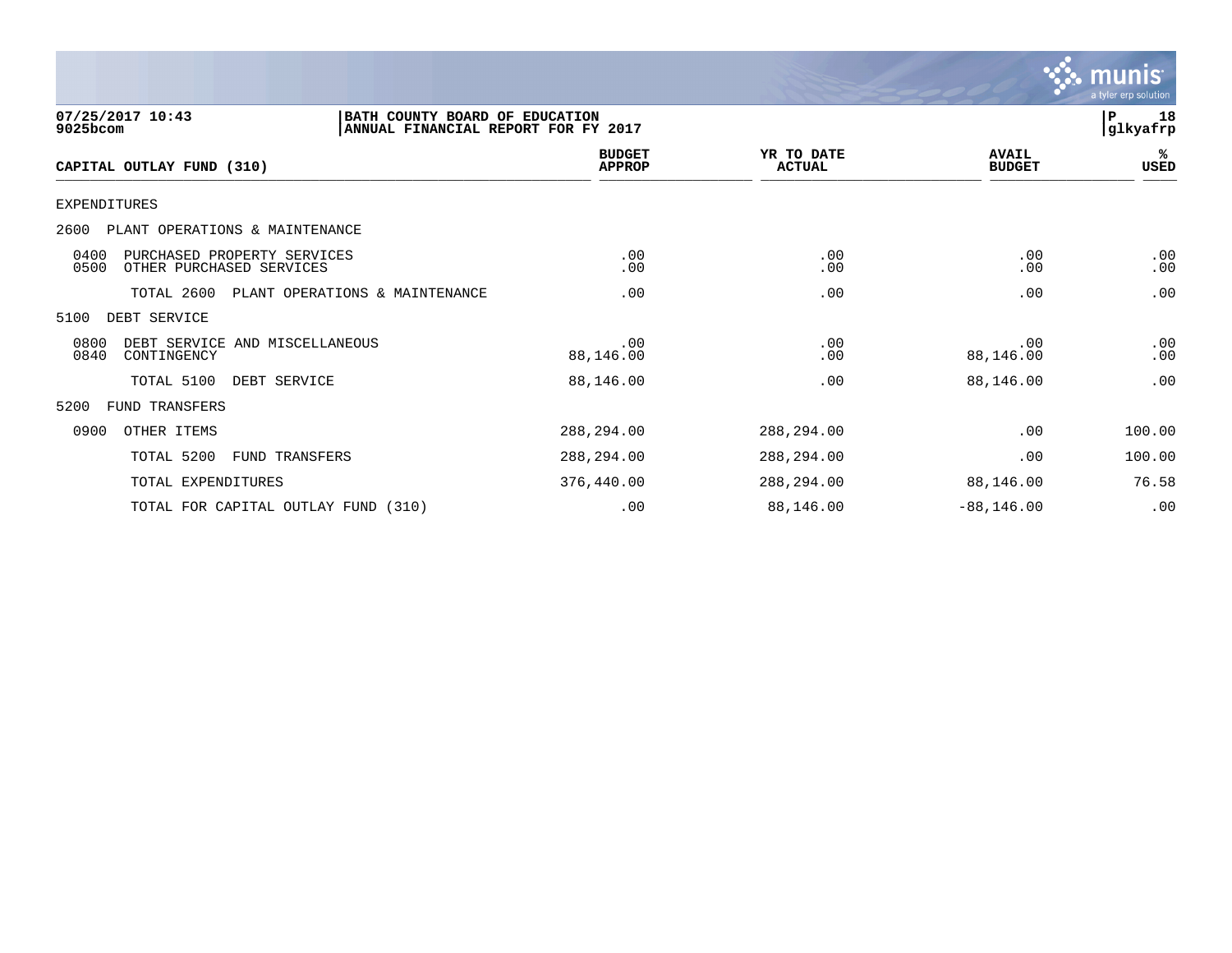07/25/2017 10:43
9025bcom

BATH COUNTY BOARD OF EDUCATION
ANNUAL FINANCIAL REPORT FOR FY 2017

P 18
glkyafrp

| CAPITAL OUTLAY FUND (310) | BUDGET APPROP | YR TO DATE ACTUAL | AVAIL BUDGET | % USED |
|---|---|---|---|---|
| EXPENDITURES | | | | |
| 2600 PLANT OPERATIONS & MAINTENANCE | | | | |
| 0400 PURCHASED PROPERTY SERVICES | .00 | .00 | .00 | .00 |
| 0500 OTHER PURCHASED SERVICES | .00 | .00 | .00 | .00 |
| TOTAL 2600 PLANT OPERATIONS & MAINTENANCE | .00 | .00 | .00 | .00 |
| 5100 DEBT SERVICE | | | | |
| 0800 DEBT SERVICE AND MISCELLANEOUS | .00 | .00 | .00 | .00 |
| 0840 CONTINGENCY | 88,146.00 | .00 | 88,146.00 | .00 |
| TOTAL 5100 DEBT SERVICE | 88,146.00 | .00 | 88,146.00 | .00 |
| 5200 FUND TRANSFERS | | | | |
| 0900 OTHER ITEMS | 288,294.00 | 288,294.00 | .00 | 100.00 |
| TOTAL 5200 FUND TRANSFERS | 288,294.00 | 288,294.00 | .00 | 100.00 |
| TOTAL EXPENDITURES | 376,440.00 | 288,294.00 | 88,146.00 | 76.58 |
| TOTAL FOR CAPITAL OUTLAY FUND (310) | .00 | 88,146.00 | -88,146.00 | .00 |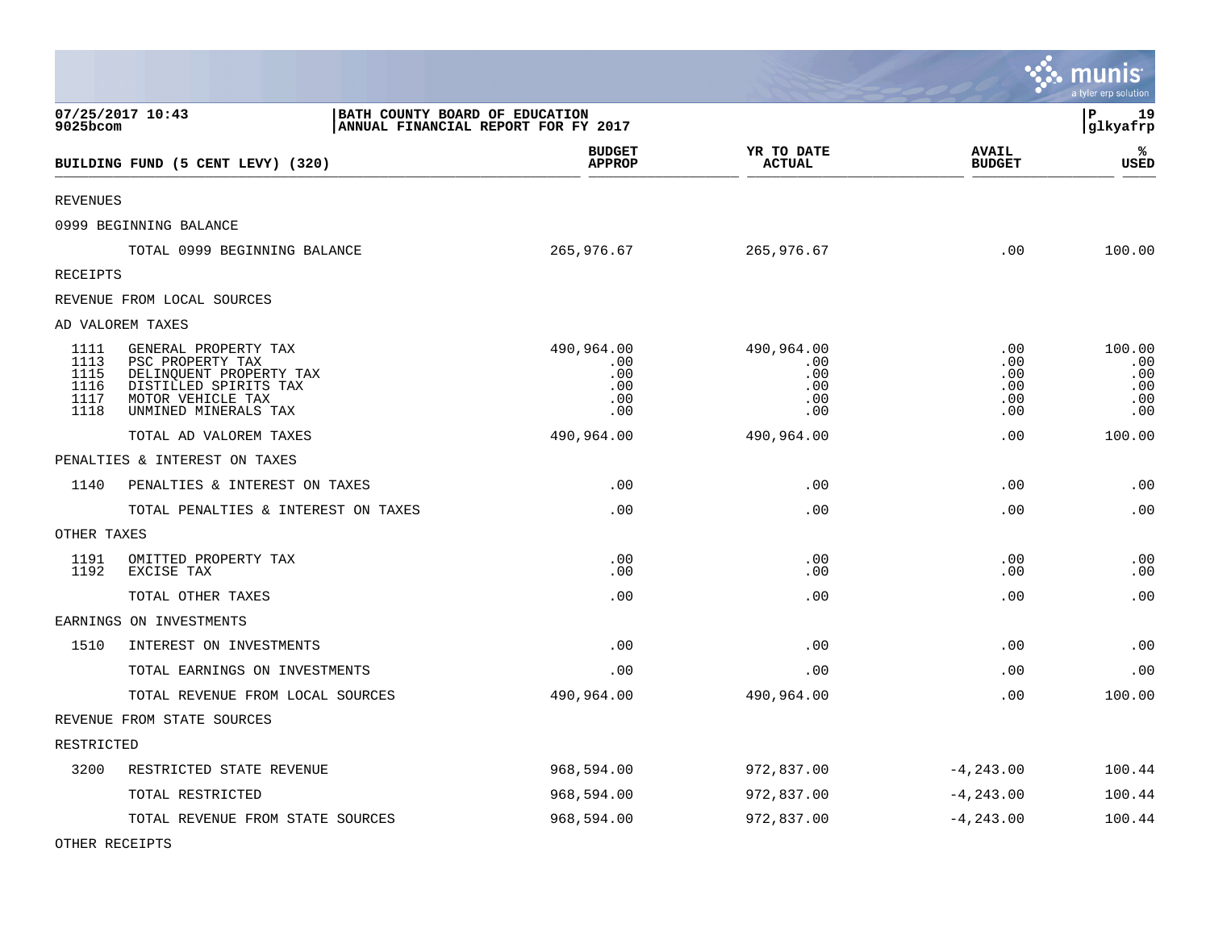07/25/2017 10:43 | BATH COUNTY BOARD OF EDUCATION
9025bcom | ANNUAL FINANCIAL REPORT FOR FY 2017

| BUILDING FUND (5 CENT LEVY) (320) | | BUDGET APPROP | YR TO DATE ACTUAL | AVAIL BUDGET | % USED |
|---|---|---|---|---|---|
| REVENUES | | | | | |
| 0999 BEGINNING BALANCE | | | | | |
| | TOTAL 0999 BEGINNING BALANCE | 265,976.67 | 265,976.67 | .00 | 100.00 |
| RECEIPTS | | | | | |
| REVENUE FROM LOCAL SOURCES | | | | | |
| AD VALOREM TAXES | | | | | |
| 1111 | GENERAL PROPERTY TAX | 490,964.00 | 490,964.00 | .00 | 100.00 |
| 1113 | PSC PROPERTY TAX | .00 | .00 | .00 | .00 |
| 1115 | DELINQUENT PROPERTY TAX | .00 | .00 | .00 | .00 |
| 1116 | DISTILLED SPIRITS TAX | .00 | .00 | .00 | .00 |
| 1117 | MOTOR VEHICLE TAX | .00 | .00 | .00 | .00 |
| 1118 | UNMINED MINERALS TAX | .00 | .00 | .00 | .00 |
| | TOTAL AD VALOREM TAXES | 490,964.00 | 490,964.00 | .00 | 100.00 |
| PENALTIES & INTEREST ON TAXES | | | | | |
| 1140 | PENALTIES & INTEREST ON TAXES | .00 | .00 | .00 | .00 |
| | TOTAL PENALTIES & INTEREST ON TAXES | .00 | .00 | .00 | .00 |
| OTHER TAXES | | | | | |
| 1191 | OMITTED PROPERTY TAX | .00 | .00 | .00 | .00 |
| 1192 | EXCISE TAX | .00 | .00 | .00 | .00 |
| | TOTAL OTHER TAXES | .00 | .00 | .00 | .00 |
| EARNINGS ON INVESTMENTS | | | | | |
| 1510 | INTEREST ON INVESTMENTS | .00 | .00 | .00 | .00 |
| | TOTAL EARNINGS ON INVESTMENTS | .00 | .00 | .00 | .00 |
| | TOTAL REVENUE FROM LOCAL SOURCES | 490,964.00 | 490,964.00 | .00 | 100.00 |
| REVENUE FROM STATE SOURCES | | | | | |
| RESTRICTED | | | | | |
| 3200 | RESTRICTED STATE REVENUE | 968,594.00 | 972,837.00 | -4,243.00 | 100.44 |
| | TOTAL RESTRICTED | 968,594.00 | 972,837.00 | -4,243.00 | 100.44 |
| | TOTAL REVENUE FROM STATE SOURCES | 968,594.00 | 972,837.00 | -4,243.00 | 100.44 |
| OTHER RECEIPTS | | | | | |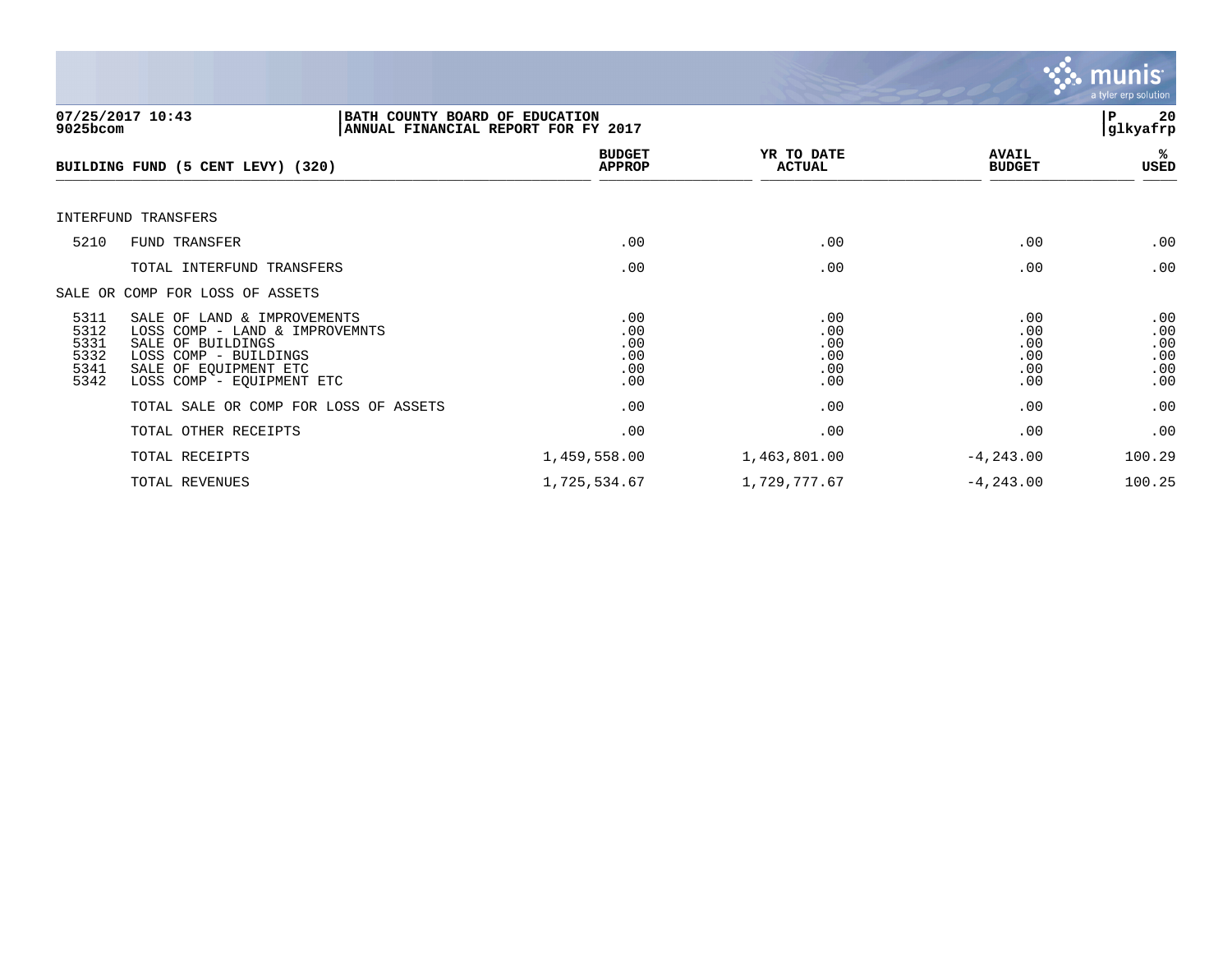07/25/2017 10:43 | BATH COUNTY BOARD OF EDUCATION
9025bcom | ANNUAL FINANCIAL REPORT FOR FY 2017

| BUILDING FUND (5 CENT LEVY) (320) | | BUDGET APPROP | YR TO DATE ACTUAL | AVAIL BUDGET | % USED |
|---|---|---|---|---|---|
| INTERFUND TRANSFERS | | | | | |
| 5210 | FUND TRANSFER | .00 | .00 | .00 | .00 |
| | TOTAL INTERFUND TRANSFERS | .00 | .00 | .00 | .00 |
| SALE OR COMP FOR LOSS OF ASSETS | | | | | |
| 5311 | SALE OF LAND & IMPROVEMENTS | .00 | .00 | .00 | .00 |
| 5312 | LOSS COMP - LAND & IMPROVEMNTS | .00 | .00 | .00 | .00 |
| 5331 | SALE OF BUILDINGS | .00 | .00 | .00 | .00 |
| 5332 | LOSS COMP - BUILDINGS | .00 | .00 | .00 | .00 |
| 5341 | SALE OF EQUIPMENT ETC | .00 | .00 | .00 | .00 |
| 5342 | LOSS COMP - EQUIPMENT ETC | .00 | .00 | .00 | .00 |
| | TOTAL SALE OR COMP FOR LOSS OF ASSETS | .00 | .00 | .00 | .00 |
| | TOTAL OTHER RECEIPTS | .00 | .00 | .00 | .00 |
| | TOTAL RECEIPTS | 1,459,558.00 | 1,463,801.00 | -4,243.00 | 100.29 |
| | TOTAL REVENUES | 1,725,534.67 | 1,729,777.67 | -4,243.00 | 100.25 |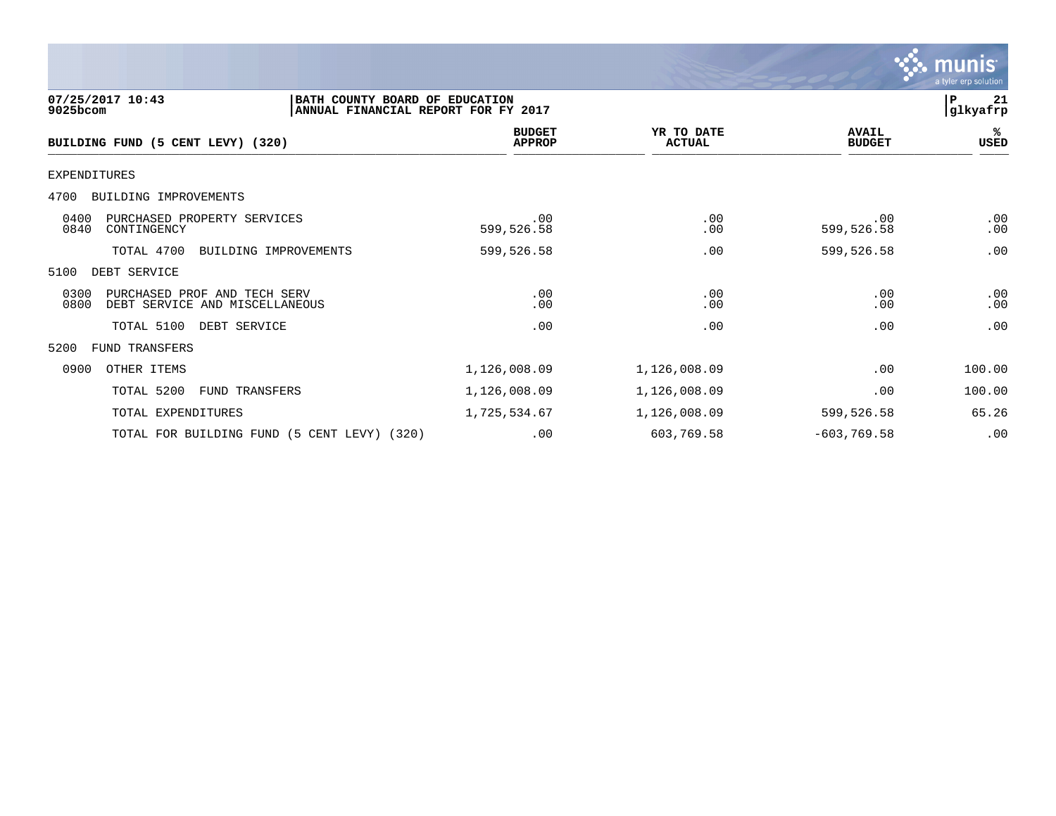07/25/2017 10:43 | BATH COUNTY BOARD OF EDUCATION
9025bcom | ANNUAL FINANCIAL REPORT FOR FY 2017

| BUILDING FUND (5 CENT LEVY) (320) | BUDGET APPROP | YR TO DATE ACTUAL | AVAIL BUDGET | % USED |
|---|---|---|---|---|
| EXPENDITURES | | | | |
| 4700 BUILDING IMPROVEMENTS | | | | |
| 0400 PURCHASED PROPERTY SERVICES | .00 | .00 | .00 | .00 |
| 0840 CONTINGENCY | 599,526.58 | .00 | 599,526.58 | .00 |
| TOTAL 4700 BUILDING IMPROVEMENTS | 599,526.58 | .00 | 599,526.58 | .00 |
| 5100 DEBT SERVICE | | | | |
| 0300 PURCHASED PROF AND TECH SERV | .00 | .00 | .00 | .00 |
| 0800 DEBT SERVICE AND MISCELLANEOUS | .00 | .00 | .00 | .00 |
| TOTAL 5100 DEBT SERVICE | .00 | .00 | .00 | .00 |
| 5200 FUND TRANSFERS | | | | |
| 0900 OTHER ITEMS | 1,126,008.09 | 1,126,008.09 | .00 | 100.00 |
| TOTAL 5200 FUND TRANSFERS | 1,126,008.09 | 1,126,008.09 | .00 | 100.00 |
| TOTAL EXPENDITURES | 1,725,534.67 | 1,126,008.09 | 599,526.58 | 65.26 |
| TOTAL FOR BUILDING FUND (5 CENT LEVY) (320) | .00 | 603,769.58 | -603,769.58 | .00 |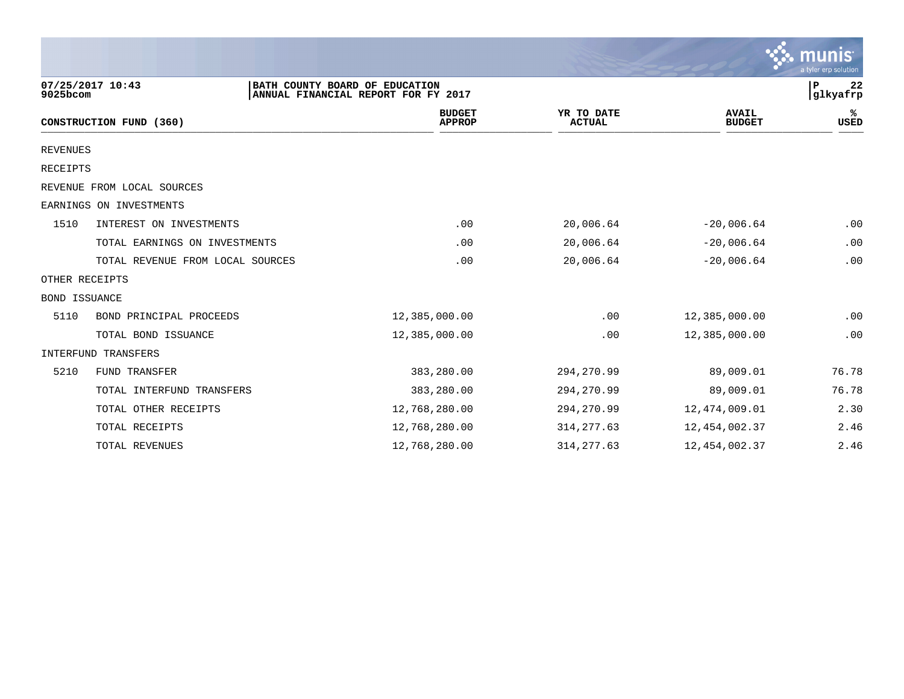BATH COUNTY BOARD OF EDUCATION
ANNUAL FINANCIAL REPORT FOR FY 2017

07/25/2017 10:43
9025bcom

glkyafrp

| CONSTRUCTION FUND (360) | | BUDGET APPROP | YR TO DATE ACTUAL | AVAIL BUDGET | % USED |
|---|---|---|---|---|---|
| REVENUES | | | | | |
| RECEIPTS | | | | | |
| REVENUE FROM LOCAL SOURCES | | | | | |
| EARNINGS ON INVESTMENTS | | | | | |
| 1510 | INTEREST ON INVESTMENTS | .00 | 20,006.64 | -20,006.64 | .00 |
| | TOTAL EARNINGS ON INVESTMENTS | .00 | 20,006.64 | -20,006.64 | .00 |
| | TOTAL REVENUE FROM LOCAL SOURCES | .00 | 20,006.64 | -20,006.64 | .00 |
| OTHER RECEIPTS | | | | | |
| BOND ISSUANCE | | | | | |
| 5110 | BOND PRINCIPAL PROCEEDS | 12,385,000.00 | .00 | 12,385,000.00 | .00 |
| | TOTAL BOND ISSUANCE | 12,385,000.00 | .00 | 12,385,000.00 | .00 |
| INTERFUND TRANSFERS | | | | | |
| 5210 | FUND TRANSFER | 383,280.00 | 294,270.99 | 89,009.01 | 76.78 |
| | TOTAL INTERFUND TRANSFERS | 383,280.00 | 294,270.99 | 89,009.01 | 76.78 |
| | TOTAL OTHER RECEIPTS | 12,768,280.00 | 294,270.99 | 12,474,009.01 | 2.30 |
| | TOTAL RECEIPTS | 12,768,280.00 | 314,277.63 | 12,454,002.37 | 2.46 |
| | TOTAL REVENUES | 12,768,280.00 | 314,277.63 | 12,454,002.37 | 2.46 |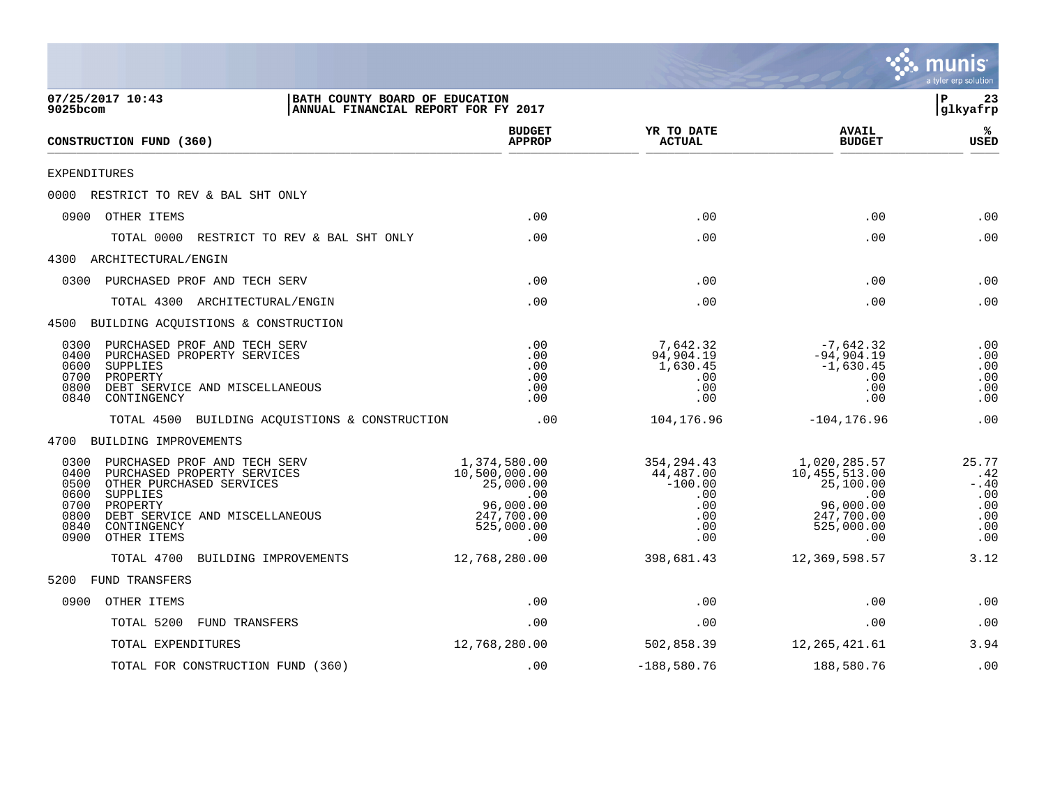07/25/2017 10:43 | BATH COUNTY BOARD OF EDUCATION | P 23
9025bcom | ANNUAL FINANCIAL REPORT FOR FY 2017 | glkyafrp

| CONSTRUCTION FUND (360) | BUDGET APPROP | YR TO DATE ACTUAL | AVAIL BUDGET | % USED |
|---|---|---|---|---|
| EXPENDITURES | | | | |
| 0000 RESTRICT TO REV & BAL SHT ONLY | | | | |
| 0900 OTHER ITEMS | .00 | .00 | .00 | .00 |
| TOTAL 0000 RESTRICT TO REV & BAL SHT ONLY | .00 | .00 | .00 | .00 |
| 4300 ARCHITECTURAL/ENGIN | | | | |
| 0300 PURCHASED PROF AND TECH SERV | .00 | .00 | .00 | .00 |
| TOTAL 4300 ARCHITECTURAL/ENGIN | .00 | .00 | .00 | .00 |
| 4500 BUILDING ACQUISTIONS & CONSTRUCTION | | | | |
| 0300 PURCHASED PROF AND TECH SERV | .00 | 7,642.32 | -7,642.32 | .00 |
| 0400 PURCHASED PROPERTY SERVICES | .00 | 94,904.19 | -94,904.19 | .00 |
| 0600 SUPPLIES | .00 | 1,630.45 | -1,630.45 | .00 |
| 0700 PROPERTY | .00 | .00 | .00 | .00 |
| 0800 DEBT SERVICE AND MISCELLANEOUS | .00 | .00 | .00 | .00 |
| 0840 CONTINGENCY | .00 | .00 | .00 | .00 |
| TOTAL 4500 BUILDING ACQUISTIONS & CONSTRUCTION | .00 | 104,176.96 | -104,176.96 | .00 |
| 4700 BUILDING IMPROVEMENTS | | | | |
| 0300 PURCHASED PROF AND TECH SERV | 1,374,580.00 | 354,294.43 | 1,020,285.57 | 25.77 |
| 0400 PURCHASED PROPERTY SERVICES | 10,500,000.00 | 44,487.00 | 10,455,513.00 | .42 |
| 0500 OTHER PURCHASED SERVICES | 25,000.00 | -100.00 | 25,100.00 | -.40 |
| 0600 SUPPLIES | .00 | .00 | .00 | .00 |
| 0700 PROPERTY | 96,000.00 | .00 | 96,000.00 | .00 |
| 0800 DEBT SERVICE AND MISCELLANEOUS | 247,700.00 | .00 | 247,700.00 | .00 |
| 0840 CONTINGENCY | 525,000.00 | .00 | 525,000.00 | .00 |
| 0900 OTHER ITEMS | .00 | .00 | .00 | .00 |
| TOTAL 4700 BUILDING IMPROVEMENTS | 12,768,280.00 | 398,681.43 | 12,369,598.57 | 3.12 |
| 5200 FUND TRANSFERS | | | | |
| 0900 OTHER ITEMS | .00 | .00 | .00 | .00 |
| TOTAL 5200 FUND TRANSFERS | .00 | .00 | .00 | .00 |
| TOTAL EXPENDITURES | 12,768,280.00 | 502,858.39 | 12,265,421.61 | 3.94 |
| TOTAL FOR CONSTRUCTION FUND (360) | .00 | -188,580.76 | 188,580.76 | .00 |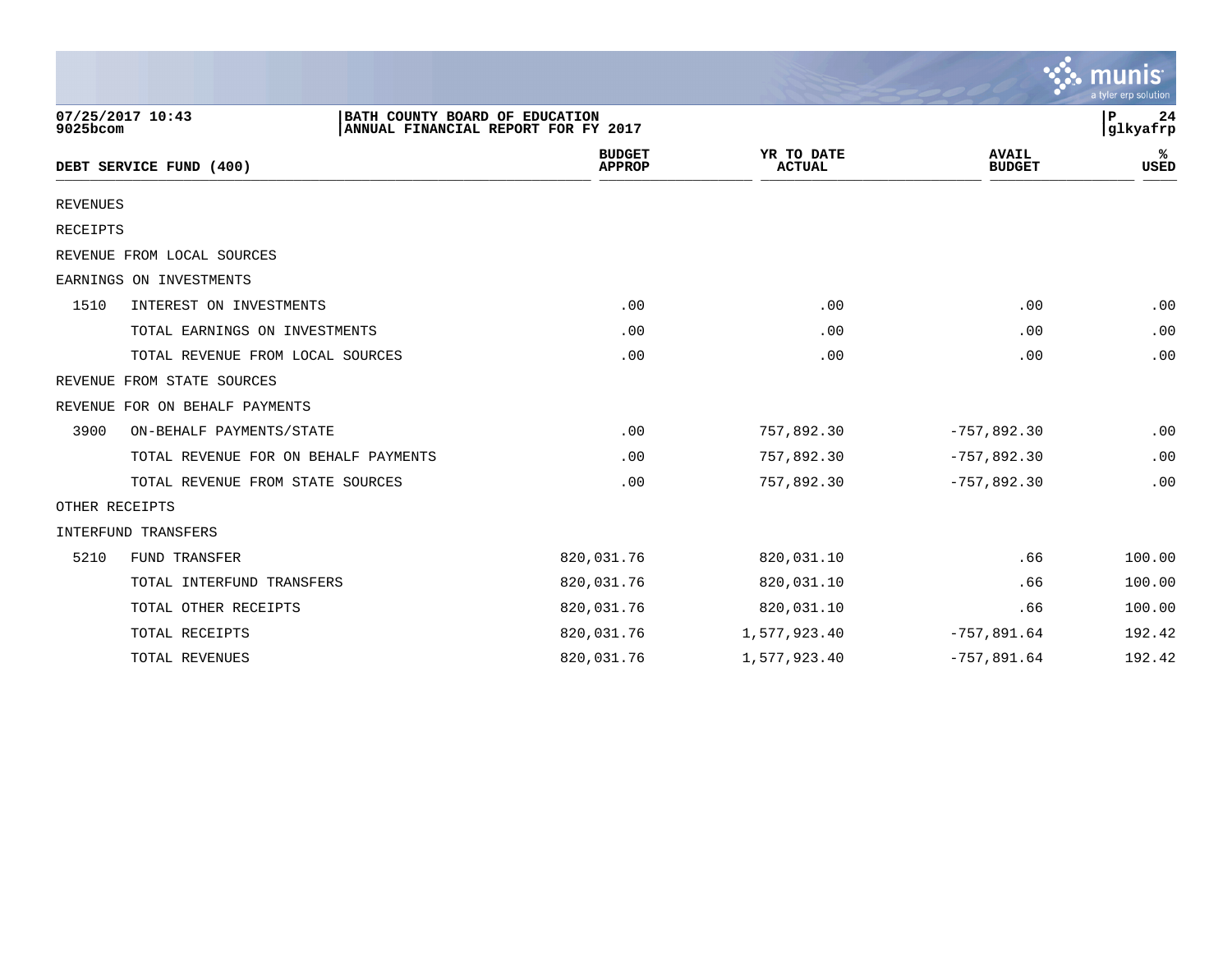BATH COUNTY BOARD OF EDUCATION
ANNUAL FINANCIAL REPORT FOR FY 2017

| DEBT SERVICE FUND (400) | | BUDGET APPROP | YR TO DATE ACTUAL | AVAIL BUDGET | % USED |
|---|---|---|---|---|---|
| REVENUES | | | | | |
| RECEIPTS | | | | | |
| REVENUE FROM LOCAL SOURCES | | | | | |
| EARNINGS ON INVESTMENTS | | | | | |
| 1510 | INTEREST ON INVESTMENTS | .00 | .00 | .00 | .00 |
| | TOTAL EARNINGS ON INVESTMENTS | .00 | .00 | .00 | .00 |
| | TOTAL REVENUE FROM LOCAL SOURCES | .00 | .00 | .00 | .00 |
| REVENUE FROM STATE SOURCES | | | | | |
| REVENUE FOR ON BEHALF PAYMENTS | | | | | |
| 3900 | ON-BEHALF PAYMENTS/STATE | .00 | 757,892.30 | -757,892.30 | .00 |
| | TOTAL REVENUE FOR ON BEHALF PAYMENTS | .00 | 757,892.30 | -757,892.30 | .00 |
| | TOTAL REVENUE FROM STATE SOURCES | .00 | 757,892.30 | -757,892.30 | .00 |
| OTHER RECEIPTS | | | | | |
| INTERFUND TRANSFERS | | | | | |
| 5210 | FUND TRANSFER | 820,031.76 | 820,031.10 | .66 | 100.00 |
| | TOTAL INTERFUND TRANSFERS | 820,031.76 | 820,031.10 | .66 | 100.00 |
| | TOTAL OTHER RECEIPTS | 820,031.76 | 820,031.10 | .66 | 100.00 |
| | TOTAL RECEIPTS | 820,031.76 | 1,577,923.40 | -757,891.64 | 192.42 |
| | TOTAL REVENUES | 820,031.76 | 1,577,923.40 | -757,891.64 | 192.42 |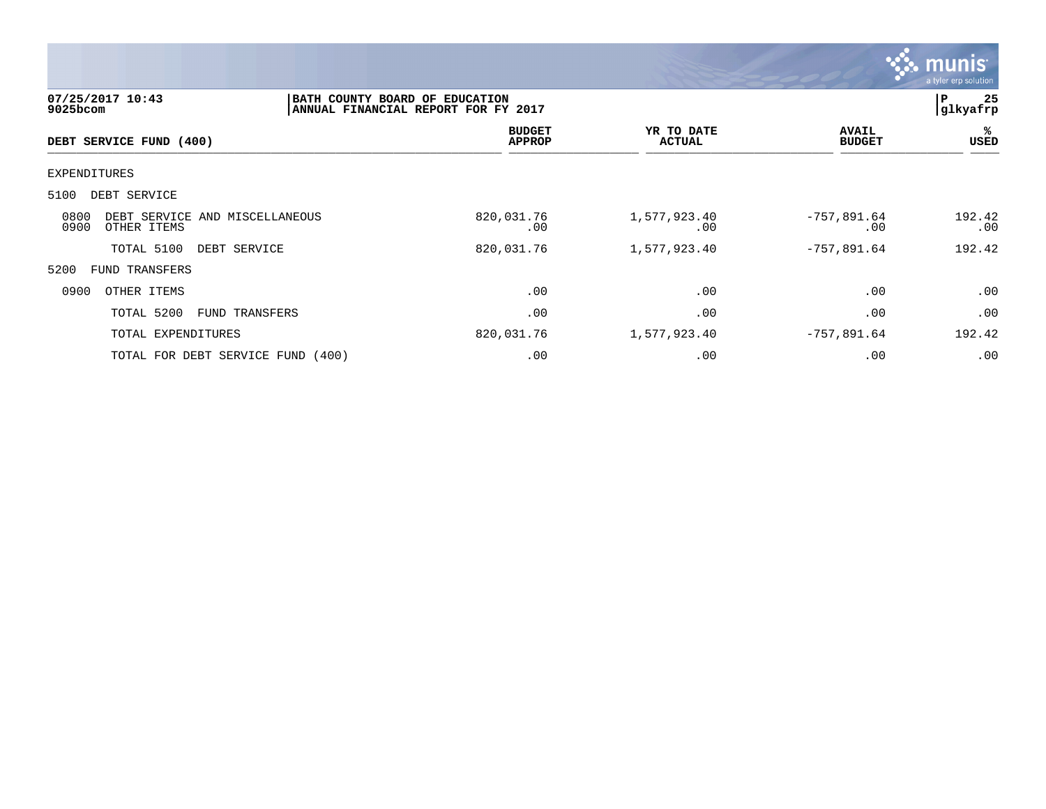07/25/2017 10:43
9025bcom

BATH COUNTY BOARD OF EDUCATION
ANNUAL FINANCIAL REPORT FOR FY 2017

P 25
glkyafrp

| DEBT SERVICE FUND (400) | BUDGET APPROP | YR TO DATE ACTUAL | AVAIL BUDGET | % USED |
|---|---|---|---|---|
| EXPENDITURES | | | | |
| 5100 DEBT SERVICE | | | | |
| 0800 DEBT SERVICE AND MISCELLANEOUS | 820,031.76 | 1,577,923.40 | -757,891.64 | 192.42 |
| 0900 OTHER ITEMS | .00 | .00 | .00 | .00 |
| TOTAL 5100 DEBT SERVICE | 820,031.76 | 1,577,923.40 | -757,891.64 | 192.42 |
| 5200 FUND TRANSFERS | | | | |
| 0900 OTHER ITEMS | .00 | .00 | .00 | .00 |
| TOTAL 5200 FUND TRANSFERS | .00 | .00 | .00 | .00 |
| TOTAL EXPENDITURES | 820,031.76 | 1,577,923.40 | -757,891.64 | 192.42 |
| TOTAL FOR DEBT SERVICE FUND (400) | .00 | .00 | .00 | .00 |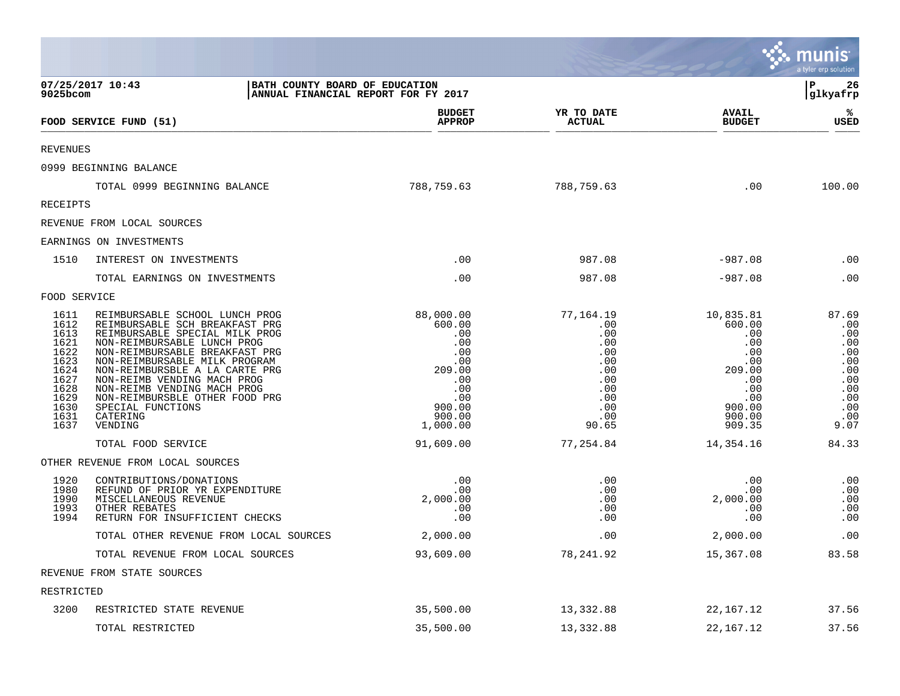**BATH COUNTY BOARD OF EDUCATION**
**ANNUAL FINANCIAL REPORT FOR FY 2017**

07/25/2017 10:43
9025bcom

glkyafrp

| FOOD SERVICE FUND (51) | | BUDGET APPROP | YR TO DATE ACTUAL | AVAIL BUDGET | % USED |
|---|---|---|---|---|---|
| REVENUES | | | | | |
| 0999 BEGINNING BALANCE | | | | | |
| | TOTAL 0999 BEGINNING BALANCE | 788,759.63 | 788,759.63 | .00 | 100.00 |
| RECEIPTS | | | | | |
| REVENUE FROM LOCAL SOURCES | | | | | |
| EARNINGS ON INVESTMENTS | | | | | |
| 1510 | INTEREST ON INVESTMENTS | .00 | 987.08 | -987.08 | .00 |
| | TOTAL EARNINGS ON INVESTMENTS | .00 | 987.08 | -987.08 | .00 |
| FOOD SERVICE | | | | | |
| 1611 | REIMBURSABLE SCHOOL LUNCH PROG | 88,000.00 | 77,164.19 | 10,835.81 | 87.69 |
| 1612 | REIMBURSABLE SCH BREAKFAST PRG | 600.00 | .00 | 600.00 | .00 |
| 1613 | REIMBURSABLE SPECIAL MILK PROG | .00 | .00 | .00 | .00 |
| 1621 | NON-REIMBURSABLE LUNCH PROG | .00 | .00 | .00 | .00 |
| 1622 | NON-REIMBURSABLE BREAKFAST PRG | .00 | .00 | .00 | .00 |
| 1623 | NON-REIMBURSABLE MILK PROGRAM | .00 | .00 | .00 | .00 |
| 1624 | NON-REIMBURSBLE A LA CARTE PRG | 209.00 | .00 | 209.00 | .00 |
| 1627 | NON-REIMB VENDING MACH PROG | .00 | .00 | .00 | .00 |
| 1628 | NON-REIMB VENDING MACH PROG | .00 | .00 | .00 | .00 |
| 1629 | NON-REIMBURSBLE OTHER FOOD PRG | .00 | .00 | .00 | .00 |
| 1630 | SPECIAL FUNCTIONS | 900.00 | .00 | 900.00 | .00 |
| 1631 | CATERING | 900.00 | .00 | 900.00 | .00 |
| 1637 | VENDING | 1,000.00 | 90.65 | 909.35 | 9.07 |
| | TOTAL FOOD SERVICE | 91,609.00 | 77,254.84 | 14,354.16 | 84.33 |
| OTHER REVENUE FROM LOCAL SOURCES | | | | | |
| 1920 | CONTRIBUTIONS/DONATIONS | .00 | .00 | .00 | .00 |
| 1980 | REFUND OF PRIOR YR EXPENDITURE | .00 | .00 | .00 | .00 |
| 1990 | MISCELLANEOUS REVENUE | 2,000.00 | .00 | 2,000.00 | .00 |
| 1993 | OTHER REBATES | .00 | .00 | .00 | .00 |
| 1994 | RETURN FOR INSUFFICIENT CHECKS | .00 | .00 | .00 | .00 |
| | TOTAL OTHER REVENUE FROM LOCAL SOURCES | 2,000.00 | .00 | 2,000.00 | .00 |
| | TOTAL REVENUE FROM LOCAL SOURCES | 93,609.00 | 78,241.92 | 15,367.08 | 83.58 |
| REVENUE FROM STATE SOURCES | | | | | |
| RESTRICTED | | | | | |
| 3200 | RESTRICTED STATE REVENUE | 35,500.00 | 13,332.88 | 22,167.12 | 37.56 |
| | TOTAL RESTRICTED | 35,500.00 | 13,332.88 | 22,167.12 | 37.56 |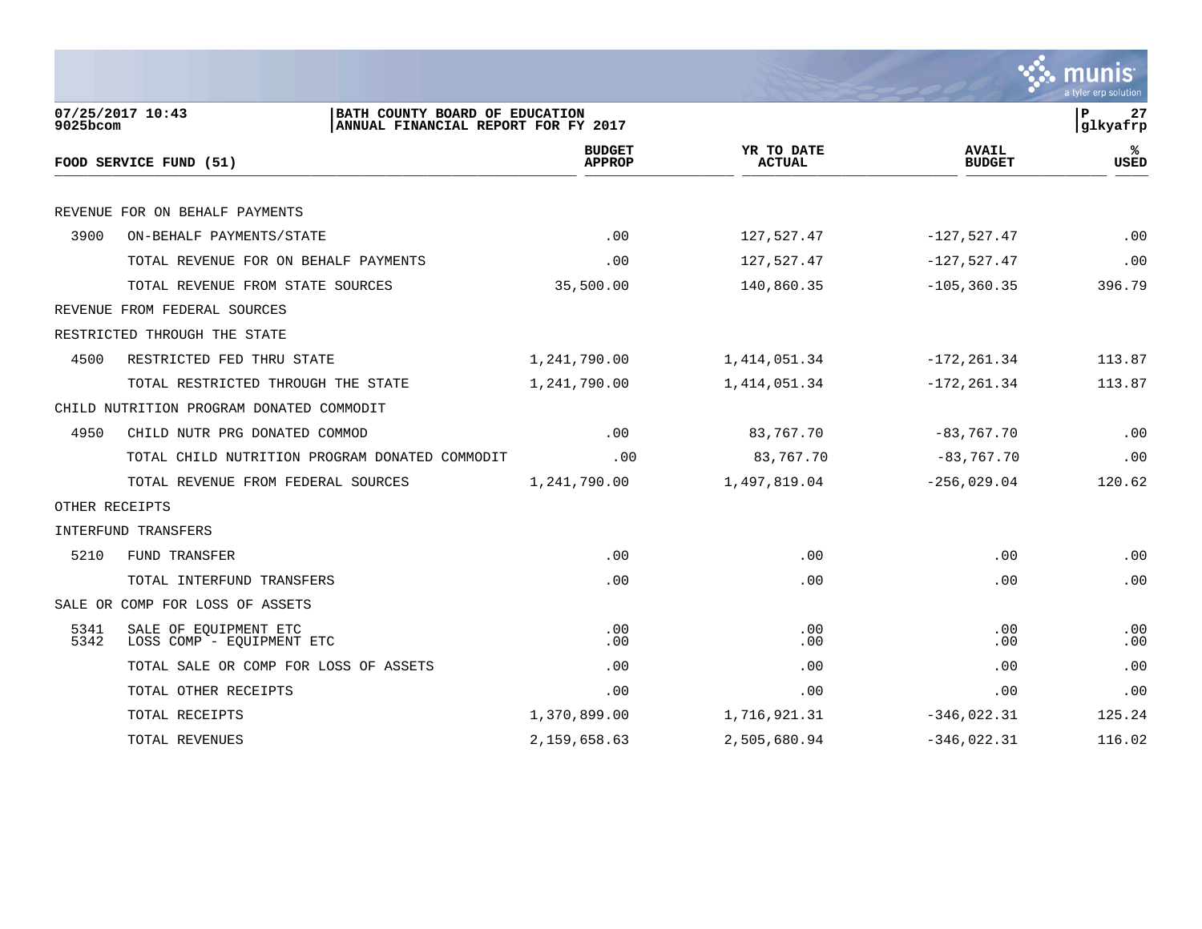**07/25/2017 10:43**
**9025bcom**

**BATH COUNTY BOARD OF EDUCATION**
**ANNUAL FINANCIAL REPORT FOR FY 2017**

**glkyafrp**

| FOOD SERVICE FUND (51) | | BUDGET APPROP | YR TO DATE ACTUAL | AVAIL BUDGET | % USED |
|---|---|---|---|---|---|
| REVENUE FOR ON BEHALF PAYMENTS | | | | | |
| 3900 | ON-BEHALF PAYMENTS/STATE | .00 | 127,527.47 | -127,527.47 | .00 |
| | TOTAL REVENUE FOR ON BEHALF PAYMENTS | .00 | 127,527.47 | -127,527.47 | .00 |
| | TOTAL REVENUE FROM STATE SOURCES | 35,500.00 | 140,860.35 | -105,360.35 | 396.79 |
| REVENUE FROM FEDERAL SOURCES | | | | | |
| RESTRICTED THROUGH THE STATE | | | | | |
| 4500 | RESTRICTED FED THRU STATE | 1,241,790.00 | 1,414,051.34 | -172,261.34 | 113.87 |
| | TOTAL RESTRICTED THROUGH THE STATE | 1,241,790.00 | 1,414,051.34 | -172,261.34 | 113.87 |
| CHILD NUTRITION PROGRAM DONATED COMMODIT | | | | | |
| 4950 | CHILD NUTR PRG DONATED COMMOD | .00 | 83,767.70 | -83,767.70 | .00 |
| | TOTAL CHILD NUTRITION PROGRAM DONATED COMMODIT | .00 | 83,767.70 | -83,767.70 | .00 |
| | TOTAL REVENUE FROM FEDERAL SOURCES | 1,241,790.00 | 1,497,819.04 | -256,029.04 | 120.62 |
| OTHER RECEIPTS | | | | | |
| INTERFUND TRANSFERS | | | | | |
| 5210 | FUND TRANSFER | .00 | .00 | .00 | .00 |
| | TOTAL INTERFUND TRANSFERS | .00 | .00 | .00 | .00 |
| SALE OR COMP FOR LOSS OF ASSETS | | | | | |
| 5341 | SALE OF EQUIPMENT ETC | .00 | .00 | .00 | .00 |
| 5342 | LOSS COMP - EQUIPMENT ETC | .00 | .00 | .00 | .00 |
| | TOTAL SALE OR COMP FOR LOSS OF ASSETS | .00 | .00 | .00 | .00 |
| | TOTAL OTHER RECEIPTS | .00 | .00 | .00 | .00 |
| | TOTAL RECEIPTS | 1,370,899.00 | 1,716,921.31 | -346,022.31 | 125.24 |
| | TOTAL REVENUES | 2,159,658.63 | 2,505,680.94 | -346,022.31 | 116.02 |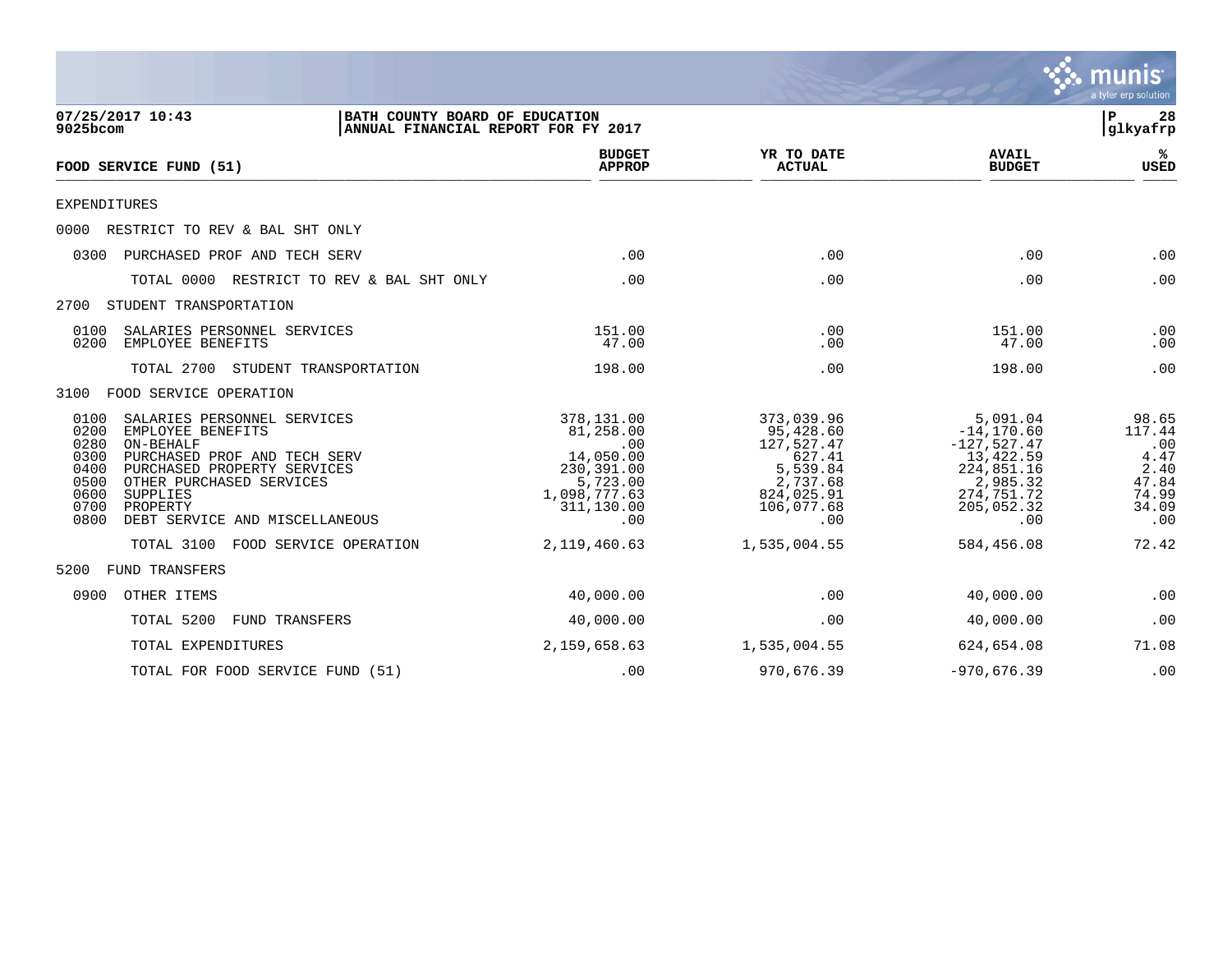07/25/2017 10:43
9025bcom

**BATH COUNTY BOARD OF EDUCATION**
**ANNUAL FINANCIAL REPORT FOR FY 2017**

P 28
glkyafrp

| FOOD SERVICE FUND (51) | BUDGET APPROP | YR TO DATE ACTUAL | AVAIL BUDGET | % USED |
|---|---|---|---|---|
| EXPENDITURES | | | | |
| 0000 RESTRICT TO REV & BAL SHT ONLY | | | | |
| 0300 PURCHASED PROF AND TECH SERV | .00 | .00 | .00 | .00 |
| TOTAL 0000 RESTRICT TO REV & BAL SHT ONLY | .00 | .00 | .00 | .00 |
| 2700 STUDENT TRANSPORTATION | | | | |
| 0100 SALARIES PERSONNEL SERVICES | 151.00 | .00 | 151.00 | .00 |
| 0200 EMPLOYEE BENEFITS | 47.00 | .00 | 47.00 | .00 |
| TOTAL 2700 STUDENT TRANSPORTATION | 198.00 | .00 | 198.00 | .00 |
| 3100 FOOD SERVICE OPERATION | | | | |
| 0100 SALARIES PERSONNEL SERVICES | 378,131.00 | 373,039.96 | 5,091.04 | 98.65 |
| 0200 EMPLOYEE BENEFITS | 81,258.00 | 95,428.60 | -14,170.60 | 117.44 |
| 0280 ON-BEHALF | .00 | 127,527.47 | -127,527.47 | .00 |
| 0300 PURCHASED PROF AND TECH SERV | 14,050.00 | 627.41 | 13,422.59 | 4.47 |
| 0400 PURCHASED PROPERTY SERVICES | 230,391.00 | 5,539.84 | 224,851.16 | 2.40 |
| 0500 OTHER PURCHASED SERVICES | 5,723.00 | 2,737.68 | 2,985.32 | 47.84 |
| 0600 SUPPLIES | 1,098,777.63 | 824,025.91 | 274,751.72 | 74.99 |
| 0700 PROPERTY | 311,130.00 | 106,077.68 | 205,052.32 | 34.09 |
| 0800 DEBT SERVICE AND MISCELLANEOUS | .00 | .00 | .00 | .00 |
| TOTAL 3100 FOOD SERVICE OPERATION | 2,119,460.63 | 1,535,004.55 | 584,456.08 | 72.42 |
| 5200 FUND TRANSFERS | | | | |
| 0900 OTHER ITEMS | 40,000.00 | .00 | 40,000.00 | .00 |
| TOTAL 5200 FUND TRANSFERS | 40,000.00 | .00 | 40,000.00 | .00 |
| TOTAL EXPENDITURES | 2,159,658.63 | 1,535,004.55 | 624,654.08 | 71.08 |
| TOTAL FOR FOOD SERVICE FUND (51) | .00 | 970,676.39 | -970,676.39 | .00 |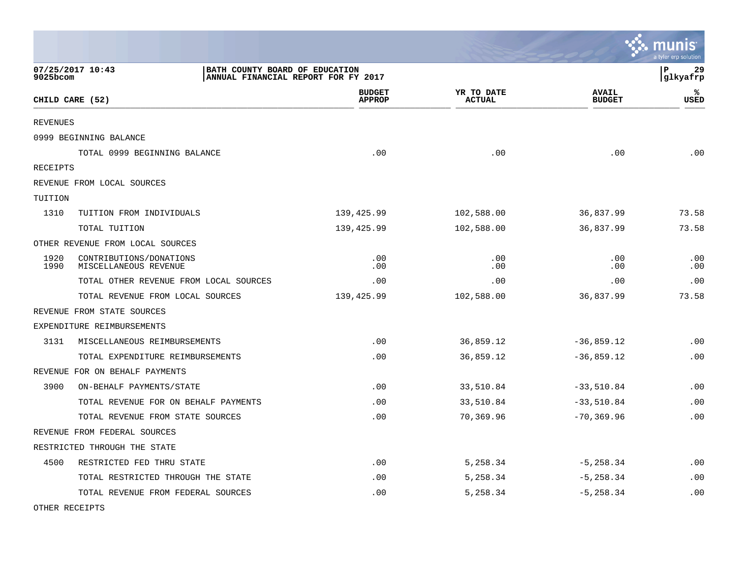07/25/2017 10:43 | BATH COUNTY BOARD OF EDUCATION | P 29
9025bcom | ANNUAL FINANCIAL REPORT FOR FY 2017 | glkyafrp

| CHILD CARE (52) | | BUDGET APPROP | YR TO DATE ACTUAL | AVAIL BUDGET | % USED |
|---|---|---|---|---|---|
| REVENUES | | | | | |
| 0999 BEGINNING BALANCE | | | | | |
| | TOTAL 0999 BEGINNING BALANCE | .00 | .00 | .00 | .00 |
| RECEIPTS | | | | | |
| REVENUE FROM LOCAL SOURCES | | | | | |
| TUITION | | | | | |
| 1310 | TUITION FROM INDIVIDUALS | 139,425.99 | 102,588.00 | 36,837.99 | 73.58 |
| | TOTAL TUITION | 139,425.99 | 102,588.00 | 36,837.99 | 73.58 |
| OTHER REVENUE FROM LOCAL SOURCES | | | | | |
| 1920 | CONTRIBUTIONS/DONATIONS | .00 | .00 | .00 | .00 |
| 1990 | MISCELLANEOUS REVENUE | .00 | .00 | .00 | .00 |
| | TOTAL OTHER REVENUE FROM LOCAL SOURCES | .00 | .00 | .00 | .00 |
| | TOTAL REVENUE FROM LOCAL SOURCES | 139,425.99 | 102,588.00 | 36,837.99 | 73.58 |
| REVENUE FROM STATE SOURCES | | | | | |
| EXPENDITURE REIMBURSEMENTS | | | | | |
| 3131 | MISCELLANEOUS REIMBURSEMENTS | .00 | 36,859.12 | -36,859.12 | .00 |
| | TOTAL EXPENDITURE REIMBURSEMENTS | .00 | 36,859.12 | -36,859.12 | .00 |
| REVENUE FOR ON BEHALF PAYMENTS | | | | | |
| 3900 | ON-BEHALF PAYMENTS/STATE | .00 | 33,510.84 | -33,510.84 | .00 |
| | TOTAL REVENUE FOR ON BEHALF PAYMENTS | .00 | 33,510.84 | -33,510.84 | .00 |
| | TOTAL REVENUE FROM STATE SOURCES | .00 | 70,369.96 | -70,369.96 | .00 |
| REVENUE FROM FEDERAL SOURCES | | | | | |
| RESTRICTED THROUGH THE STATE | | | | | |
| 4500 | RESTRICTED FED THRU STATE | .00 | 5,258.34 | -5,258.34 | .00 |
| | TOTAL RESTRICTED THROUGH THE STATE | .00 | 5,258.34 | -5,258.34 | .00 |
| | TOTAL REVENUE FROM FEDERAL SOURCES | .00 | 5,258.34 | -5,258.34 | .00 |
| OTHER RECEIPTS | | | | | |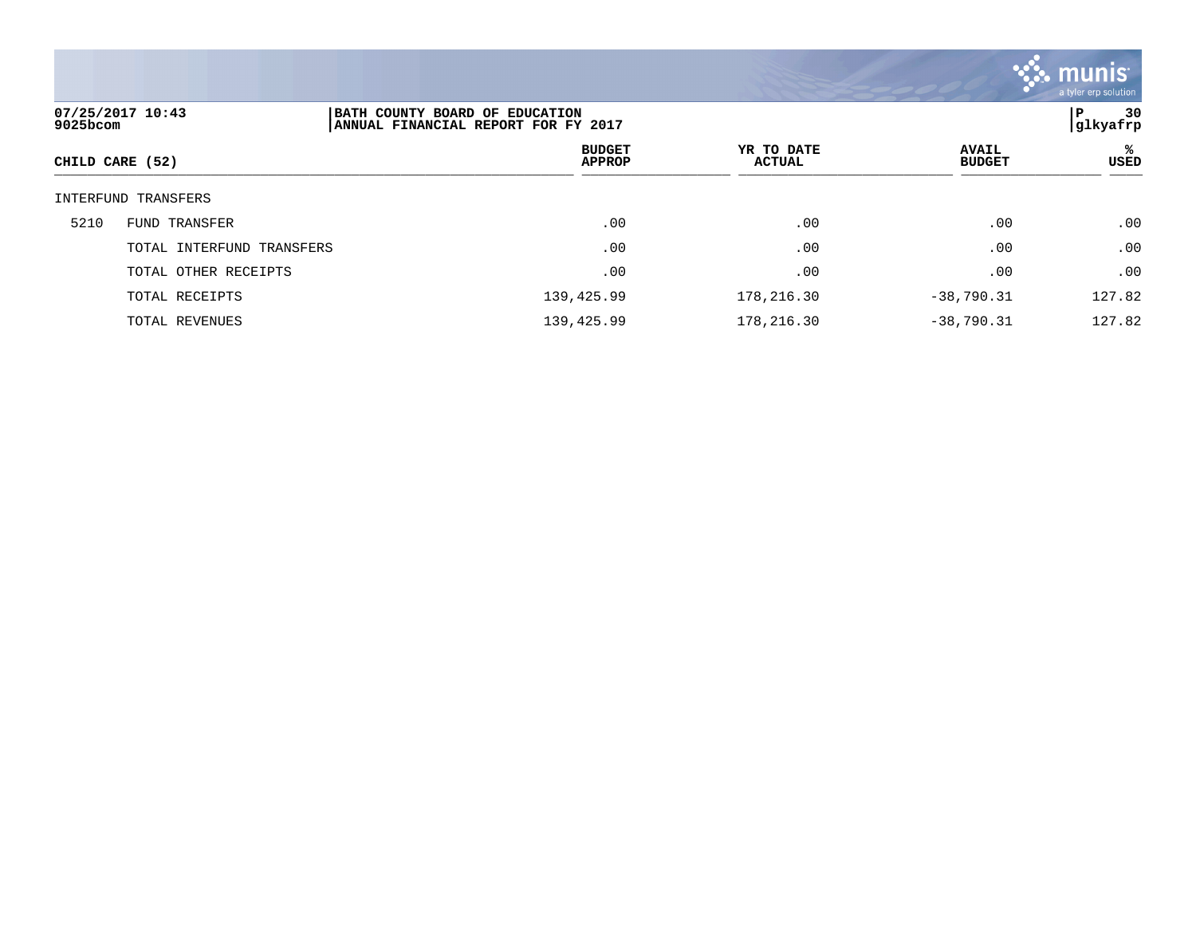BATH COUNTY BOARD OF EDUCATION
ANNUAL FINANCIAL REPORT FOR FY 2017

07/25/2017 10:43
9025bcom

| CHILD CARE (52) | | BUDGET APPROP | YR TO DATE ACTUAL | AVAIL BUDGET | % USED |
|---|---|---|---|---|---|
| INTERFUND TRANSFERS | | | | | |
| 5210 | FUND TRANSFER | .00 | .00 | .00 | .00 |
| | TOTAL INTERFUND TRANSFERS | .00 | .00 | .00 | .00 |
| | TOTAL OTHER RECEIPTS | .00 | .00 | .00 | .00 |
| | TOTAL RECEIPTS | 139,425.99 | 178,216.30 | -38,790.31 | 127.82 |
| | TOTAL REVENUES | 139,425.99 | 178,216.30 | -38,790.31 | 127.82 |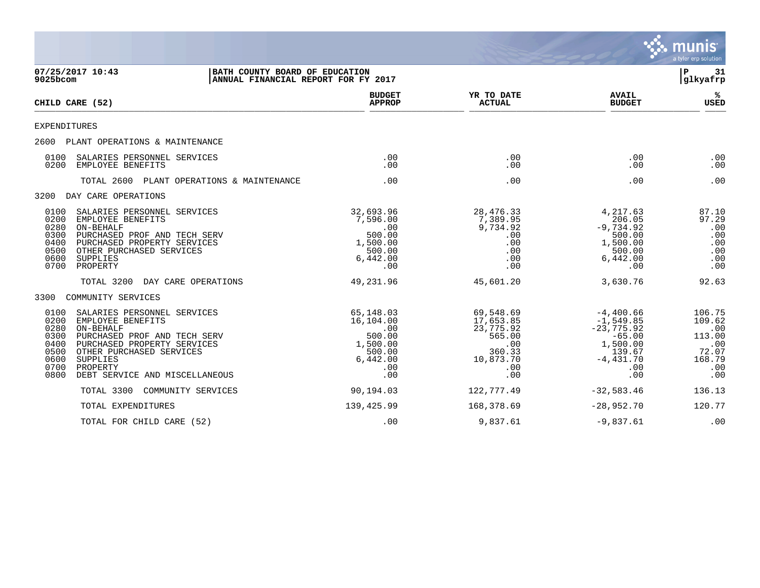07/25/2017 10:43 | BATH COUNTY BOARD OF EDUCATION
9025bcom | ANNUAL FINANCIAL REPORT FOR FY 2017

| CHILD CARE (52) | BUDGET APPROP | YR TO DATE ACTUAL | AVAIL BUDGET | % USED |
|---|---|---|---|---|
| **EXPENDITURES** | | | | |
| **2600 PLANT OPERATIONS & MAINTENANCE** | | | | |
| 0100 SALARIES PERSONNEL SERVICES | .00 | .00 | .00 | .00 |
| 0200 EMPLOYEE BENEFITS | .00 | .00 | .00 | .00 |
| TOTAL 2600 PLANT OPERATIONS & MAINTENANCE | .00 | .00 | .00 | .00 |
| **3200 DAY CARE OPERATIONS** | | | | |
| 0100 SALARIES PERSONNEL SERVICES | 32,693.96 | 28,476.33 | 4,217.63 | 87.10 |
| 0200 EMPLOYEE BENEFITS | 7,596.00 | 7,389.95 | 206.05 | 97.29 |
| 0280 ON-BEHALF | .00 | 9,734.92 | -9,734.92 | .00 |
| 0300 PURCHASED PROF AND TECH SERV | 500.00 | .00 | 500.00 | .00 |
| 0400 PURCHASED PROPERTY SERVICES | 1,500.00 | .00 | 1,500.00 | .00 |
| 0500 OTHER PURCHASED SERVICES | 500.00 | .00 | 500.00 | .00 |
| 0600 SUPPLIES | 6,442.00 | .00 | 6,442.00 | .00 |
| 0700 PROPERTY | .00 | .00 | .00 | .00 |
| TOTAL 3200 DAY CARE OPERATIONS | 49,231.96 | 45,601.20 | 3,630.76 | 92.63 |
| **3300 COMMUNITY SERVICES** | | | | |
| 0100 SALARIES PERSONNEL SERVICES | 65,148.03 | 69,548.69 | -4,400.66 | 106.75 |
| 0200 EMPLOYEE BENEFITS | 16,104.00 | 17,653.85 | -1,549.85 | 109.62 |
| 0280 ON-BEHALF | .00 | 23,775.92 | -23,775.92 | .00 |
| 0300 PURCHASED PROF AND TECH SERV | 500.00 | 565.00 | -65.00 | 113.00 |
| 0400 PURCHASED PROPERTY SERVICES | 1,500.00 | .00 | 1,500.00 | .00 |
| 0500 OTHER PURCHASED SERVICES | 500.00 | 360.33 | 139.67 | 72.07 |
| 0600 SUPPLIES | 6,442.00 | 10,873.70 | -4,431.70 | 168.79 |
| 0700 PROPERTY | .00 | .00 | .00 | .00 |
| 0800 DEBT SERVICE AND MISCELLANEOUS | .00 | .00 | .00 | .00 |
| TOTAL 3300 COMMUNITY SERVICES | 90,194.03 | 122,777.49 | -32,583.46 | 136.13 |
| TOTAL EXPENDITURES | 139,425.99 | 168,378.69 | -28,952.70 | 120.77 |
| TOTAL FOR CHILD CARE (52) | .00 | 9,837.61 | -9,837.61 | .00 |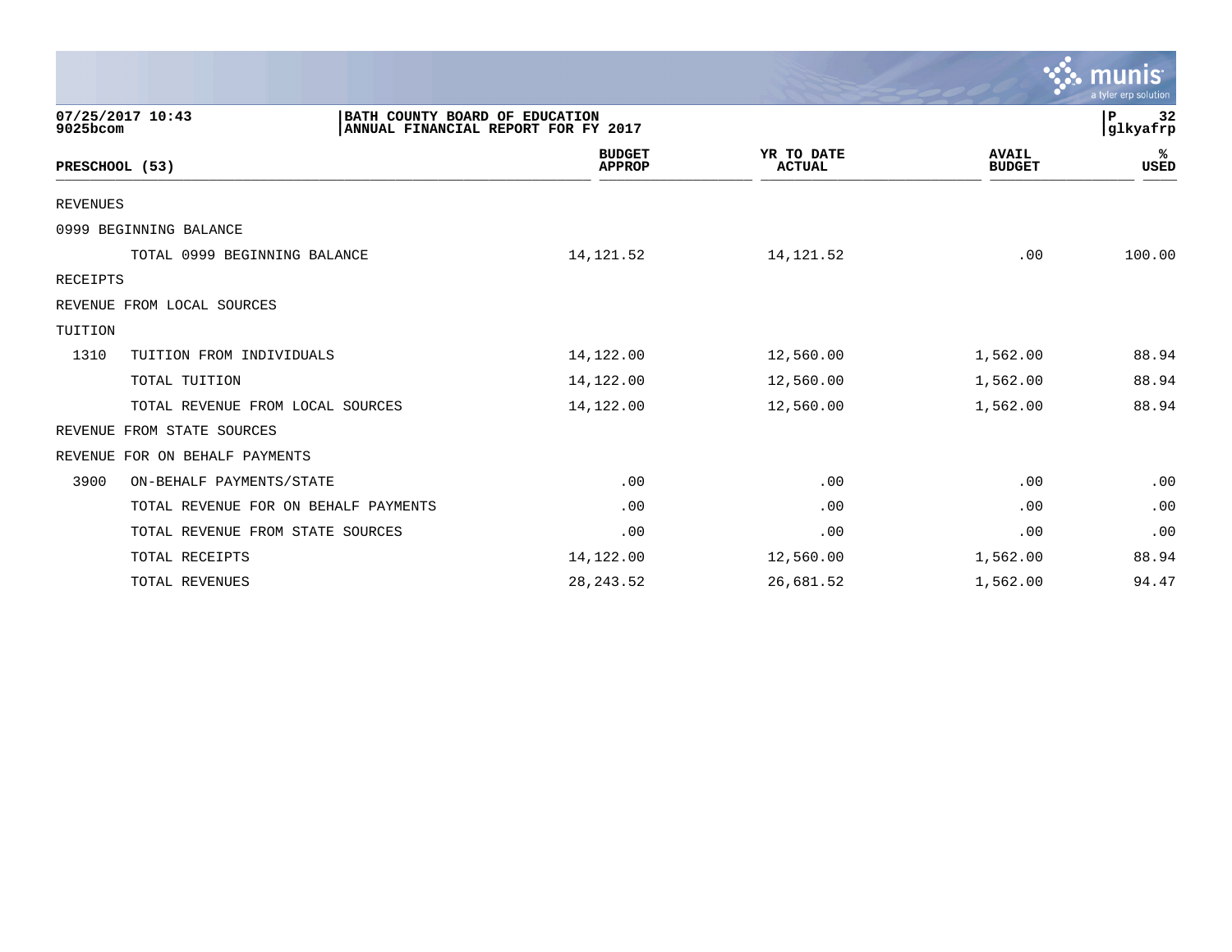07/25/2017 10:43 | BATH COUNTY BOARD OF EDUCATION | P 32
9025bcom | ANNUAL FINANCIAL REPORT FOR FY 2017 | glkyafrp

| PRESCHOOL (53) | | BUDGET APPROP | YR TO DATE ACTUAL | AVAIL BUDGET | % USED |
|---|---|---|---|---|---|
| REVENUES | | | | | |
| 0999 BEGINNING BALANCE | | | | | |
| | TOTAL 0999 BEGINNING BALANCE | 14,121.52 | 14,121.52 | .00 | 100.00 |
| RECEIPTS | | | | | |
| REVENUE FROM LOCAL SOURCES | | | | | |
| TUITION | | | | | |
| 1310 | TUITION FROM INDIVIDUALS | 14,122.00 | 12,560.00 | 1,562.00 | 88.94 |
| | TOTAL TUITION | 14,122.00 | 12,560.00 | 1,562.00 | 88.94 |
| | TOTAL REVENUE FROM LOCAL SOURCES | 14,122.00 | 12,560.00 | 1,562.00 | 88.94 |
| REVENUE FROM STATE SOURCES | | | | | |
| REVENUE FOR ON BEHALF PAYMENTS | | | | | |
| 3900 | ON-BEHALF PAYMENTS/STATE | .00 | .00 | .00 | .00 |
| | TOTAL REVENUE FOR ON BEHALF PAYMENTS | .00 | .00 | .00 | .00 |
| | TOTAL REVENUE FROM STATE SOURCES | .00 | .00 | .00 | .00 |
| | TOTAL RECEIPTS | 14,122.00 | 12,560.00 | 1,562.00 | 88.94 |
| | TOTAL REVENUES | 28,243.52 | 26,681.52 | 1,562.00 | 94.47 |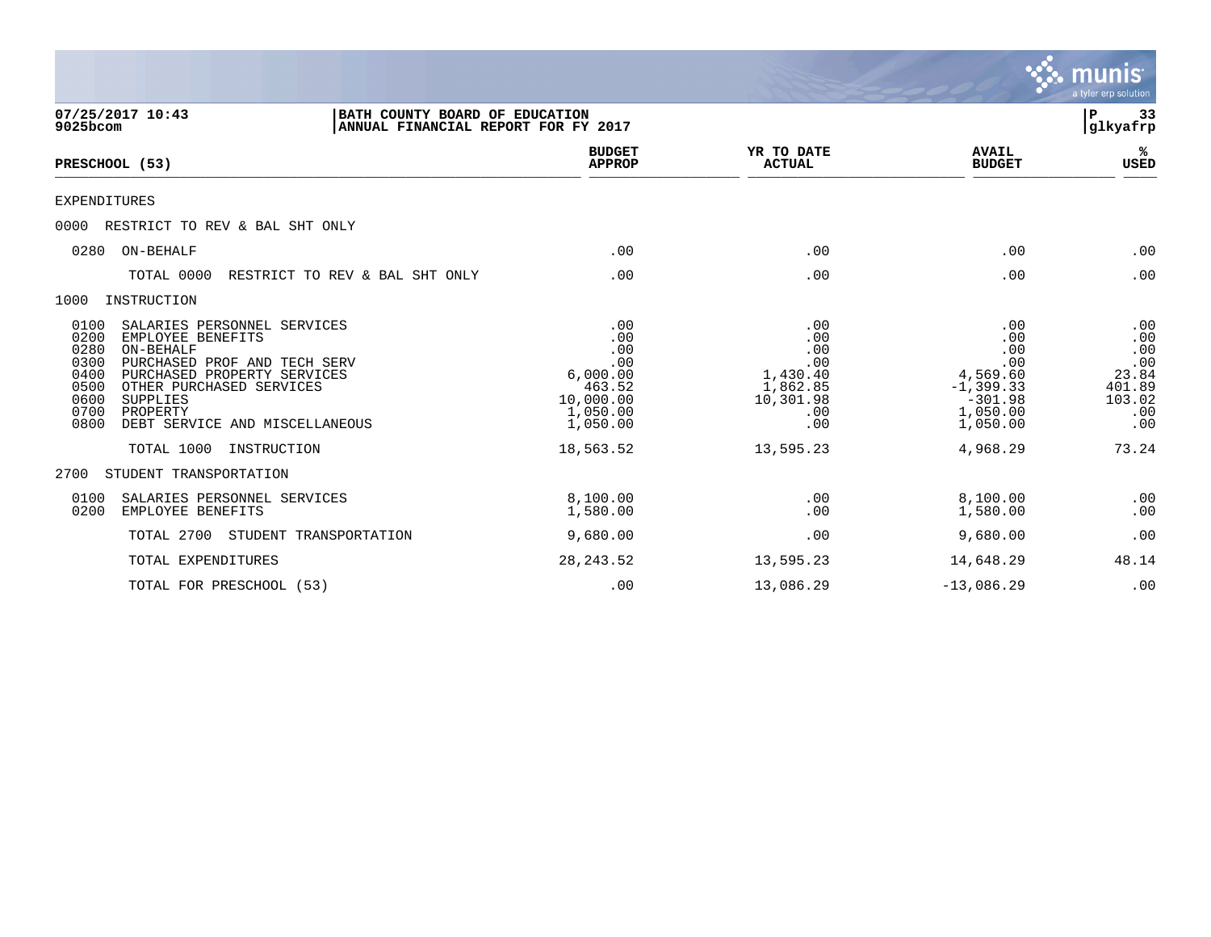07/25/2017 10:43
9025bcom

**BATH COUNTY BOARD OF EDUCATION**
**ANNUAL FINANCIAL REPORT FOR FY 2017**

glkyafrp

| PRESCHOOL (53) | BUDGET APPROP | YR TO DATE ACTUAL | AVAIL BUDGET | % USED |
|---|---|---|---|---|
| EXPENDITURES | | | | |
| 0000 RESTRICT TO REV & BAL SHT ONLY | | | | |
| 0280 ON-BEHALF | .00 | .00 | .00 | .00 |
| TOTAL 0000 RESTRICT TO REV & BAL SHT ONLY | .00 | .00 | .00 | .00 |
| 1000 INSTRUCTION | | | | |
| 0100 SALARIES PERSONNEL SERVICES | .00 | .00 | .00 | .00 |
| 0200 EMPLOYEE BENEFITS | .00 | .00 | .00 | .00 |
| 0280 ON-BEHALF | .00 | .00 | .00 | .00 |
| 0300 PURCHASED PROF AND TECH SERV | .00 | .00 | .00 | .00 |
| 0400 PURCHASED PROPERTY SERVICES | 6,000.00 | 1,430.40 | 4,569.60 | 23.84 |
| 0500 OTHER PURCHASED SERVICES | 463.52 | 1,862.85 | -1,399.33 | 401.89 |
| 0600 SUPPLIES | 10,000.00 | 10,301.98 | -301.98 | 103.02 |
| 0700 PROPERTY | 1,050.00 | .00 | 1,050.00 | .00 |
| 0800 DEBT SERVICE AND MISCELLANEOUS | 1,050.00 | .00 | 1,050.00 | .00 |
| TOTAL 1000 INSTRUCTION | 18,563.52 | 13,595.23 | 4,968.29 | 73.24 |
| 2700 STUDENT TRANSPORTATION | | | | |
| 0100 SALARIES PERSONNEL SERVICES | 8,100.00 | .00 | 8,100.00 | .00 |
| 0200 EMPLOYEE BENEFITS | 1,580.00 | .00 | 1,580.00 | .00 |
| TOTAL 2700 STUDENT TRANSPORTATION | 9,680.00 | .00 | 9,680.00 | .00 |
| TOTAL EXPENDITURES | 28,243.52 | 13,595.23 | 14,648.29 | 48.14 |
| TOTAL FOR PRESCHOOL (53) | .00 | 13,086.29 | -13,086.29 | .00 |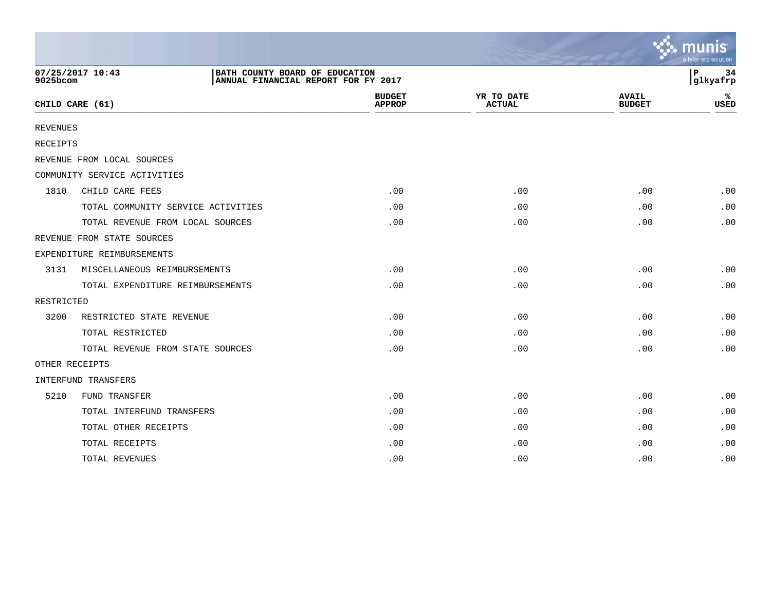**BATH COUNTY BOARD OF EDUCATION**
**ANNUAL FINANCIAL REPORT FOR FY 2017**

07/25/2017 10:43
9025bcom

| CHILD CARE (61) | | BUDGET APPROP | YR TO DATE ACTUAL | AVAIL BUDGET | % USED |
|---|---|---|---|---|---|
| REVENUES | | | | | |
| RECEIPTS | | | | | |
| REVENUE FROM LOCAL SOURCES | | | | | |
| COMMUNITY SERVICE ACTIVITIES | | | | | |
| 1810 | CHILD CARE FEES | .00 | .00 | .00 | .00 |
| | TOTAL COMMUNITY SERVICE ACTIVITIES | .00 | .00 | .00 | .00 |
| | TOTAL REVENUE FROM LOCAL SOURCES | .00 | .00 | .00 | .00 |
| REVENUE FROM STATE SOURCES | | | | | |
| EXPENDITURE REIMBURSEMENTS | | | | | |
| 3131 | MISCELLANEOUS REIMBURSEMENTS | .00 | .00 | .00 | .00 |
| | TOTAL EXPENDITURE REIMBURSEMENTS | .00 | .00 | .00 | .00 |
| RESTRICTED | | | | | |
| 3200 | RESTRICTED STATE REVENUE | .00 | .00 | .00 | .00 |
| | TOTAL RESTRICTED | .00 | .00 | .00 | .00 |
| | TOTAL REVENUE FROM STATE SOURCES | .00 | .00 | .00 | .00 |
| OTHER RECEIPTS | | | | | |
| INTERFUND TRANSFERS | | | | | |
| 5210 | FUND TRANSFER | .00 | .00 | .00 | .00 |
| | TOTAL INTERFUND TRANSFERS | .00 | .00 | .00 | .00 |
| | TOTAL OTHER RECEIPTS | .00 | .00 | .00 | .00 |
| | TOTAL RECEIPTS | .00 | .00 | .00 | .00 |
| | TOTAL REVENUES | .00 | .00 | .00 | .00 |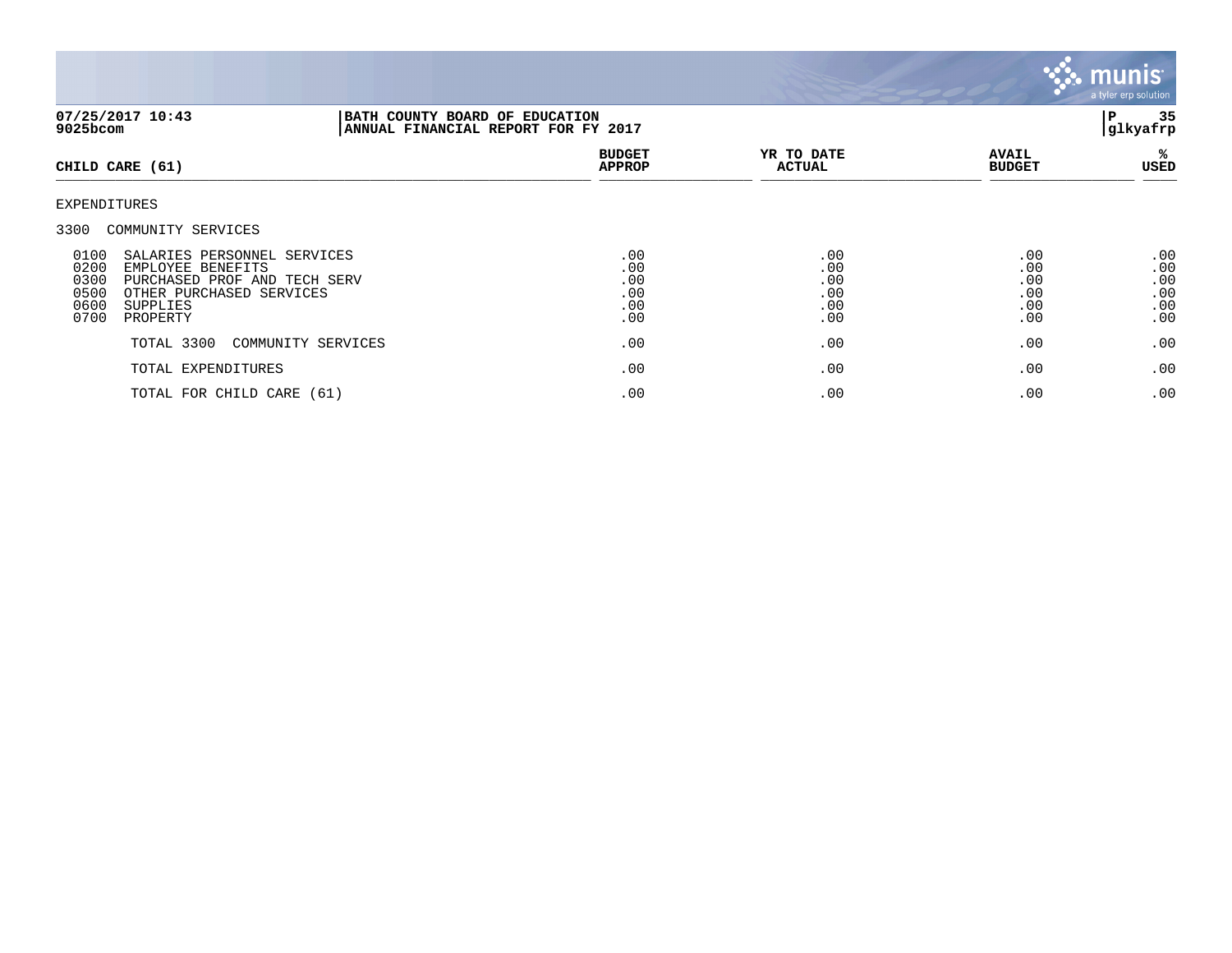**BATH COUNTY BOARD OF EDUCATION**
**ANNUAL FINANCIAL REPORT FOR FY 2017**

07/25/2017 10:43
9025bcom

glkyafrp

| CHILD CARE (61) | BUDGET APPROP | YR TO DATE ACTUAL | AVAIL BUDGET | % USED |
|---|---|---|---|---|
| EXPENDITURES | | | | |
| 3300 COMMUNITY SERVICES | | | | |
| 0100 SALARIES PERSONNEL SERVICES | .00 | .00 | .00 | .00 |
| 0200 EMPLOYEE BENEFITS | .00 | .00 | .00 | .00 |
| 0300 PURCHASED PROF AND TECH SERV | .00 | .00 | .00 | .00 |
| 0500 OTHER PURCHASED SERVICES | .00 | .00 | .00 | .00 |
| 0600 SUPPLIES | .00 | .00 | .00 | .00 |
| 0700 PROPERTY | .00 | .00 | .00 | .00 |
| TOTAL 3300 COMMUNITY SERVICES | .00 | .00 | .00 | .00 |
| TOTAL EXPENDITURES | .00 | .00 | .00 | .00 |
| TOTAL FOR CHILD CARE (61) | .00 | .00 | .00 | .00 |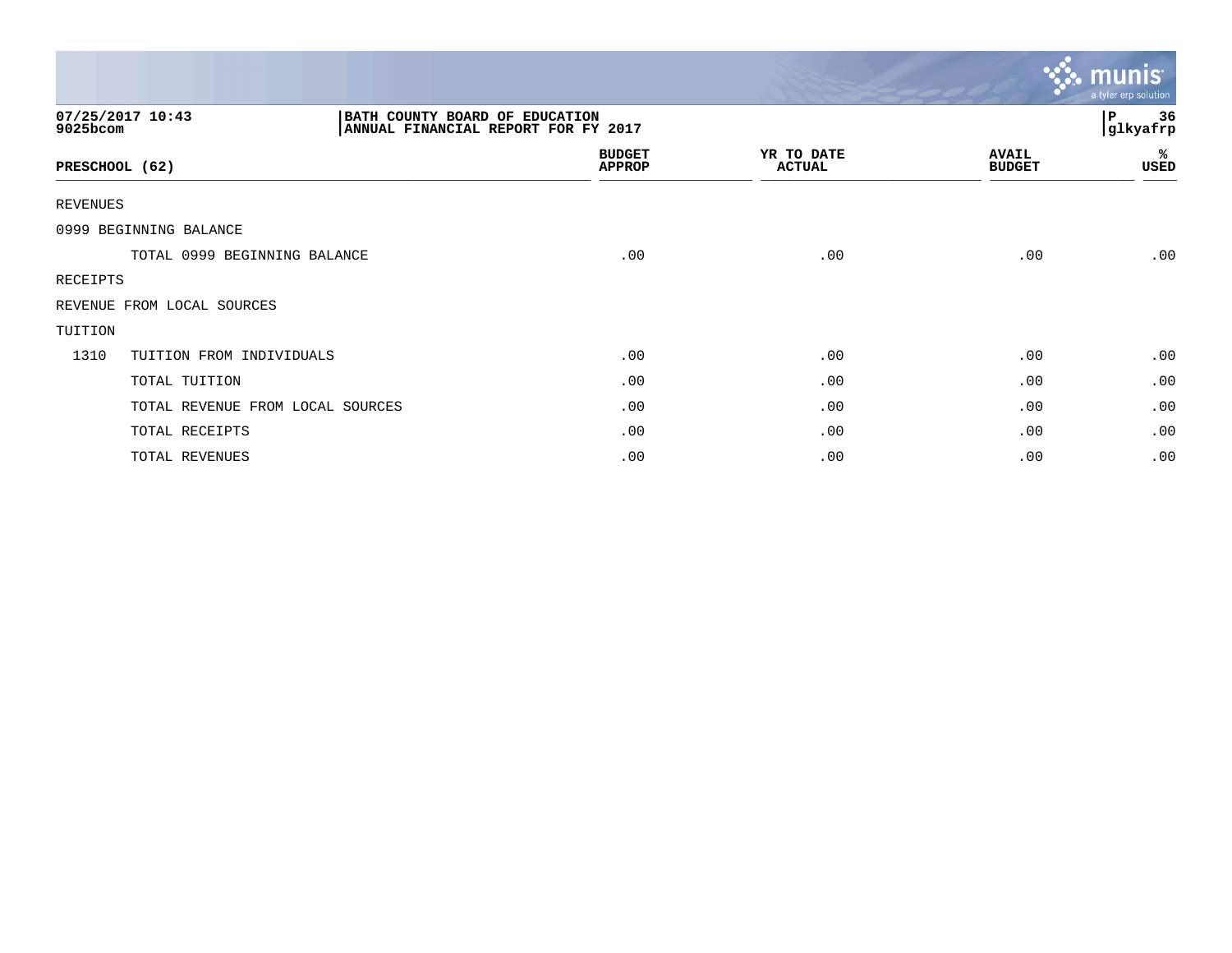07/25/2017 10:43
9025bcom

BATH COUNTY BOARD OF EDUCATION
ANNUAL FINANCIAL REPORT FOR FY 2017

glkyafrp

| PRESCHOOL (62) | | BUDGET APPROP | YR TO DATE ACTUAL | AVAIL BUDGET | % USED |
|---|---|---|---|---|---|
| REVENUES | | | | | |
| 0999 BEGINNING BALANCE | | | | | |
| | TOTAL 0999 BEGINNING BALANCE | .00 | .00 | .00 | .00 |
| RECEIPTS | | | | | |
| REVENUE FROM LOCAL SOURCES | | | | | |
| TUITION | | | | | |
| 1310 | TUITION FROM INDIVIDUALS | .00 | .00 | .00 | .00 |
| | TOTAL TUITION | .00 | .00 | .00 | .00 |
| | TOTAL REVENUE FROM LOCAL SOURCES | .00 | .00 | .00 | .00 |
| | TOTAL RECEIPTS | .00 | .00 | .00 | .00 |
| | TOTAL REVENUES | .00 | .00 | .00 | .00 |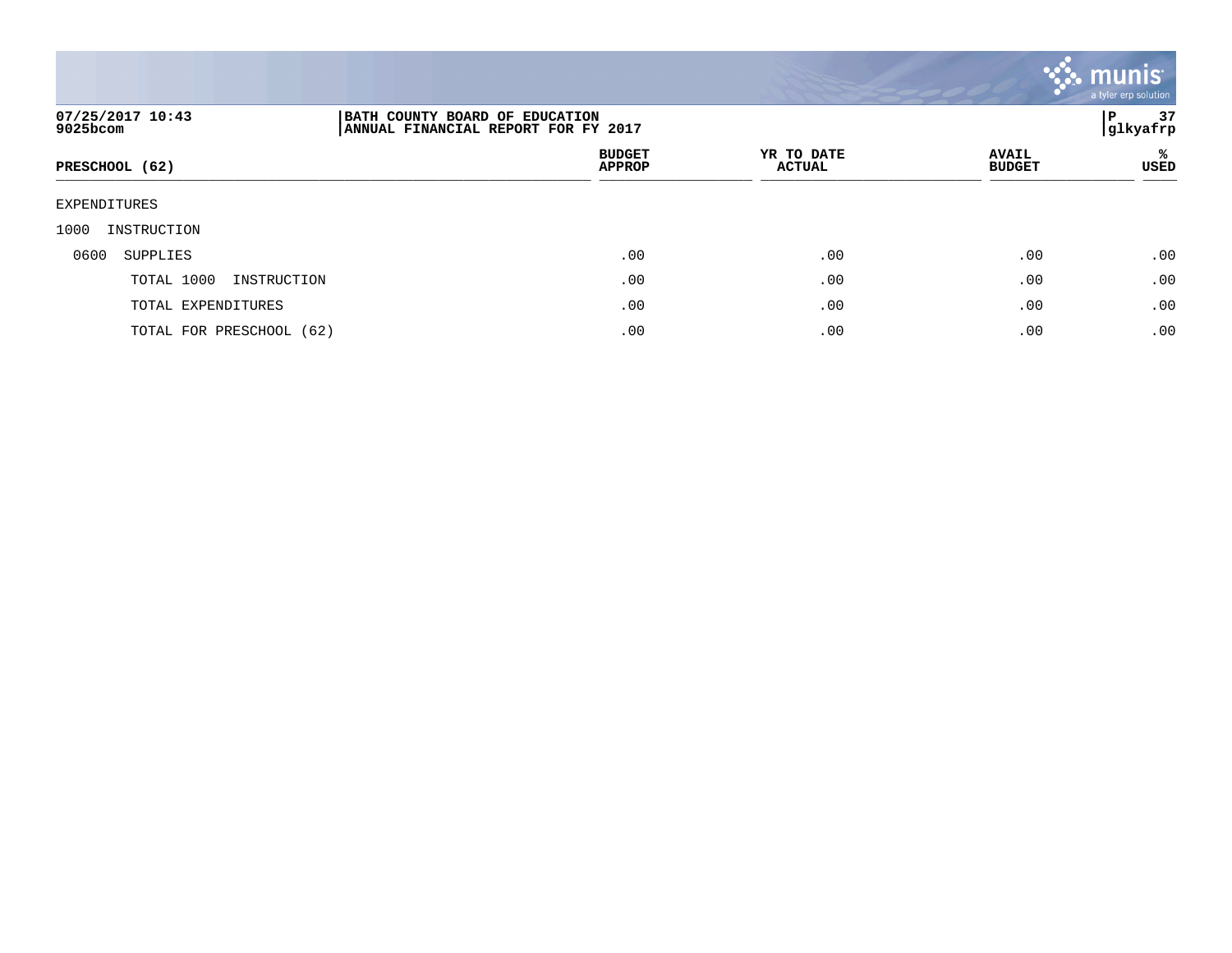07/25/2017 10:43
9025bcom

**BATH COUNTY BOARD OF EDUCATION**
**ANNUAL FINANCIAL REPORT FOR FY 2017**

P 37
glkyafrp

| PRESCHOOL (62) | BUDGET APPROP | YR TO DATE ACTUAL | AVAIL BUDGET | % USED |
|---|---|---|---|---|
| EXPENDITURES | | | | |
| 1000 INSTRUCTION | | | | |
| 0600 SUPPLIES | .00 | .00 | .00 | .00 |
| TOTAL 1000 INSTRUCTION | .00 | .00 | .00 | .00 |
| TOTAL EXPENDITURES | .00 | .00 | .00 | .00 |
| TOTAL FOR PRESCHOOL (62) | .00 | .00 | .00 | .00 |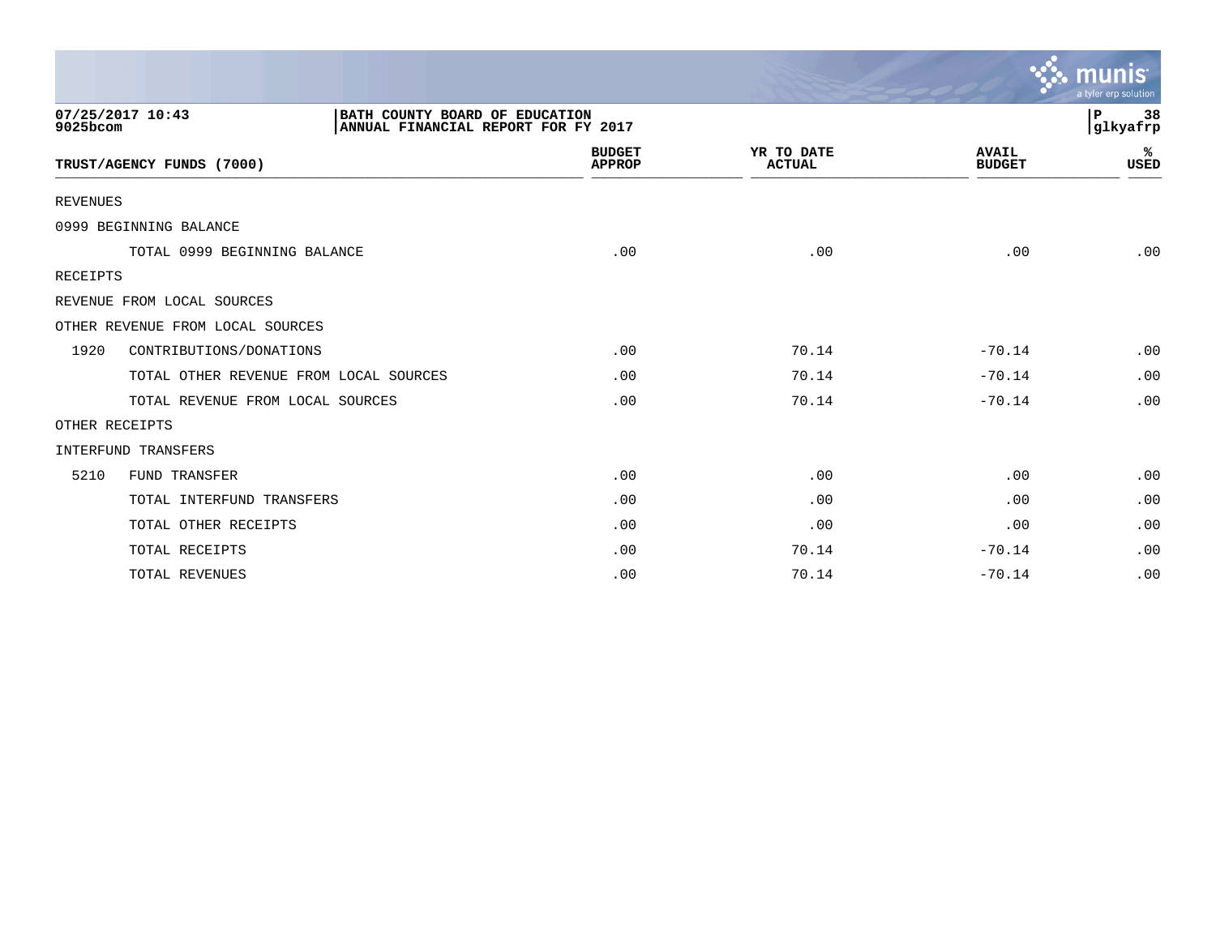07/25/2017 10:43
9025bcom

BATH COUNTY BOARD OF EDUCATION
ANNUAL FINANCIAL REPORT FOR FY 2017

P 38
glkyafrp

| TRUST/AGENCY FUNDS (7000) | | BUDGET APPROP | YR TO DATE ACTUAL | AVAIL BUDGET | % USED |
|---|---|---|---|---|---|
| REVENUES | | | | | |
| 0999 BEGINNING BALANCE | | | | | |
| | TOTAL 0999 BEGINNING BALANCE | .00 | .00 | .00 | .00 |
| RECEIPTS | | | | | |
| REVENUE FROM LOCAL SOURCES | | | | | |
| OTHER REVENUE FROM LOCAL SOURCES | | | | | |
| 1920 | CONTRIBUTIONS/DONATIONS | .00 | 70.14 | -70.14 | .00 |
| | TOTAL OTHER REVENUE FROM LOCAL SOURCES | .00 | 70.14 | -70.14 | .00 |
| | TOTAL REVENUE FROM LOCAL SOURCES | .00 | 70.14 | -70.14 | .00 |
| OTHER RECEIPTS | | | | | |
| INTERFUND TRANSFERS | | | | | |
| 5210 | FUND TRANSFER | .00 | .00 | .00 | .00 |
| | TOTAL INTERFUND TRANSFERS | .00 | .00 | .00 | .00 |
| | TOTAL OTHER RECEIPTS | .00 | .00 | .00 | .00 |
| | TOTAL RECEIPTS | .00 | 70.14 | -70.14 | .00 |
| | TOTAL REVENUES | .00 | 70.14 | -70.14 | .00 |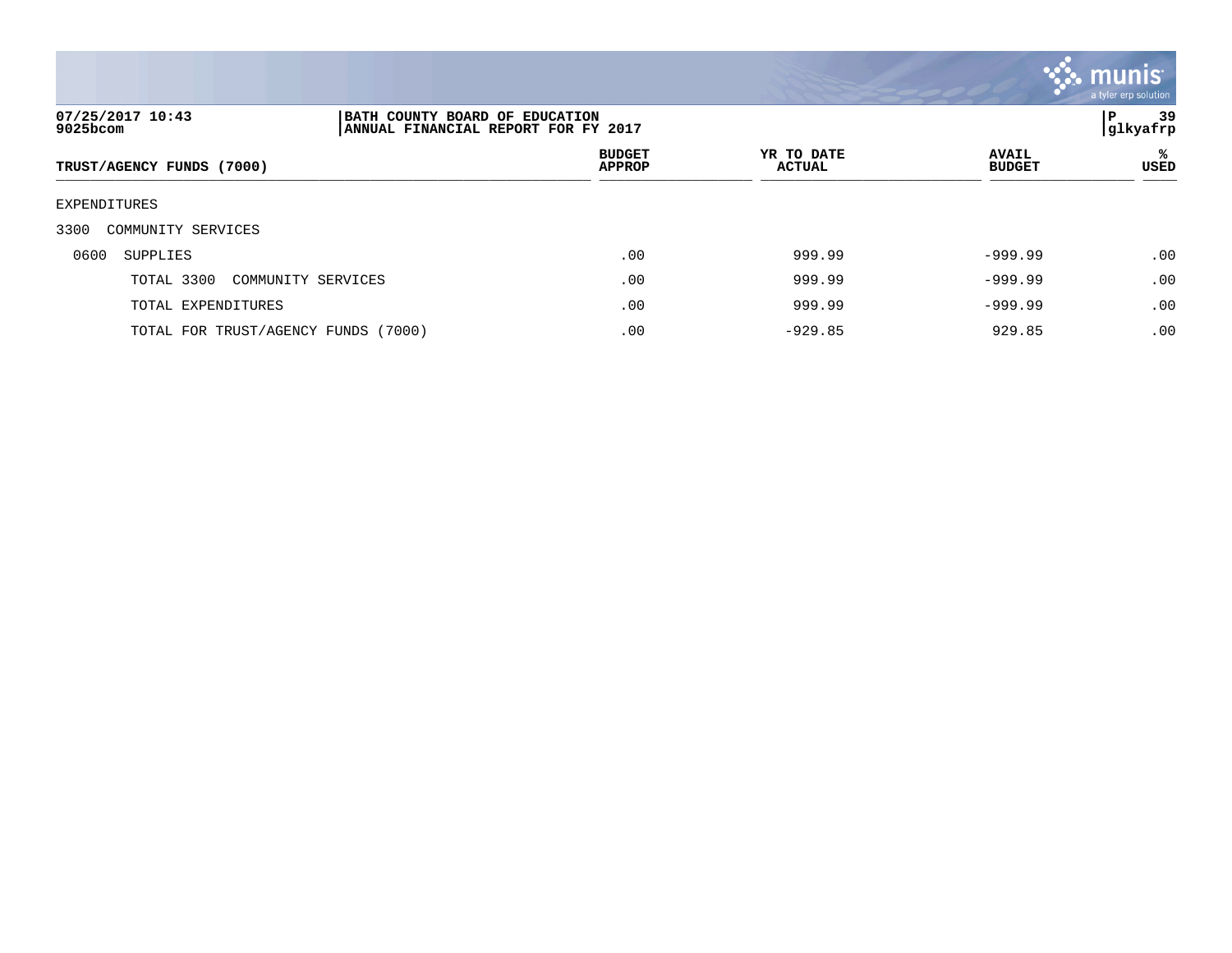07/25/2017 10:43 | BATH COUNTY BOARD OF EDUCATION
9025bcom | ANNUAL FINANCIAL REPORT FOR FY 2017

P 39
glkyafrp

| TRUST/AGENCY FUNDS (7000) | BUDGET APPROP | YR TO DATE ACTUAL | AVAIL BUDGET | % USED |
|---|---|---|---|---|
| EXPENDITURES | | | | |
| 3300 COMMUNITY SERVICES | | | | |
| 0600 SUPPLIES | .00 | 999.99 | -999.99 | .00 |
| TOTAL 3300 COMMUNITY SERVICES | .00 | 999.99 | -999.99 | .00 |
| TOTAL EXPENDITURES | .00 | 999.99 | -999.99 | .00 |
| TOTAL FOR TRUST/AGENCY FUNDS (7000) | .00 | -929.85 | 929.85 | .00 |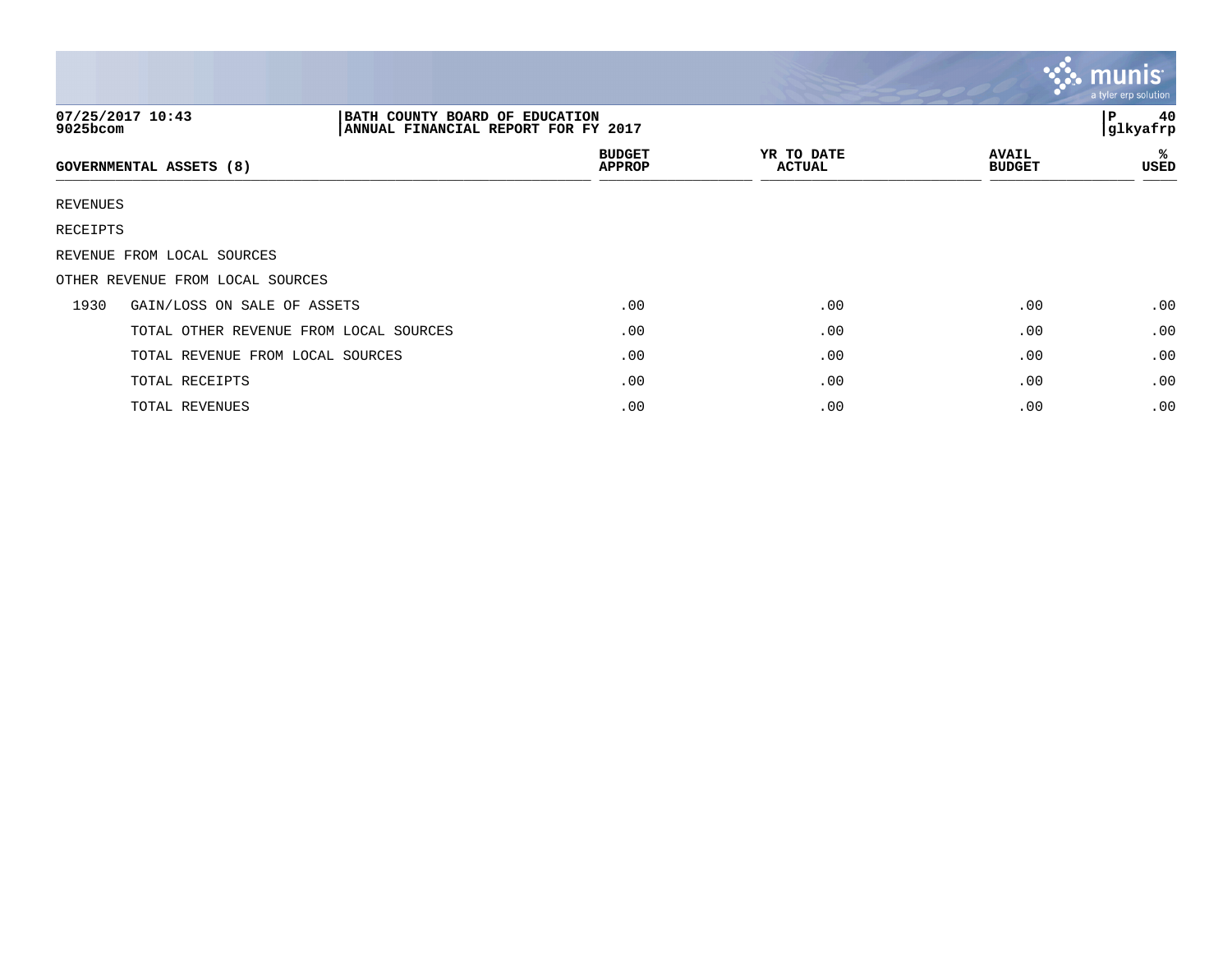07/25/2017 10:43 | BATH COUNTY BOARD OF EDUCATION | P 40
9025bcom | ANNUAL FINANCIAL REPORT FOR FY 2017 | glkyafrp

| GOVERNMENTAL ASSETS (8) | | BUDGET APPROP | YR TO DATE ACTUAL | AVAIL BUDGET | % USED |
|---|---|---|---|---|---|
| REVENUES | | | | | |
| RECEIPTS | | | | | |
| REVENUE FROM LOCAL SOURCES | | | | | |
| OTHER REVENUE FROM LOCAL SOURCES | | | | | |
| 1930 | GAIN/LOSS ON SALE OF ASSETS | .00 | .00 | .00 | .00 |
| | TOTAL OTHER REVENUE FROM LOCAL SOURCES | .00 | .00 | .00 | .00 |
| | TOTAL REVENUE FROM LOCAL SOURCES | .00 | .00 | .00 | .00 |
| | TOTAL RECEIPTS | .00 | .00 | .00 | .00 |
| | TOTAL REVENUES | .00 | .00 | .00 | .00 |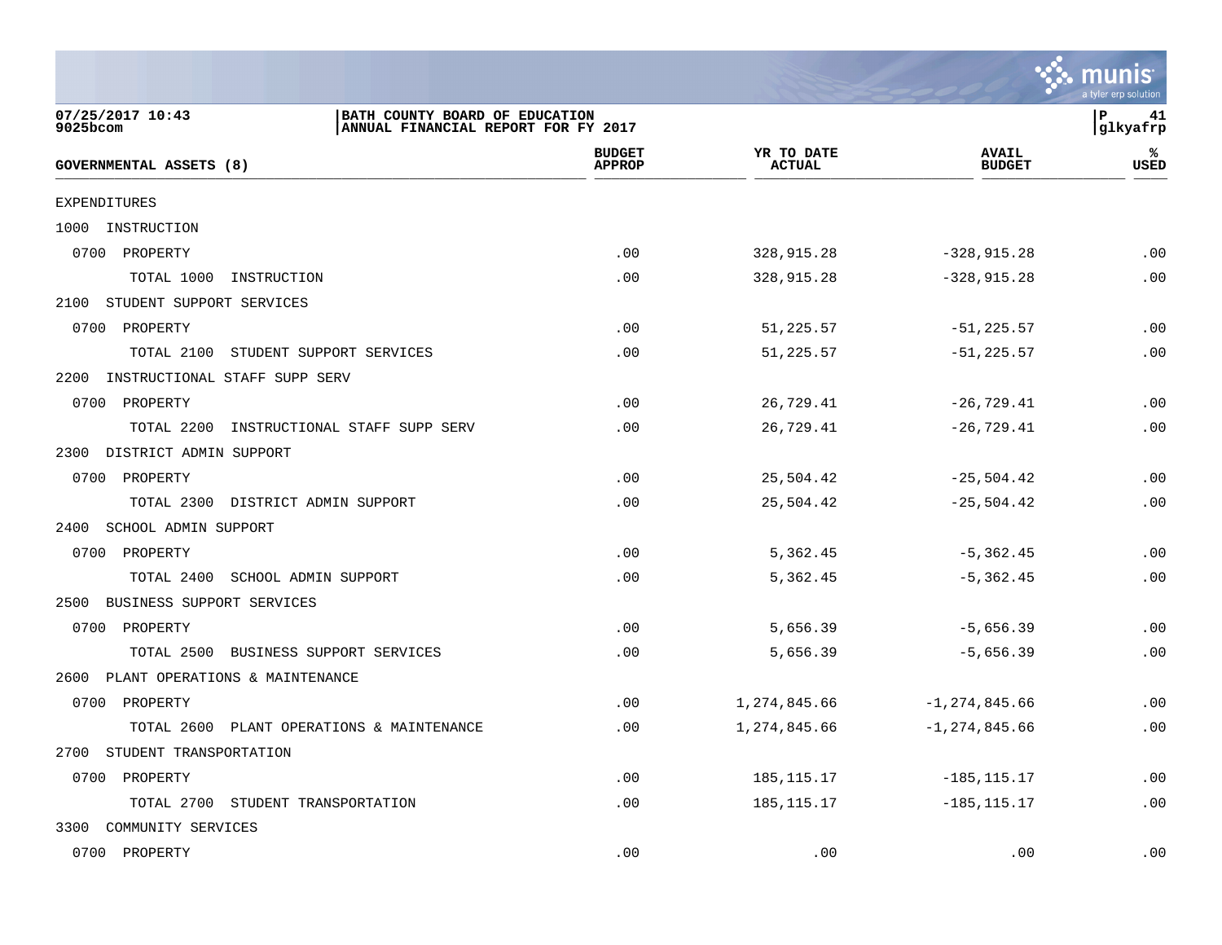07/25/2017 10:43 | BATH COUNTY BOARD OF EDUCATION
9025bcom | ANNUAL FINANCIAL REPORT FOR FY 2017 | P 41 | glkyafrp

| GOVERNMENTAL ASSETS (8) | BUDGET APPROP | YR TO DATE ACTUAL | AVAIL BUDGET | % USED |
|---|---|---|---|---|
| EXPENDITURES | | | | |
| 1000 INSTRUCTION | | | | |
| 0700 PROPERTY | .00 | 328,915.28 | -328,915.28 | .00 |
| TOTAL 1000 INSTRUCTION | .00 | 328,915.28 | -328,915.28 | .00 |
| 2100 STUDENT SUPPORT SERVICES | | | | |
| 0700 PROPERTY | .00 | 51,225.57 | -51,225.57 | .00 |
| TOTAL 2100 STUDENT SUPPORT SERVICES | .00 | 51,225.57 | -51,225.57 | .00 |
| 2200 INSTRUCTIONAL STAFF SUPP SERV | | | | |
| 0700 PROPERTY | .00 | 26,729.41 | -26,729.41 | .00 |
| TOTAL 2200 INSTRUCTIONAL STAFF SUPP SERV | .00 | 26,729.41 | -26,729.41 | .00 |
| 2300 DISTRICT ADMIN SUPPORT | | | | |
| 0700 PROPERTY | .00 | 25,504.42 | -25,504.42 | .00 |
| TOTAL 2300 DISTRICT ADMIN SUPPORT | .00 | 25,504.42 | -25,504.42 | .00 |
| 2400 SCHOOL ADMIN SUPPORT | | | | |
| 0700 PROPERTY | .00 | 5,362.45 | -5,362.45 | .00 |
| TOTAL 2400 SCHOOL ADMIN SUPPORT | .00 | 5,362.45 | -5,362.45 | .00 |
| 2500 BUSINESS SUPPORT SERVICES | | | | |
| 0700 PROPERTY | .00 | 5,656.39 | -5,656.39 | .00 |
| TOTAL 2500 BUSINESS SUPPORT SERVICES | .00 | 5,656.39 | -5,656.39 | .00 |
| 2600 PLANT OPERATIONS & MAINTENANCE | | | | |
| 0700 PROPERTY | .00 | 1,274,845.66 | -1,274,845.66 | .00 |
| TOTAL 2600 PLANT OPERATIONS & MAINTENANCE | .00 | 1,274,845.66 | -1,274,845.66 | .00 |
| 2700 STUDENT TRANSPORTATION | | | | |
| 0700 PROPERTY | .00 | 185,115.17 | -185,115.17 | .00 |
| TOTAL 2700 STUDENT TRANSPORTATION | .00 | 185,115.17 | -185,115.17 | .00 |
| 3300 COMMUNITY SERVICES | | | | |
| 0700 PROPERTY | .00 | .00 | .00 | .00 |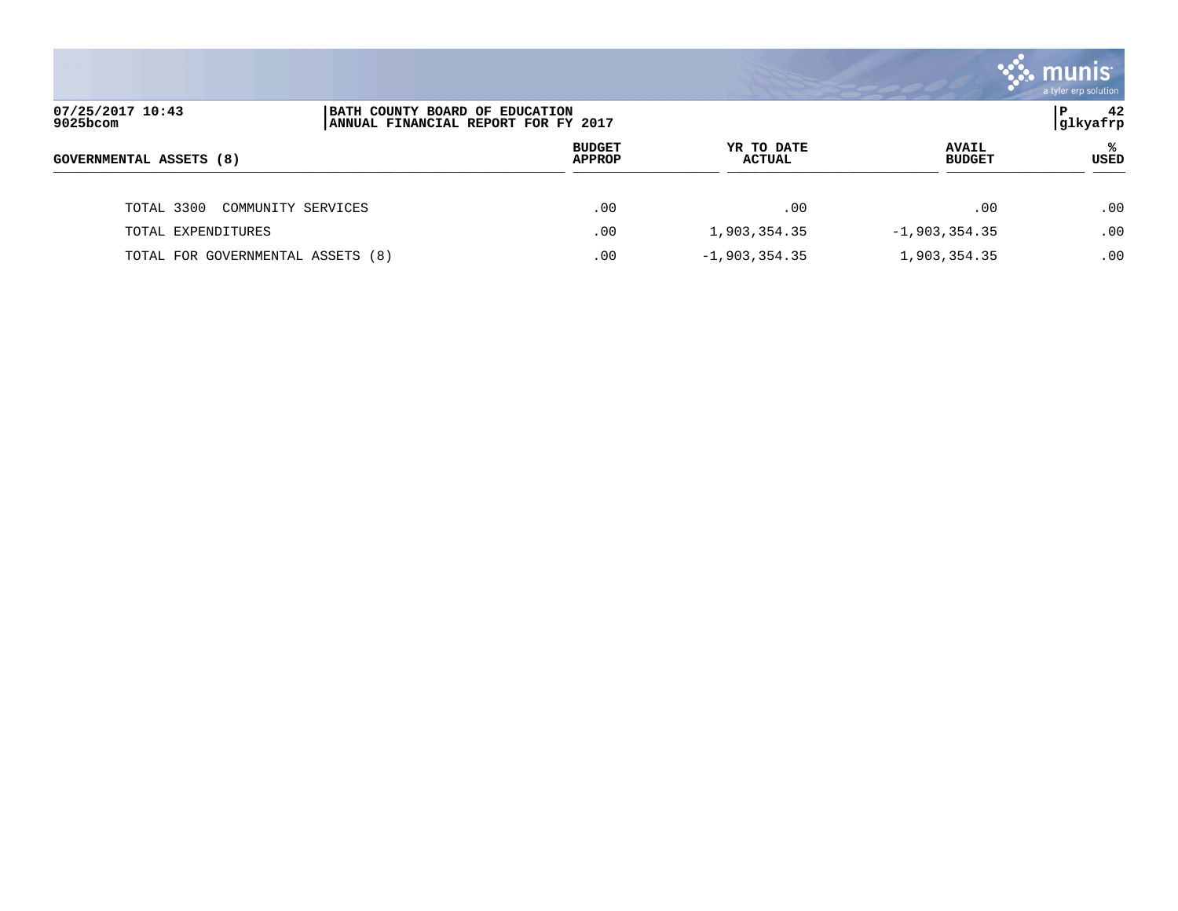| GOVERNMENTAL ASSETS (8) | BUDGET APPROP | YR TO DATE ACTUAL | AVAIL BUDGET | % USED |
|---|---|---|---|---|
| TOTAL 3300 COMMUNITY SERVICES | .00 | .00 | .00 | .00 |
| TOTAL EXPENDITURES | .00 | 1,903,354.35 | -1,903,354.35 | .00 |
| TOTAL FOR GOVERNMENTAL ASSETS (8) | .00 | -1,903,354.35 | 1,903,354.35 | .00 |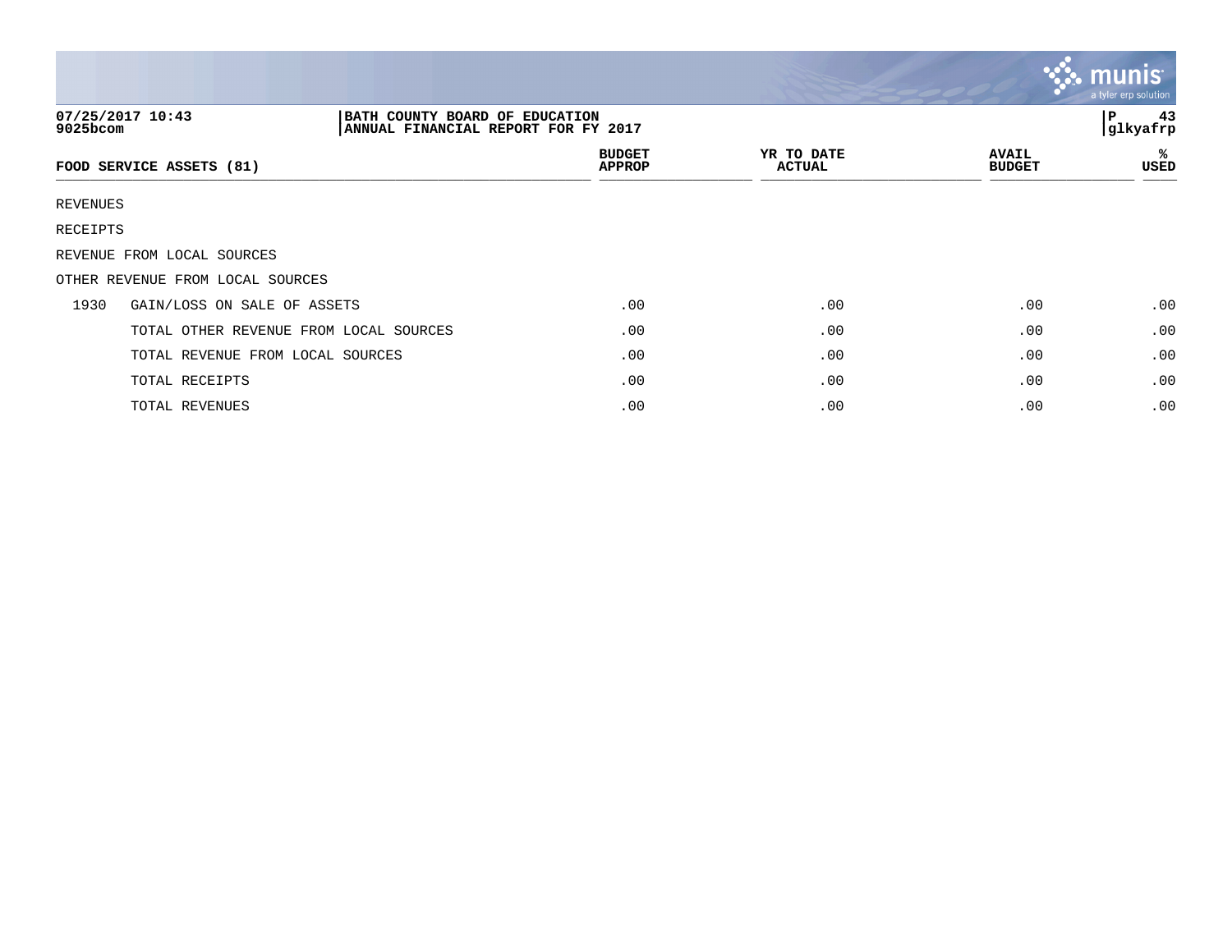07/25/2017 10:43 | BATH COUNTY BOARD OF EDUCATION | P 43
9025bcom | ANNUAL FINANCIAL REPORT FOR FY 2017 | glkyafrp

| FOOD SERVICE ASSETS (81) | | BUDGET APPROP | YR TO DATE ACTUAL | AVAIL BUDGET | % USED |
|---|---|---|---|---|---|
| REVENUES | | | | | |
| RECEIPTS | | | | | |
| REVENUE FROM LOCAL SOURCES | | | | | |
| OTHER REVENUE FROM LOCAL SOURCES | | | | | |
| 1930 | GAIN/LOSS ON SALE OF ASSETS | .00 | .00 | .00 | .00 |
| | TOTAL OTHER REVENUE FROM LOCAL SOURCES | .00 | .00 | .00 | .00 |
| | TOTAL REVENUE FROM LOCAL SOURCES | .00 | .00 | .00 | .00 |
| | TOTAL RECEIPTS | .00 | .00 | .00 | .00 |
| | TOTAL REVENUES | .00 | .00 | .00 | .00 |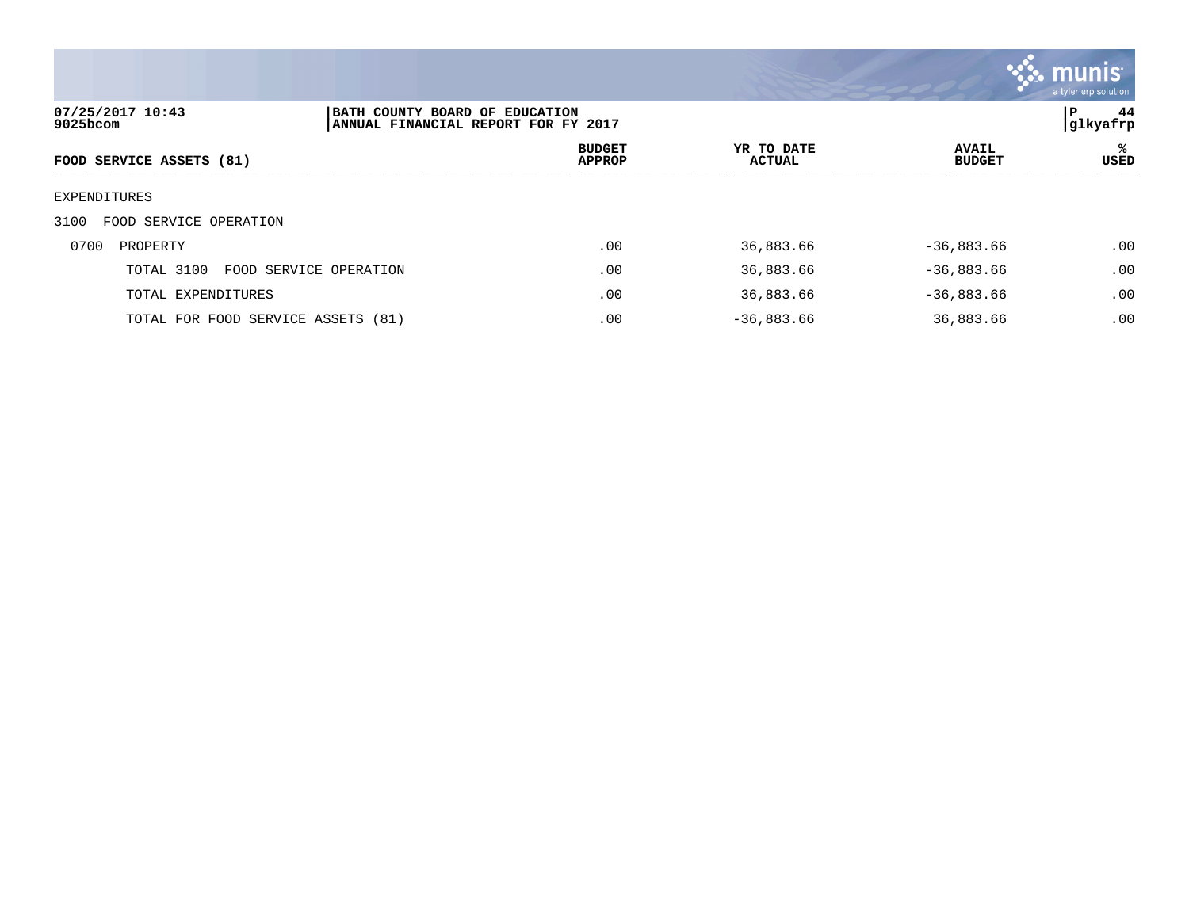| FOOD SERVICE ASSETS (81) | BUDGET APPROP | YR TO DATE ACTUAL | AVAIL BUDGET | % USED |
|---|---|---|---|---|
| EXPENDITURES | | | | |
| 3100 FOOD SERVICE OPERATION | | | | |
| 0700 PROPERTY | .00 | 36,883.66 | -36,883.66 | .00 |
| TOTAL 3100 FOOD SERVICE OPERATION | .00 | 36,883.66 | -36,883.66 | .00 |
| TOTAL EXPENDITURES | .00 | 36,883.66 | -36,883.66 | .00 |
| TOTAL FOR FOOD SERVICE ASSETS (81) | .00 | -36,883.66 | 36,883.66 | .00 |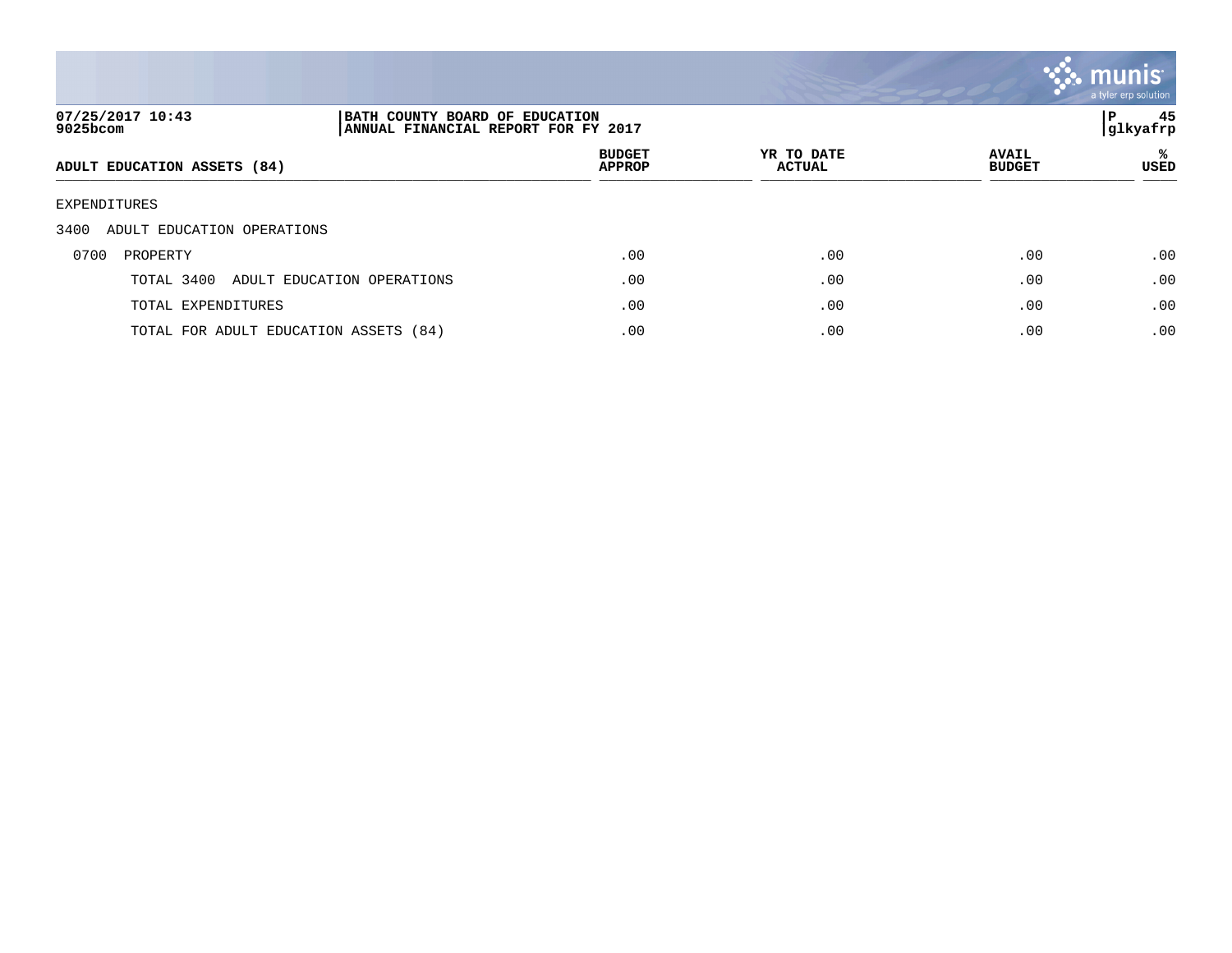07/25/2017 10:43 | BATH COUNTY BOARD OF EDUCATION | P 45
9025bcom | ANNUAL FINANCIAL REPORT FOR FY 2017 | glkyafrp

| ADULT EDUCATION ASSETS (84) | BUDGET APPROP | YR TO DATE ACTUAL | AVAIL BUDGET | % USED |
|---|---|---|---|---|
| EXPENDITURES | | | | |
| 3400 ADULT EDUCATION OPERATIONS | | | | |
| 0700 PROPERTY | .00 | .00 | .00 | .00 |
| TOTAL 3400 ADULT EDUCATION OPERATIONS | .00 | .00 | .00 | .00 |
| TOTAL EXPENDITURES | .00 | .00 | .00 | .00 |
| TOTAL FOR ADULT EDUCATION ASSETS (84) | .00 | .00 | .00 | .00 |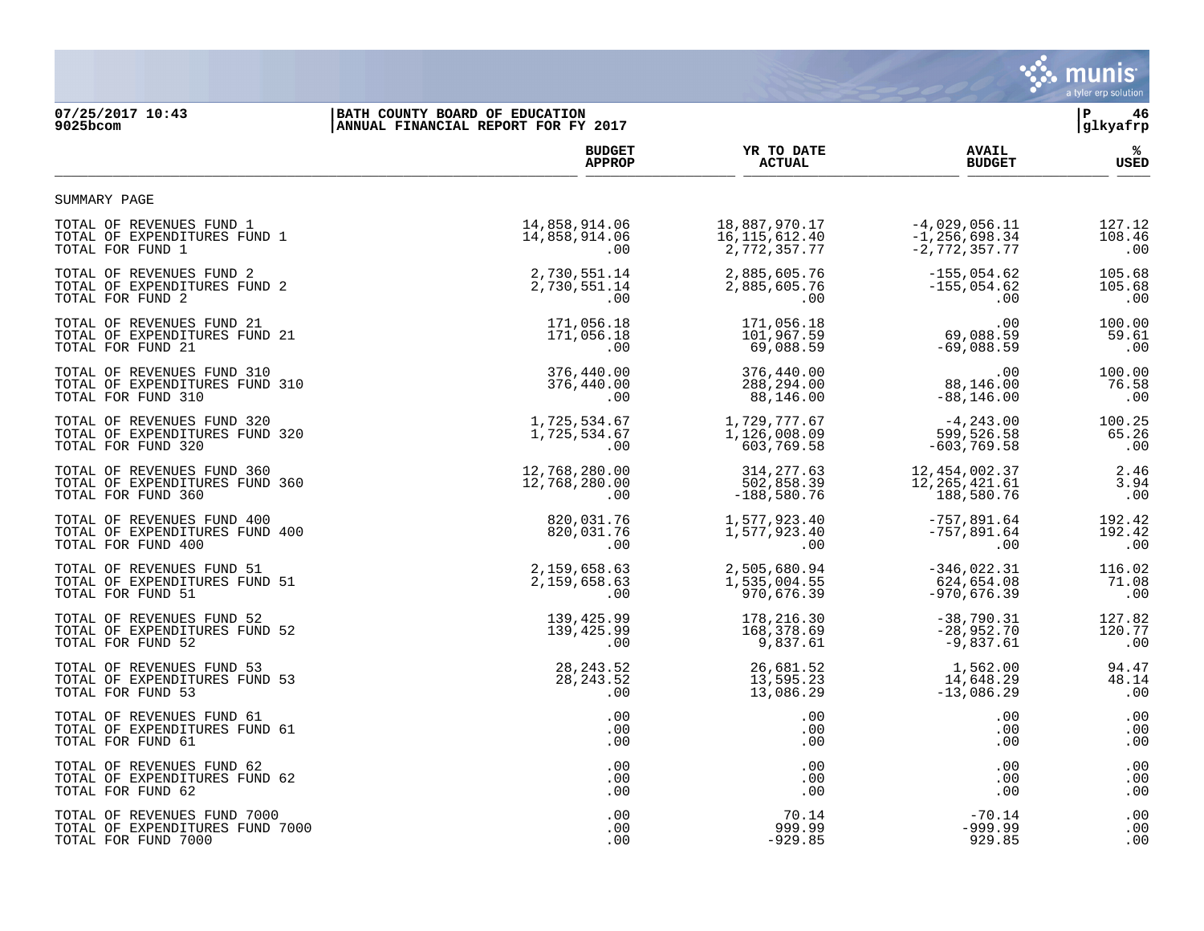**BATH COUNTY BOARD OF EDUCATION**
**ANNUAL FINANCIAL REPORT FOR FY 2017**

07/25/2017 10:43
9025bcom

glkyafrp

SUMMARY PAGE

| | BUDGET APPROP | YR TO DATE ACTUAL | AVAIL BUDGET | % USED |
|---|---|---|---|---|
| TOTAL OF REVENUES FUND 1 | 14,858,914.06 | 18,887,970.17 | -4,029,056.11 | 127.12 |
| TOTAL OF EXPENDITURES FUND 1 | 14,858,914.06 | 16,115,612.40 | -1,256,698.34 | 108.46 |
| TOTAL FOR FUND 1 | .00 | 2,772,357.77 | -2,772,357.77 | .00 |
| TOTAL OF REVENUES FUND 2 | 2,730,551.14 | 2,885,605.76 | -155,054.62 | 105.68 |
| TOTAL OF EXPENDITURES FUND 2 | 2,730,551.14 | 2,885,605.76 | -155,054.62 | 105.68 |
| TOTAL FOR FUND 2 | .00 | .00 | .00 | .00 |
| TOTAL OF REVENUES FUND 21 | 171,056.18 | 171,056.18 | .00 | 100.00 |
| TOTAL OF EXPENDITURES FUND 21 | 171,056.18 | 101,967.59 | 69,088.59 | 59.61 |
| TOTAL FOR FUND 21 | .00 | 69,088.59 | -69,088.59 | .00 |
| TOTAL OF REVENUES FUND 310 | 376,440.00 | 376,440.00 | .00 | 100.00 |
| TOTAL OF EXPENDITURES FUND 310 | 376,440.00 | 288,294.00 | 88,146.00 | 76.58 |
| TOTAL FOR FUND 310 | .00 | 88,146.00 | -88,146.00 | .00 |
| TOTAL OF REVENUES FUND 320 | 1,725,534.67 | 1,729,777.67 | -4,243.00 | 100.25 |
| TOTAL OF EXPENDITURES FUND 320 | 1,725,534.67 | 1,126,008.09 | 599,526.58 | 65.26 |
| TOTAL FOR FUND 320 | .00 | 603,769.58 | -603,769.58 | .00 |
| TOTAL OF REVENUES FUND 360 | 12,768,280.00 | 314,277.63 | 12,454,002.37 | 2.46 |
| TOTAL OF EXPENDITURES FUND 360 | 12,768,280.00 | 502,858.39 | 12,265,421.61 | 3.94 |
| TOTAL FOR FUND 360 | .00 | -188,580.76 | 188,580.76 | .00 |
| TOTAL OF REVENUES FUND 400 | 820,031.76 | 1,577,923.40 | -757,891.64 | 192.42 |
| TOTAL OF EXPENDITURES FUND 400 | 820,031.76 | 1,577,923.40 | -757,891.64 | 192.42 |
| TOTAL FOR FUND 400 | .00 | .00 | .00 | .00 |
| TOTAL OF REVENUES FUND 51 | 2,159,658.63 | 2,505,680.94 | -346,022.31 | 116.02 |
| TOTAL OF EXPENDITURES FUND 51 | 2,159,658.63 | 1,535,004.55 | 624,654.08 | 71.08 |
| TOTAL FOR FUND 51 | .00 | 970,676.39 | -970,676.39 | .00 |
| TOTAL OF REVENUES FUND 52 | 139,425.99 | 178,216.30 | -38,790.31 | 127.82 |
| TOTAL OF EXPENDITURES FUND 52 | 139,425.99 | 168,378.69 | -28,952.70 | 120.77 |
| TOTAL FOR FUND 52 | .00 | 9,837.61 | -9,837.61 | .00 |
| TOTAL OF REVENUES FUND 53 | 28,243.52 | 26,681.52 | 1,562.00 | 94.47 |
| TOTAL OF EXPENDITURES FUND 53 | 28,243.52 | 13,595.23 | 14,648.29 | 48.14 |
| TOTAL FOR FUND 53 | .00 | 13,086.29 | -13,086.29 | .00 |
| TOTAL OF REVENUES FUND 61 | .00 | .00 | .00 | .00 |
| TOTAL OF EXPENDITURES FUND 61 | .00 | .00 | .00 | .00 |
| TOTAL FOR FUND 61 | .00 | .00 | .00 | .00 |
| TOTAL OF REVENUES FUND 62 | .00 | .00 | .00 | .00 |
| TOTAL OF EXPENDITURES FUND 62 | .00 | .00 | .00 | .00 |
| TOTAL FOR FUND 62 | .00 | .00 | .00 | .00 |
| TOTAL OF REVENUES FUND 7000 | .00 | 70.14 | -70.14 | .00 |
| TOTAL OF EXPENDITURES FUND 7000 | .00 | 999.99 | -999.99 | .00 |
| TOTAL FOR FUND 7000 | .00 | -929.85 | 929.85 | .00 |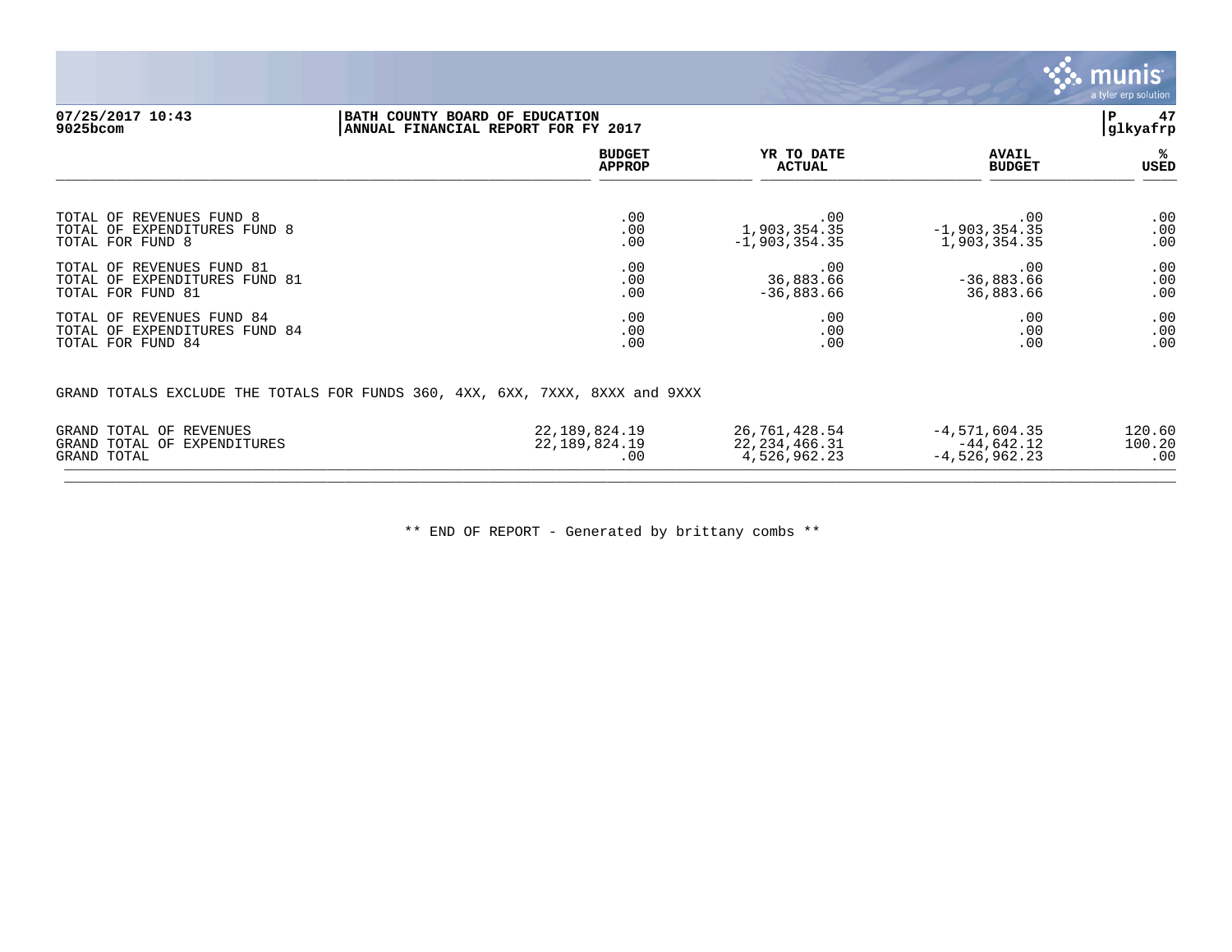**BATH COUNTY BOARD OF EDUCATION**
**ANNUAL FINANCIAL REPORT FOR FY 2017**

07/25/2017 10:43
9025bcom

P 47
glkyafrp

| | BUDGET APPROP | YR TO DATE ACTUAL | AVAIL BUDGET | % USED |
|---|---|---|---|---|
| TOTAL OF REVENUES FUND 8 | .00 | .00 | .00 | .00 |
| TOTAL OF EXPENDITURES FUND 8 | .00 | 1,903,354.35 | -1,903,354.35 | .00 |
| TOTAL FOR FUND 8 | .00 | -1,903,354.35 | 1,903,354.35 | .00 |
| TOTAL OF REVENUES FUND 81 | .00 | .00 | .00 | .00 |
| TOTAL OF EXPENDITURES FUND 81 | .00 | 36,883.66 | -36,883.66 | .00 |
| TOTAL FOR FUND 81 | .00 | -36,883.66 | 36,883.66 | .00 |
| TOTAL OF REVENUES FUND 84 | .00 | .00 | .00 | .00 |
| TOTAL OF EXPENDITURES FUND 84 | .00 | .00 | .00 | .00 |
| TOTAL FOR FUND 84 | .00 | .00 | .00 | .00 |

GRAND TOTALS EXCLUDE THE TOTALS FOR FUNDS 360, 4XX, 6XX, 7XXX, 8XXX and 9XXX

| | BUDGET APPROP | YR TO DATE ACTUAL | AVAIL BUDGET | % USED |
|---|---|---|---|---|
| GRAND TOTAL OF REVENUES | 22,189,824.19 | 26,761,428.54 | -4,571,604.35 | 120.60 |
| GRAND TOTAL OF EXPENDITURES | 22,189,824.19 | 22,234,466.31 | -44,642.12 | 100.20 |
| GRAND TOTAL | .00 | 4,526,962.23 | -4,526,962.23 | .00 |

** END OF REPORT - Generated by brittany combs **